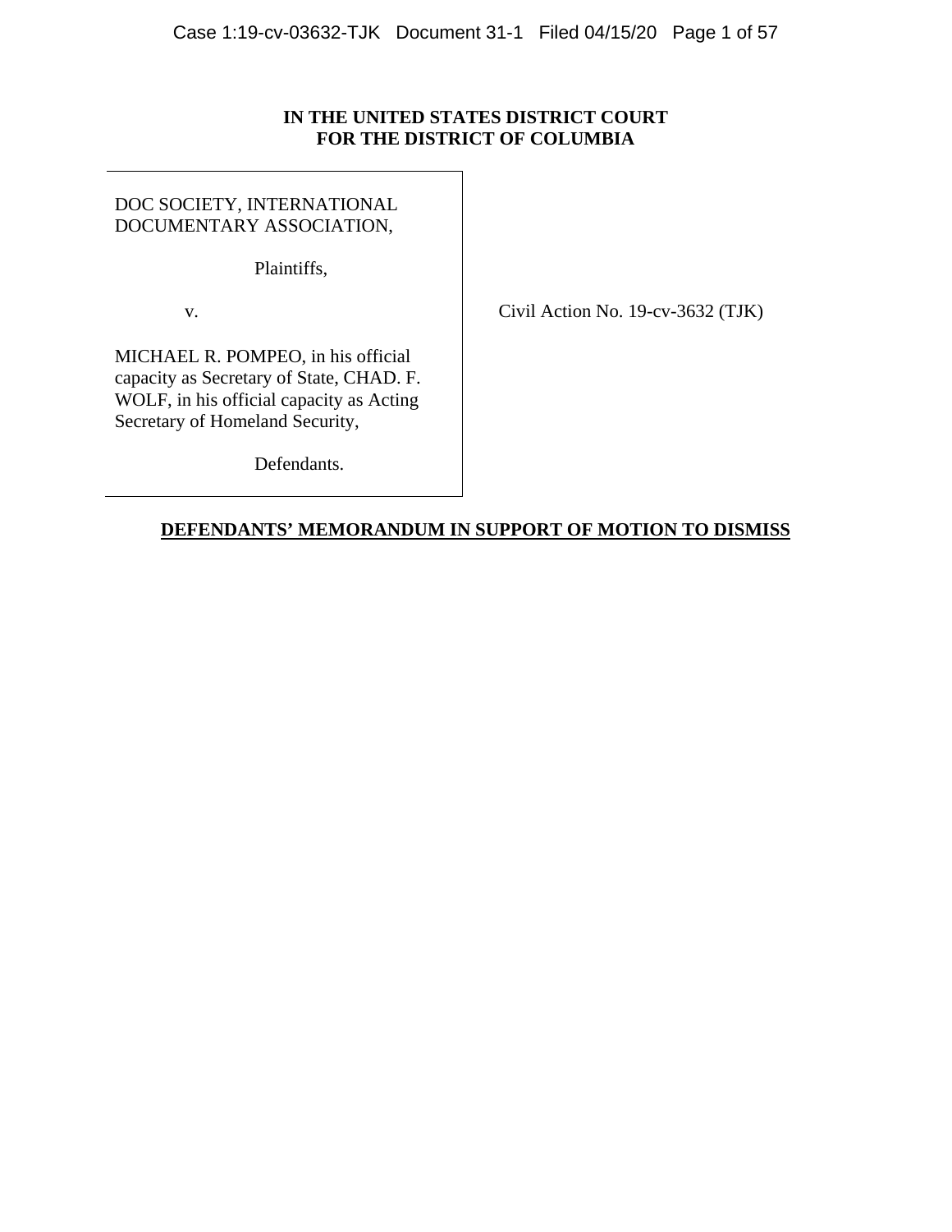**IN THE UNITED STATES DISTRICT COURT**
**FOR THE DISTRICT OF COLUMBIA**

| | |
|---|---|
| DOC SOCIETY, INTERNATIONAL DOCUMENTARY ASSOCIATION,<br><br>Plaintiffs,<br><br>v.<br><br>MICHAEL R. POMPEO, in his official capacity as Secretary of State, CHAD. F. WOLF, in his official capacity as Acting Secretary of Homeland Security,<br><br>Defendants. | Civil Action No. 19-cv-3632 (TJK) |

**DEFENDANTS' MEMORANDUM IN SUPPORT OF MOTION TO DISMISS**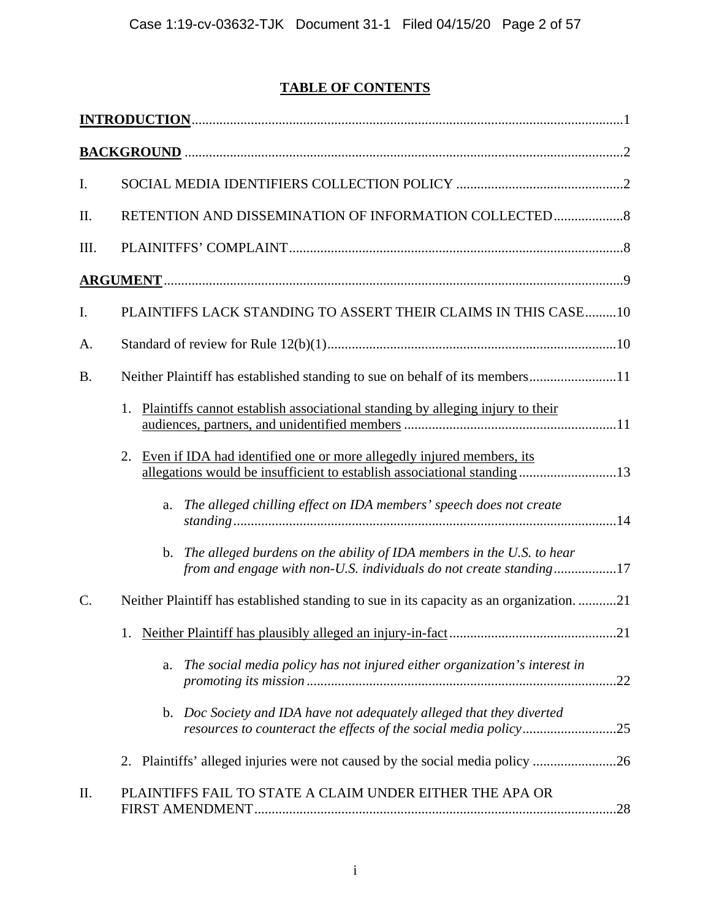## TABLE OF CONTENTS

**INTRODUCTION** .......... 1

**BACKGROUND** .......... 2

I. SOCIAL MEDIA IDENTIFIERS COLLECTION POLICY .......... 2

II. RETENTION AND DISSEMINATION OF INFORMATION COLLECTED .......... 8

III. PLAINITFFS' COMPLAINT .......... 8

**ARGUMENT** .......... 9

I. PLAINTIFFS LACK STANDING TO ASSERT THEIR CLAIMS IN THIS CASE .......... 10

A. Standard of review for Rule 12(b)(1) .......... 10

B. Neither Plaintiff has established standing to sue on behalf of its members .......... 11

1. Plaintiffs cannot establish associational standing by alleging injury to their audiences, partners, and unidentified members .......... 11

2. Even if IDA had identified one or more allegedly injured members, its allegations would be insufficient to establish associational standing .......... 13

a. *The alleged chilling effect on IDA members' speech does not create standing* .......... 14

b. *The alleged burdens on the ability of IDA members in the U.S. to hear from and engage with non-U.S. individuals do not create standing* .......... 17

C. Neither Plaintiff has established standing to sue in its capacity as an organization. .......... 21

1. Neither Plaintiff has plausibly alleged an injury-in-fact .......... 21

a. *The social media policy has not injured either organization's interest in promoting its mission* .......... 22

b. *Doc Society and IDA have not adequately alleged that they diverted resources to counteract the effects of the social media policy* .......... 25

2. Plaintiffs' alleged injuries were not caused by the social media policy .......... 26

II. PLAINTIFFS FAIL TO STATE A CLAIM UNDER EITHER THE APA OR FIRST AMENDMENT .......... 28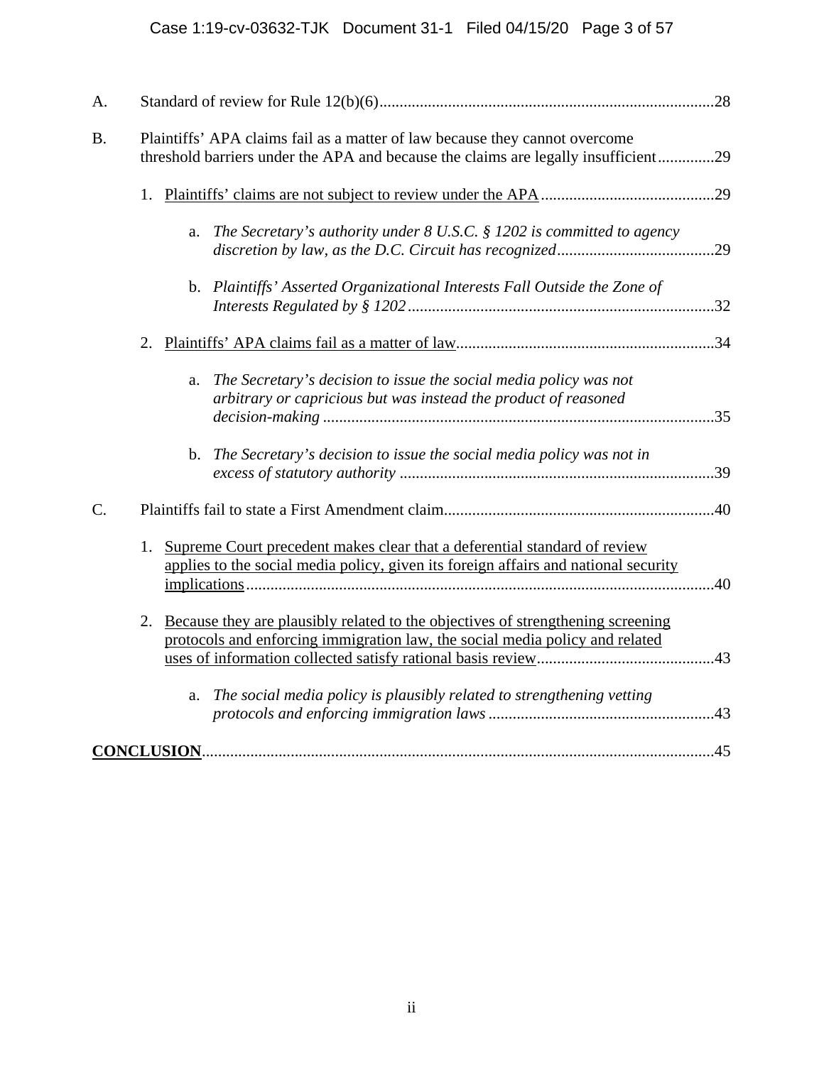A. Standard of review for Rule 12(b)(6) .....28

B. Plaintiffs' APA claims fail as a matter of law because they cannot overcome threshold barriers under the APA and because the claims are legally insufficient .....29

   1. Plaintiffs' claims are not subject to review under the APA .....29

      a. *The Secretary's authority under 8 U.S.C. § 1202 is committed to agency discretion by law, as the D.C. Circuit has recognized* .....29

      b. *Plaintiffs' Asserted Organizational Interests Fall Outside the Zone of Interests Regulated by § 1202* .....32

   2. Plaintiffs' APA claims fail as a matter of law .....34

      a. *The Secretary's decision to issue the social media policy was not arbitrary or capricious but was instead the product of reasoned decision-making* .....35

      b. *The Secretary's decision to issue the social media policy was not in excess of statutory authority* .....39

C. Plaintiffs fail to state a First Amendment claim .....40

   1. Supreme Court precedent makes clear that a deferential standard of review applies to the social media policy, given its foreign affairs and national security implications .....40

   2. Because they are plausibly related to the objectives of strengthening screening protocols and enforcing immigration law, the social media policy and related uses of information collected satisfy rational basis review .....43

      a. *The social media policy is plausibly related to strengthening vetting protocols and enforcing immigration laws* .....43

**CONCLUSION** .....45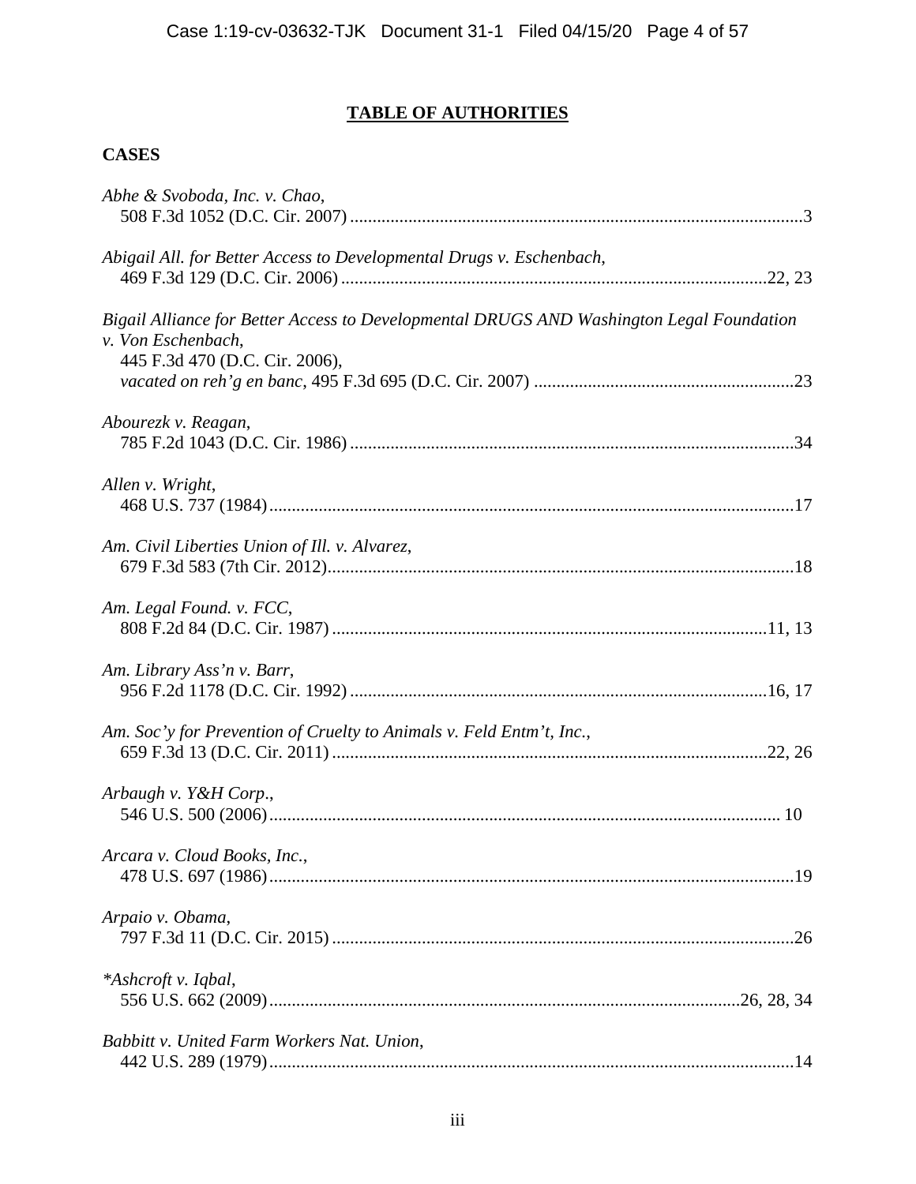# TABLE OF AUTHORITIES

## CASES

*Abhe & Svoboda, Inc. v. Chao*,
508 F.3d 1052 (D.C. Cir. 2007) ....................................................................................................3

*Abigail All. for Better Access to Developmental Drugs v. Eschenbach*,
469 F.3d 129 (D.C. Cir. 2006) ..............................................................................................22, 23

*Bigail Alliance for Better Access to Developmental DRUGS AND Washington Legal Foundation v. Von Eschenbach*,
445 F.3d 470 (D.C. Cir. 2006),
*vacated on reh'g en banc*, 495 F.3d 695 (D.C. Cir. 2007) ..........................................................23

*Abourezk v. Reagan*,
785 F.2d 1043 (D.C. Cir. 1986) ..................................................................................................34

*Allen v. Wright*,
468 U.S. 737 (1984)....................................................................................................................17

*Am. Civil Liberties Union of Ill. v. Alvarez*,
679 F.3d 583 (7th Cir. 2012).......................................................................................................18

*Am. Legal Found. v. FCC*,
808 F.2d 84 (D.C. Cir. 1987) ................................................................................................11, 13

*Am. Library Ass'n v. Barr*,
956 F.2d 1178 (D.C. Cir. 1992) ............................................................................................16, 17

*Am. Soc'y for Prevention of Cruelty to Animals v. Feld Entm't, Inc.*,
659 F.3d 13 (D.C. Cir. 2011) ................................................................................................22, 26

*Arbaugh v. Y&H Corp.*,
546 U.S. 500 (2006)................................................................................................................ 10

*Arcara v. Cloud Books, Inc.*,
478 U.S. 697 (1986)....................................................................................................................19

*Arpaio v. Obama*,
797 F.3d 11 (D.C. Cir. 2015) .......................................................................................................26

*\*Ashcroft v. Iqbal*,
556 U.S. 662 (2009)........................................................................................................26, 28, 34

*Babbitt v. United Farm Workers Nat. Union*,
442 U.S. 289 (1979)....................................................................................................................14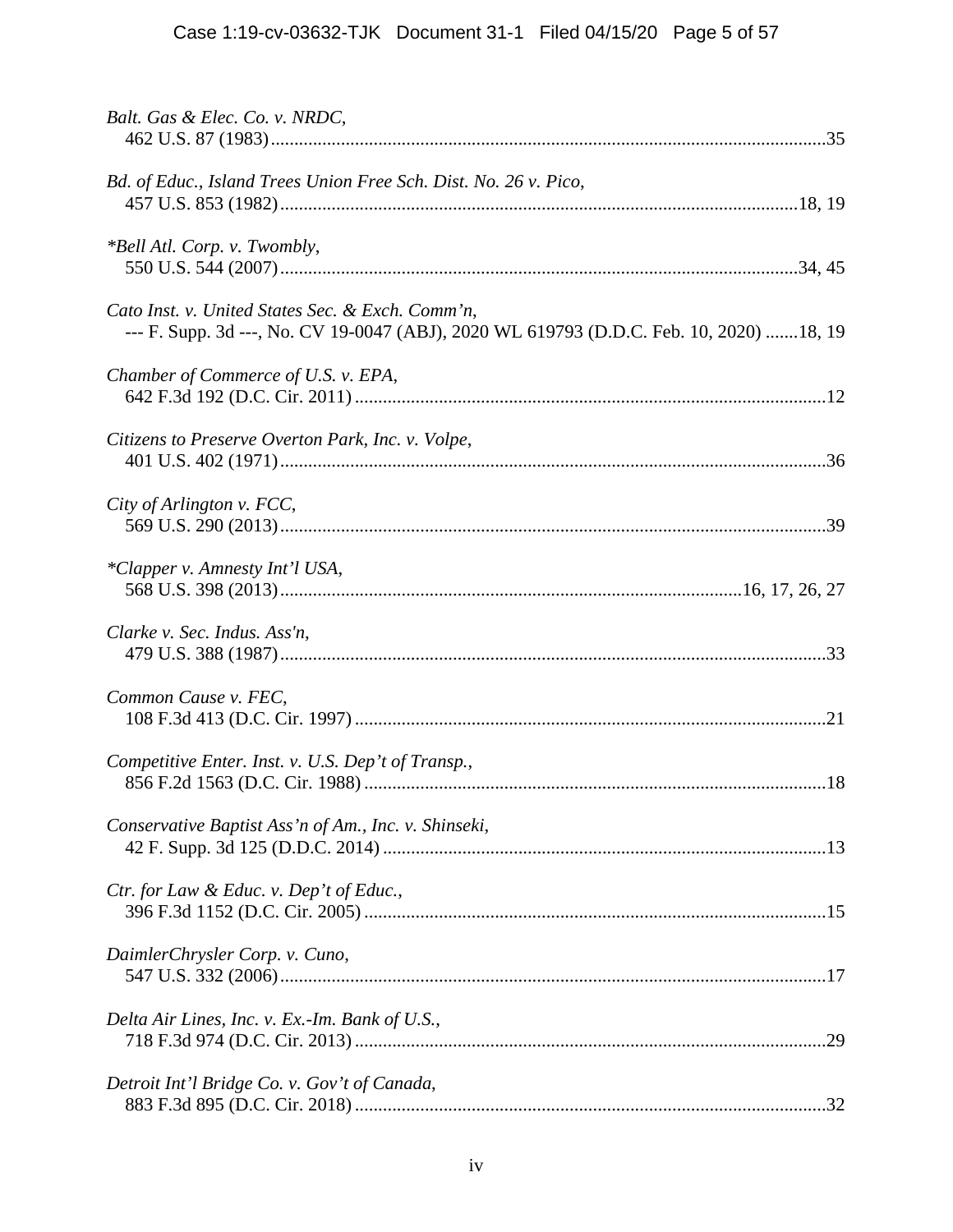*Balt. Gas & Elec. Co. v. NRDC*,
462 U.S. 87 (1983).....................................................................................................................35

*Bd. of Educ., Island Trees Union Free Sch. Dist. No. 26 v. Pico*,
457 U.S. 853 (1982)..............................................................................................................18, 19

*\*Bell Atl. Corp. v. Twombly*,
550 U.S. 544 (2007)..............................................................................................................34, 45

*Cato Inst. v. United States Sec. & Exch. Comm'n*,
--- F. Supp. 3d ---, No. CV 19-0047 (ABJ), 2020 WL 619793 (D.D.C. Feb. 10, 2020) .......18, 19

*Chamber of Commerce of U.S. v. EPA*,
642 F.3d 192 (D.C. Cir. 2011) ....................................................................................................12

*Citizens to Preserve Overton Park, Inc. v. Volpe*,
401 U.S. 402 (1971)...................................................................................................................36

*City of Arlington v. FCC*,
569 U.S. 290 (2013)...................................................................................................................39

*\*Clapper v. Amnesty Int'l USA*,
568 U.S. 398 (2013)..................................................................................................16, 17, 26, 27

*Clarke v. Sec. Indus. Ass'n*,
479 U.S. 388 (1987)...................................................................................................................33

*Common Cause v. FEC*,
108 F.3d 413 (D.C. Cir. 1997) ....................................................................................................21

*Competitive Enter. Inst. v. U.S. Dep't of Transp.*,
856 F.2d 1563 (D.C. Cir. 1988) ..................................................................................................18

*Conservative Baptist Ass'n of Am., Inc. v. Shinseki*,
42 F. Supp. 3d 125 (D.D.C. 2014) .............................................................................................13

*Ctr. for Law & Educ. v. Dep't of Educ.*,
396 F.3d 1152 (D.C. Cir. 2005) ..................................................................................................15

*DaimlerChrysler Corp. v. Cuno*,
547 U.S. 332 (2006)...................................................................................................................17

*Delta Air Lines, Inc. v. Ex.-Im. Bank of U.S.*,
718 F.3d 974 (D.C. Cir. 2013) ....................................................................................................29

*Detroit Int'l Bridge Co. v. Gov't of Canada*,
883 F.3d 895 (D.C. Cir. 2018) ....................................................................................................32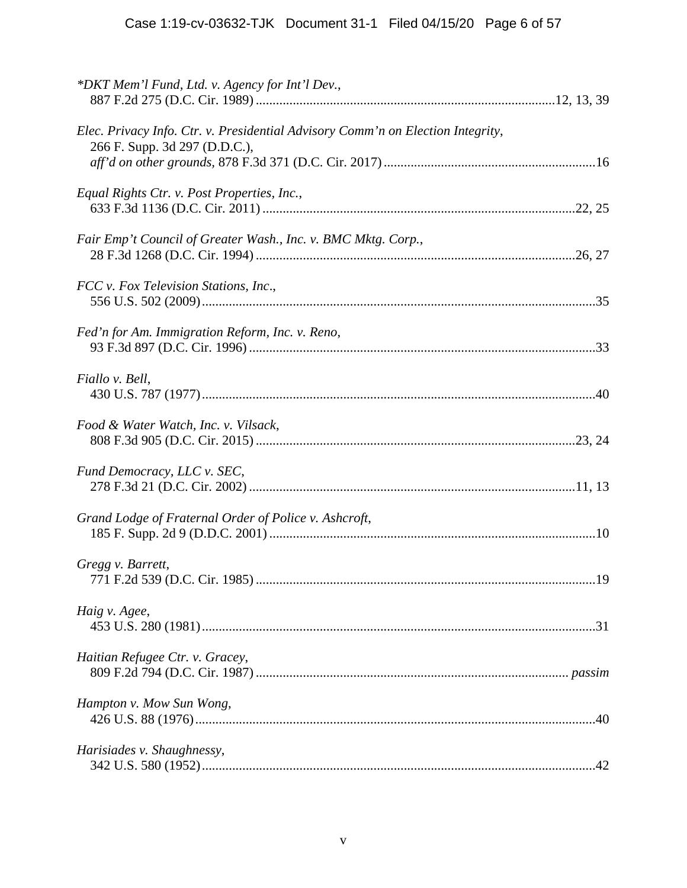*\*DKT Mem'l Fund, Ltd. v. Agency for Int'l Dev.*,
887 F.2d 275 (D.C. Cir. 1989) ........................................................................................12, 13, 39

*Elec. Privacy Info. Ctr. v. Presidential Advisory Comm'n on Election Integrity*,
266 F. Supp. 3d 297 (D.D.C.),
*aff'd on other grounds*, 878 F.3d 371 (D.C. Cir. 2017) ...............................................................16

*Equal Rights Ctr. v. Post Properties, Inc.*,
633 F.3d 1136 (D.C. Cir. 2011) ............................................................................................22, 25

*Fair Emp't Council of Greater Wash., Inc. v. BMC Mktg. Corp.*,
28 F.3d 1268 (D.C. Cir. 1994) ..............................................................................................26, 27

*FCC v. Fox Television Stations, Inc*.,
556 U.S. 502 (2009) .....................................................................................................................35

*Fed'n for Am. Immigration Reform, Inc. v. Reno*,
93 F.3d 897 (D.C. Cir. 1996) .......................................................................................................33

*Fiallo v. Bell*,
430 U.S. 787 (1977) .....................................................................................................................40

*Food & Water Watch, Inc. v. Vilsack*,
808 F.3d 905 (D.C. Cir. 2015) ..............................................................................................23, 24

*Fund Democracy, LLC v. SEC*,
278 F.3d 21 (D.C. Cir. 2002) ................................................................................................11, 13

*Grand Lodge of Fraternal Order of Police v. Ashcroft*,
185 F. Supp. 2d 9 (D.D.C. 2001) .................................................................................................10

*Gregg v. Barrett*,
771 F.2d 539 (D.C. Cir. 1985) .....................................................................................................19

*Haig v. Agee*,
453 U.S. 280 (1981) .....................................................................................................................31

*Haitian Refugee Ctr. v. Gracey*,
809 F.2d 794 (D.C. Cir. 1987) ............................................................................................ *passim*

*Hampton v. Mow Sun Wong*,
426 U.S. 88 (1976) .......................................................................................................................40

*Harisiades v. Shaughnessy*,
342 U.S. 580 (1952) .....................................................................................................................42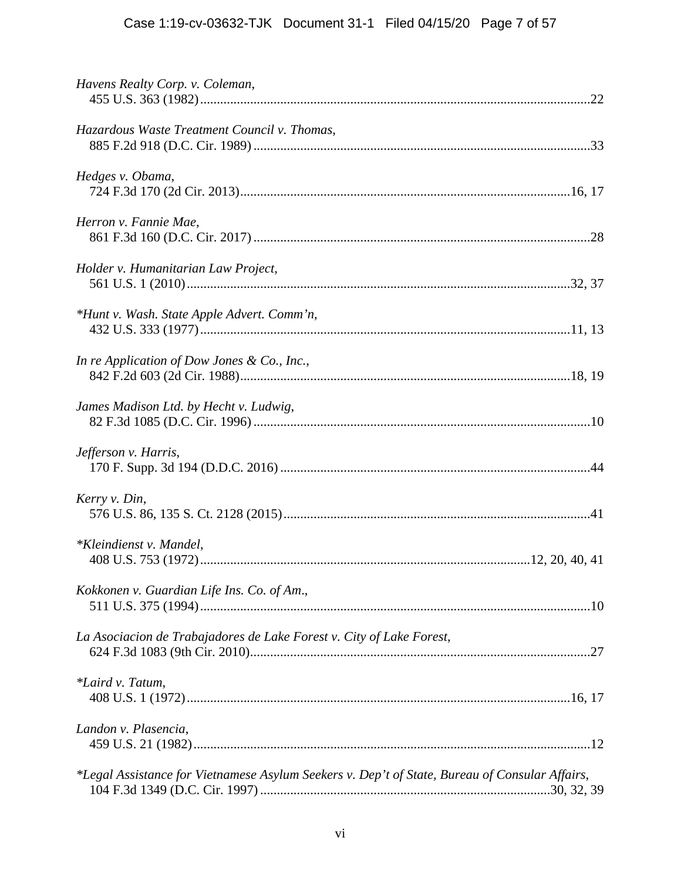*Havens Realty Corp. v. Coleman*,
455 U.S. 363 (1982)....................................................................................................................22

*Hazardous Waste Treatment Council v. Thomas*,
885 F.2d 918 (D.C. Cir. 1989) ....................................................................................................33

*Hedges v. Obama*,
724 F.3d 170 (2d Cir. 2013)...................................................................................................16, 17

*Herron v. Fannie Mae*,
861 F.3d 160 (D.C. Cir. 2017) ....................................................................................................28

*Holder v. Humanitarian Law Project*,
561 U.S. 1 (2010)...................................................................................................................32, 37

*\*Hunt v. Wash. State Apple Advert. Comm'n*,
432 U.S. 333 (1977)...............................................................................................................11, 13

*In re Application of Dow Jones & Co., Inc.*,
842 F.2d 603 (2d Cir. 1988)...................................................................................................18, 19

*James Madison Ltd. by Hecht v. Ludwig*,
82 F.3d 1085 (D.C. Cir. 1996) ....................................................................................................10

*Jefferson v. Harris*,
170 F. Supp. 3d 194 (D.D.C. 2016) ............................................................................................44

*Kerry v. Din*,
576 U.S. 86, 135 S. Ct. 2128 (2015)...........................................................................................41

*\*Kleindienst v. Mandel*,
408 U.S. 753 (1972)..................................................................................................12, 20, 40, 41

*Kokkonen v. Guardian Life Ins. Co. of Am.*,
511 U.S. 375 (1994)....................................................................................................................10

*La Asociacion de Trabajadores de Lake Forest v. City of Lake Forest*,
624 F.3d 1083 (9th Cir. 2010).....................................................................................................27

*\*Laird v. Tatum*,
408 U.S. 1 (1972)...................................................................................................................16, 17

*Landon v. Plasencia*,
459 U.S. 21 (1982)......................................................................................................................12

*\*Legal Assistance for Vietnamese Asylum Seekers v. Dep't of State, Bureau of Consular Affairs*,
104 F.3d 1349 (D.C. Cir. 1997) ......................................................................................30, 32, 39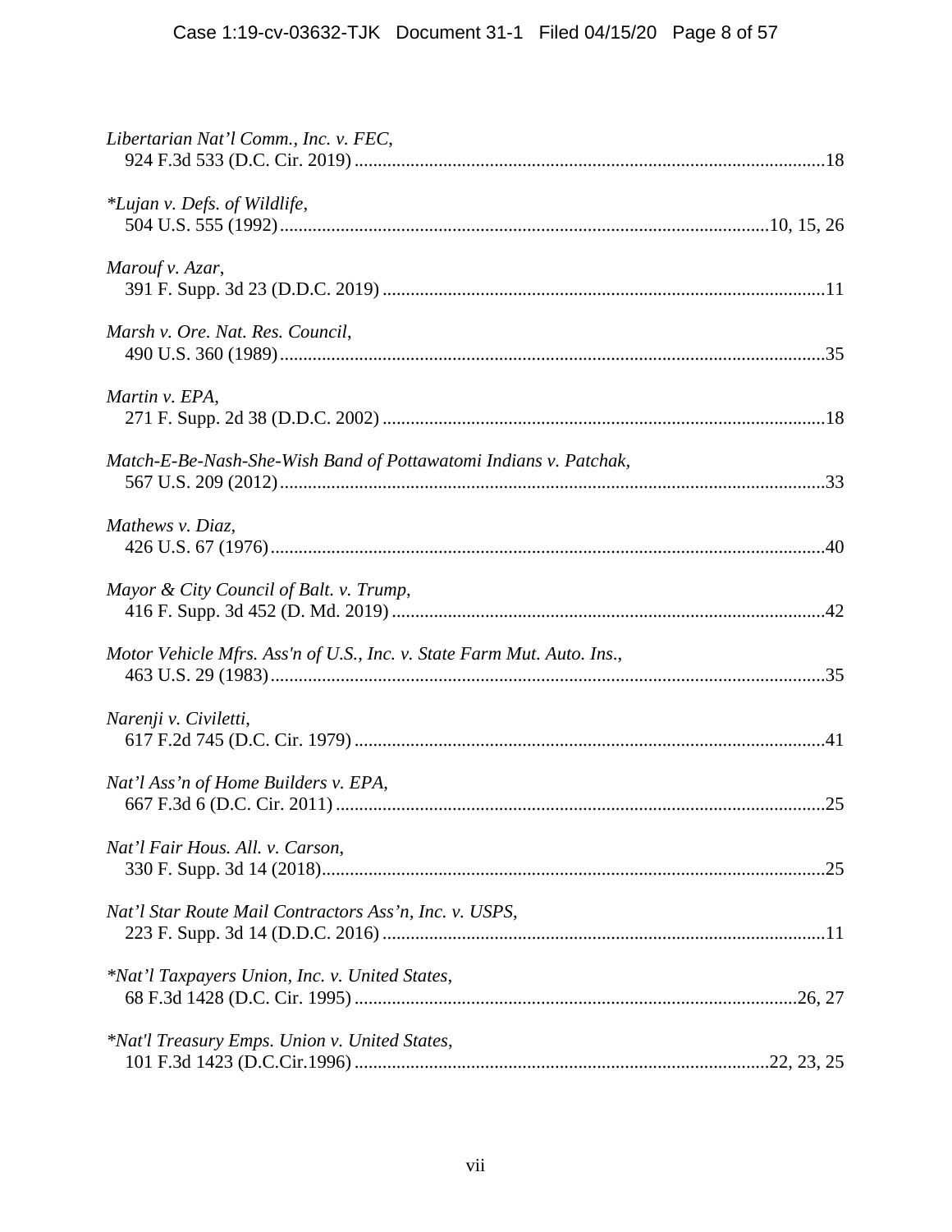*Libertarian Nat'l Comm., Inc. v. FEC*,
924 F.3d 533 (D.C. Cir. 2019) ....................................................................................................18

**Lujan v. Defs. of Wildlife*,
504 U.S. 555 (1992) .......................................................................................................10, 15, 26

*Marouf v. Azar*,
391 F. Supp. 3d 23 (D.D.C. 2019) .............................................................................................11

*Marsh v. Ore. Nat. Res. Council*,
490 U.S. 360 (1989) ...................................................................................................................35

*Martin v. EPA*,
271 F. Supp. 2d 38 (D.D.C. 2002) .............................................................................................18

*Match-E-Be-Nash-She-Wish Band of Pottawatomi Indians v. Patchak*,
567 U.S. 209 (2012) ...................................................................................................................33

*Mathews v. Diaz*,
426 U.S. 67 (1976) .....................................................................................................................40

*Mayor & City Council of Balt. v. Trump*,
416 F. Supp. 3d 452 (D. Md. 2019) ...........................................................................................42

*Motor Vehicle Mfrs. Ass'n of U.S., Inc. v. State Farm Mut. Auto. Ins.*,
463 U.S. 29 (1983) .....................................................................................................................35

*Narenji v. Civiletti*,
617 F.2d 745 (D.C. Cir. 1979) ....................................................................................................41

*Nat'l Ass'n of Home Builders v. EPA*,
667 F.3d 6 (D.C. Cir. 2011) ........................................................................................................25

*Nat'l Fair Hous. All. v. Carson*,
330 F. Supp. 3d 14 (2018)...........................................................................................................25

*Nat'l Star Route Mail Contractors Ass'n, Inc. v. USPS*,
223 F. Supp. 3d 14 (D.D.C. 2016) .............................................................................................11

**Nat'l Taxpayers Union, Inc. v. United States*,
68 F.3d 1428 (D.C. Cir. 1995) .............................................................................................26, 27

**Nat'l Treasury Emps. Union v. United States*,
101 F.3d 1423 (D.C.Cir.1996) .......................................................................................22, 23, 25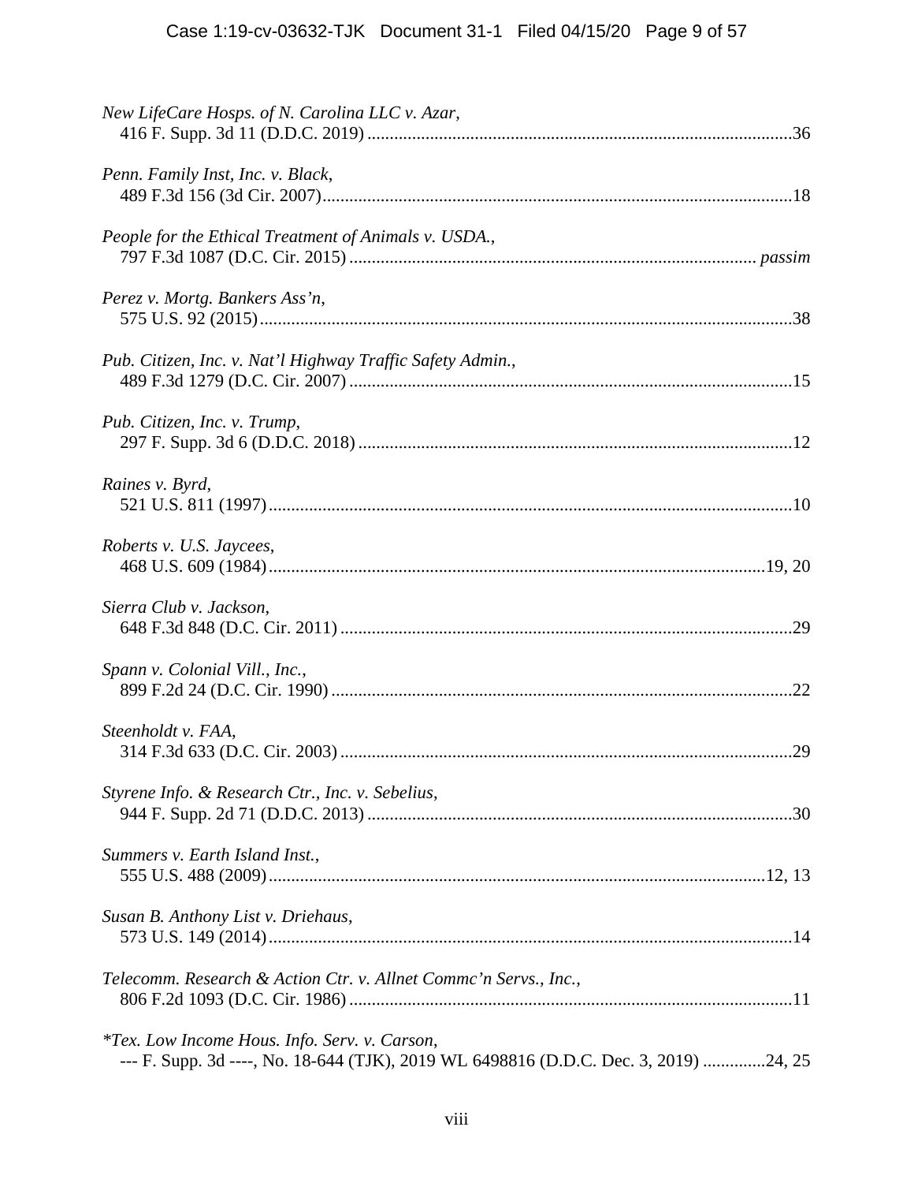*New LifeCare Hosps. of N. Carolina LLC v. Azar*,
416 F. Supp. 3d 11 (D.D.C. 2019) ....................................................................................36

*Penn. Family Inst, Inc. v. Black*,
489 F.3d 156 (3d Cir. 2007)...............................................................................................18

*People for the Ethical Treatment of Animals v. USDA.*,
797 F.3d 1087 (D.C. Cir. 2015) ................................................................................ *passim*

*Perez v. Mortg. Bankers Ass'n*,
575 U.S. 92 (2015)............................................................................................................38

*Pub. Citizen, Inc. v. Nat'l Highway Traffic Safety Admin.*,
489 F.3d 1279 (D.C. Cir. 2007) .........................................................................................15

*Pub. Citizen, Inc. v. Trump*,
297 F. Supp. 3d 6 (D.D.C. 2018) .......................................................................................12

*Raines v. Byrd*,
521 U.S. 811 (1997)..........................................................................................................10

*Roberts v. U.S. Jaycees*,
468 U.S. 609 (1984).....................................................................................................19, 20

*Sierra Club v. Jackson*,
648 F.3d 848 (D.C. Cir. 2011) ...........................................................................................29

*Spann v. Colonial Vill., Inc.*,
899 F.2d 24 (D.C. Cir. 1990) .............................................................................................22

*Steenholdt v. FAA*,
314 F.3d 633 (D.C. Cir. 2003) ...........................................................................................29

*Styrene Info. & Research Ctr., Inc. v. Sebelius*,
944 F. Supp. 2d 71 (D.D.C. 2013) .....................................................................................30

*Summers v. Earth Island Inst.*,
555 U.S. 488 (2009).....................................................................................................12, 13

*Susan B. Anthony List v. Driehaus*,
573 U.S. 149 (2014)..........................................................................................................14

*Telecomm. Research & Action Ctr. v. Allnet Commc'n Servs., Inc.*,
806 F.2d 1093 (D.C. Cir. 1986) .........................................................................................11

**Tex. Low Income Hous. Info. Serv. v. Carson*,
--- F. Supp. 3d ----, No. 18-644 (TJK), 2019 WL 6498816 (D.D.C. Dec. 3, 2019) .............24, 25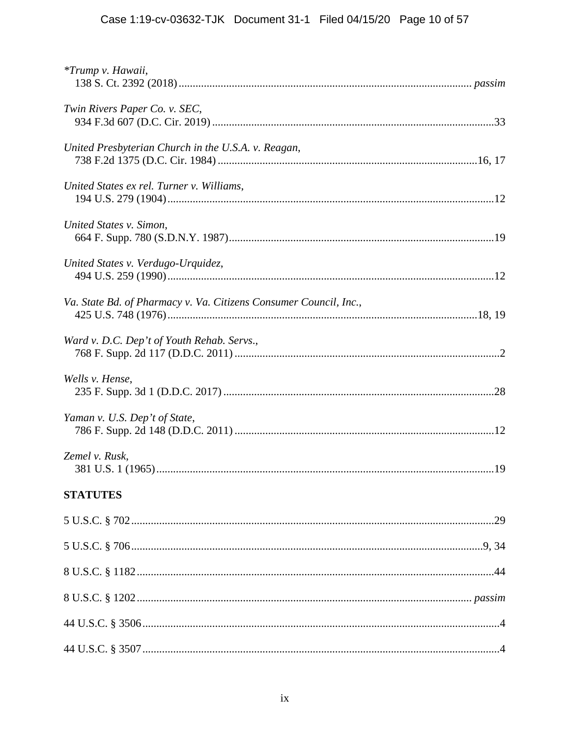*\*Trump v. Hawaii*,
138 S. Ct. 2392 (2018) ........................................................................................................ *passim*

*Twin Rivers Paper Co. v. SEC*,
934 F.3d 607 (D.C. Cir. 2019) ....................................................................................................33

*United Presbyterian Church in the U.S.A. v. Reagan*,
738 F.2d 1375 (D.C. Cir. 1984) ............................................................................................16, 17

*United States ex rel. Turner v. Williams*,
194 U.S. 279 (1904) ...................................................................................................................12

*United States v. Simon*,
664 F. Supp. 780 (S.D.N.Y. 1987) .............................................................................................19

*United States v. Verdugo-Urquidez*,
494 U.S. 259 (1990) ...................................................................................................................12

*Va. State Bd. of Pharmacy v. Va. Citizens Consumer Council, Inc.*,
425 U.S. 748 (1976) .............................................................................................................18, 19

*Ward v. D.C. Dep't of Youth Rehab. Servs.*,
768 F. Supp. 2d 117 (D.D.C. 2011) .............................................................................................2

*Wells v. Hense*,
235 F. Supp. 3d 1 (D.D.C. 2017) ................................................................................................28

*Yaman v. U.S. Dep't of State*,
786 F. Supp. 2d 148 (D.D.C. 2011) ............................................................................................12

*Zemel v. Rusk*,
381 U.S. 1 (1965) .......................................................................................................................19

**STATUTES**

5 U.S.C. § 702 .................................................................................................................................29

5 U.S.C. § 706 .............................................................................................................................9, 34

8 U.S.C. § 1182 ...............................................................................................................................44

8 U.S.C. § 1202 ..................................................................................................................... *passim*

44 U.S.C. § 3506 ...............................................................................................................................4

44 U.S.C. § 3507 ...............................................................................................................................4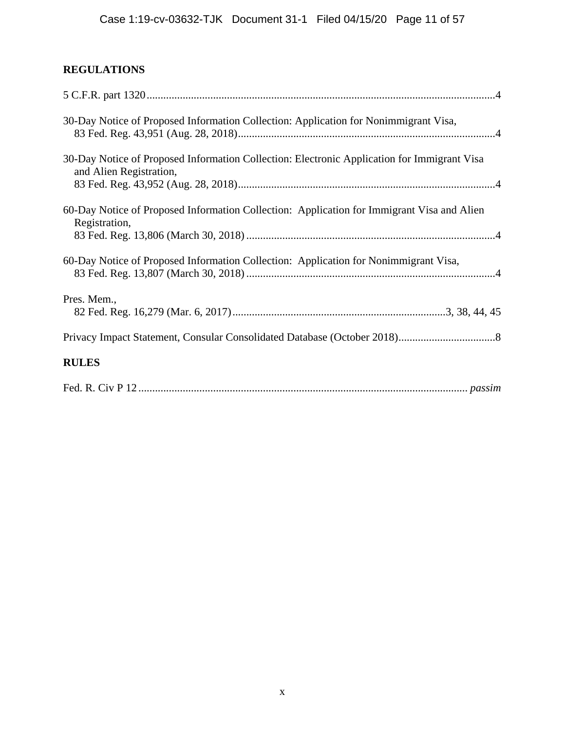## REGULATIONS

5 C.F.R. part 1320 ............................................................................................................................4

30-Day Notice of Proposed Information Collection: Application for Nonimmigrant Visa,
83 Fed. Reg. 43,951 (Aug. 28, 2018)..............................................................................................4

30-Day Notice of Proposed Information Collection: Electronic Application for Immigrant Visa and Alien Registration,
83 Fed. Reg. 43,952 (Aug. 28, 2018)..............................................................................................4

60-Day Notice of Proposed Information Collection: Application for Immigrant Visa and Alien Registration,
83 Fed. Reg. 13,806 (March 30, 2018) ...........................................................................................4

60-Day Notice of Proposed Information Collection: Application for Nonimmigrant Visa,
83 Fed. Reg. 13,807 (March 30, 2018) ...........................................................................................4

Pres. Mem.,
82 Fed. Reg. 16,279 (Mar. 6, 2017).............................................................................3, 38, 44, 45

Privacy Impact Statement, Consular Consolidated Database (October 2018)..................................8

## RULES

Fed. R. Civ P 12 ..................................................................................................................... *passim*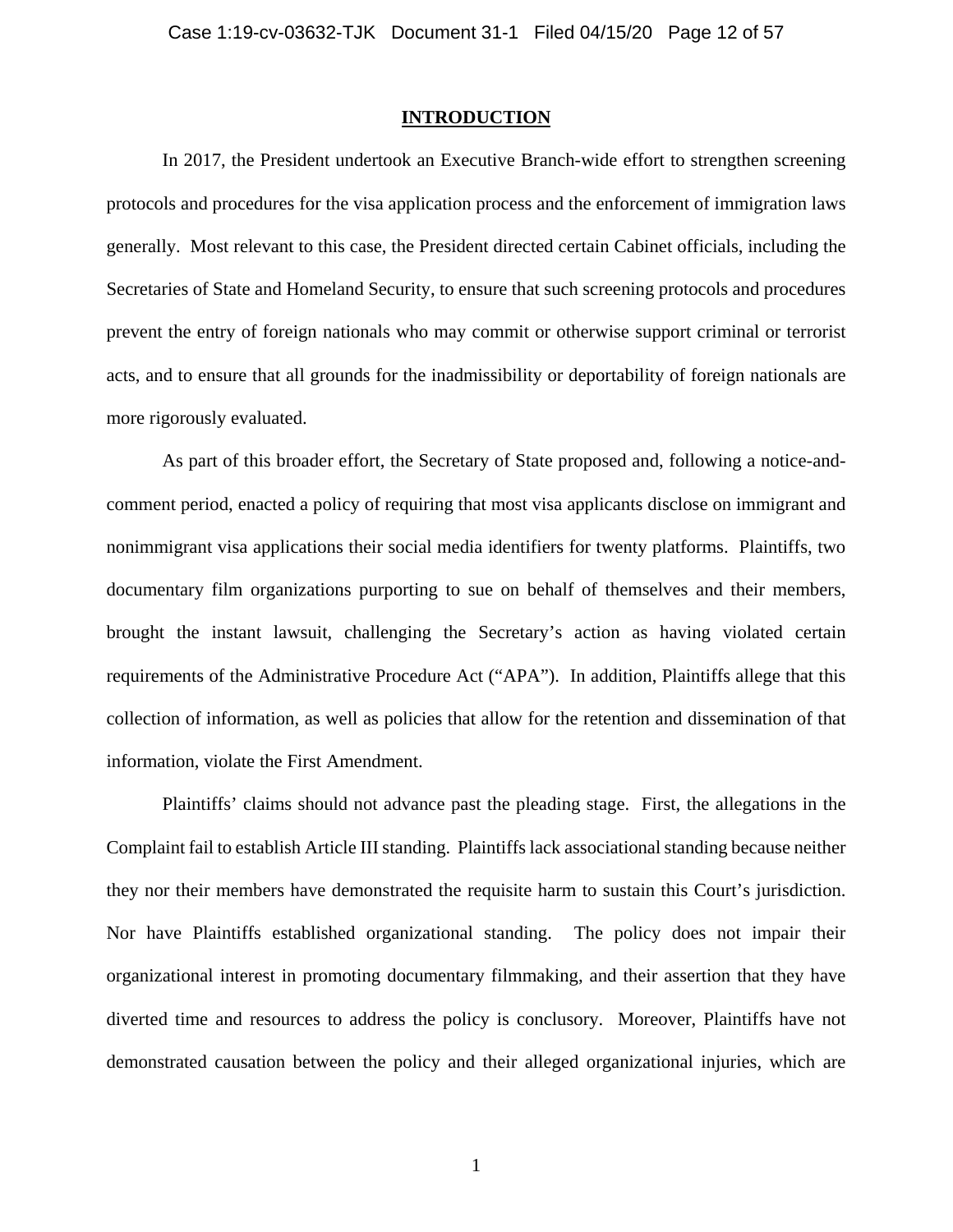## INTRODUCTION

In 2017, the President undertook an Executive Branch-wide effort to strengthen screening protocols and procedures for the visa application process and the enforcement of immigration laws generally. Most relevant to this case, the President directed certain Cabinet officials, including the Secretaries of State and Homeland Security, to ensure that such screening protocols and procedures prevent the entry of foreign nationals who may commit or otherwise support criminal or terrorist acts, and to ensure that all grounds for the inadmissibility or deportability of foreign nationals are more rigorously evaluated.

As part of this broader effort, the Secretary of State proposed and, following a notice-and-comment period, enacted a policy of requiring that most visa applicants disclose on immigrant and nonimmigrant visa applications their social media identifiers for twenty platforms. Plaintiffs, two documentary film organizations purporting to sue on behalf of themselves and their members, brought the instant lawsuit, challenging the Secretary's action as having violated certain requirements of the Administrative Procedure Act ("APA"). In addition, Plaintiffs allege that this collection of information, as well as policies that allow for the retention and dissemination of that information, violate the First Amendment.

Plaintiffs' claims should not advance past the pleading stage. First, the allegations in the Complaint fail to establish Article III standing. Plaintiffs lack associational standing because neither they nor their members have demonstrated the requisite harm to sustain this Court's jurisdiction. Nor have Plaintiffs established organizational standing. The policy does not impair their organizational interest in promoting documentary filmmaking, and their assertion that they have diverted time and resources to address the policy is conclusory. Moreover, Plaintiffs have not demonstrated causation between the policy and their alleged organizational injuries, which are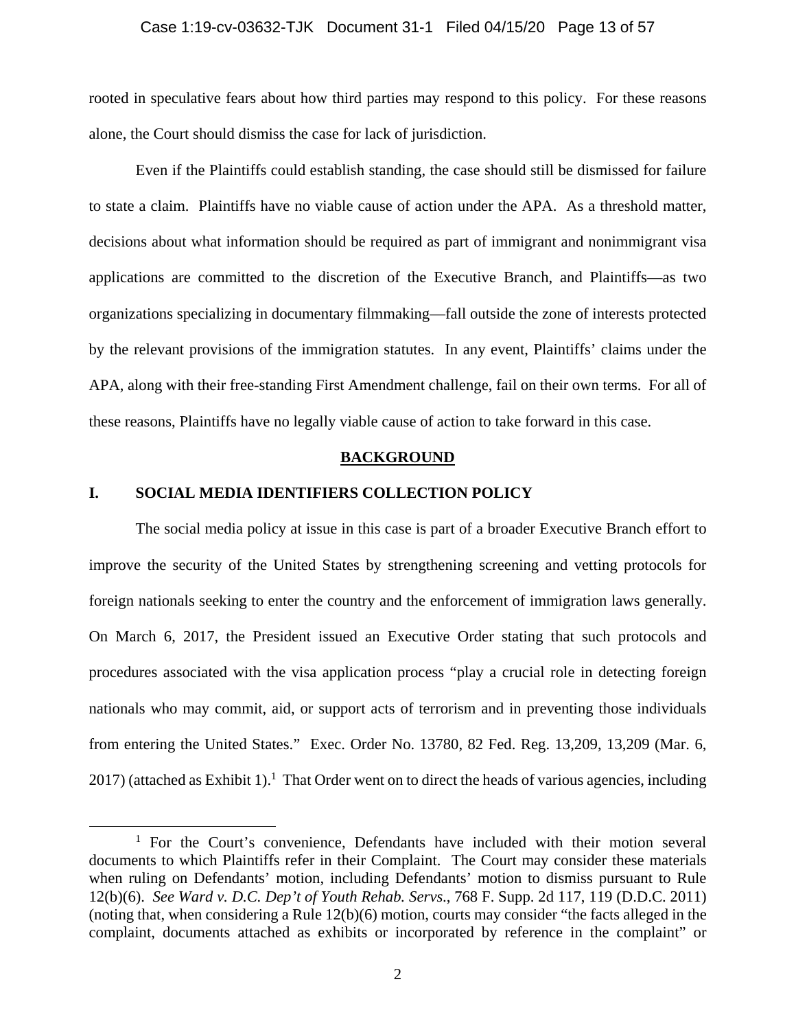rooted in speculative fears about how third parties may respond to this policy. For these reasons alone, the Court should dismiss the case for lack of jurisdiction.

Even if the Plaintiffs could establish standing, the case should still be dismissed for failure to state a claim. Plaintiffs have no viable cause of action under the APA. As a threshold matter, decisions about what information should be required as part of immigrant and nonimmigrant visa applications are committed to the discretion of the Executive Branch, and Plaintiffs—as two organizations specializing in documentary filmmaking—fall outside the zone of interests protected by the relevant provisions of the immigration statutes. In any event, Plaintiffs' claims under the APA, along with their free-standing First Amendment challenge, fail on their own terms. For all of these reasons, Plaintiffs have no legally viable cause of action to take forward in this case.

## BACKGROUND

### I. SOCIAL MEDIA IDENTIFIERS COLLECTION POLICY

The social media policy at issue in this case is part of a broader Executive Branch effort to improve the security of the United States by strengthening screening and vetting protocols for foreign nationals seeking to enter the country and the enforcement of immigration laws generally. On March 6, 2017, the President issued an Executive Order stating that such protocols and procedures associated with the visa application process "play a crucial role in detecting foreign nationals who may commit, aid, or support acts of terrorism and in preventing those individuals from entering the United States." Exec. Order No. 13780, 82 Fed. Reg. 13,209, 13,209 (Mar. 6, 2017) (attached as Exhibit 1).[1] That Order went on to direct the heads of various agencies, including

[1] For the Court's convenience, Defendants have included with their motion several documents to which Plaintiffs refer in their Complaint. The Court may consider these materials when ruling on Defendants' motion, including Defendants' motion to dismiss pursuant to Rule 12(b)(6). *See Ward v. D.C. Dep't of Youth Rehab. Servs.*, 768 F. Supp. 2d 117, 119 (D.D.C. 2011) (noting that, when considering a Rule 12(b)(6) motion, courts may consider "the facts alleged in the complaint, documents attached as exhibits or incorporated by reference in the complaint" or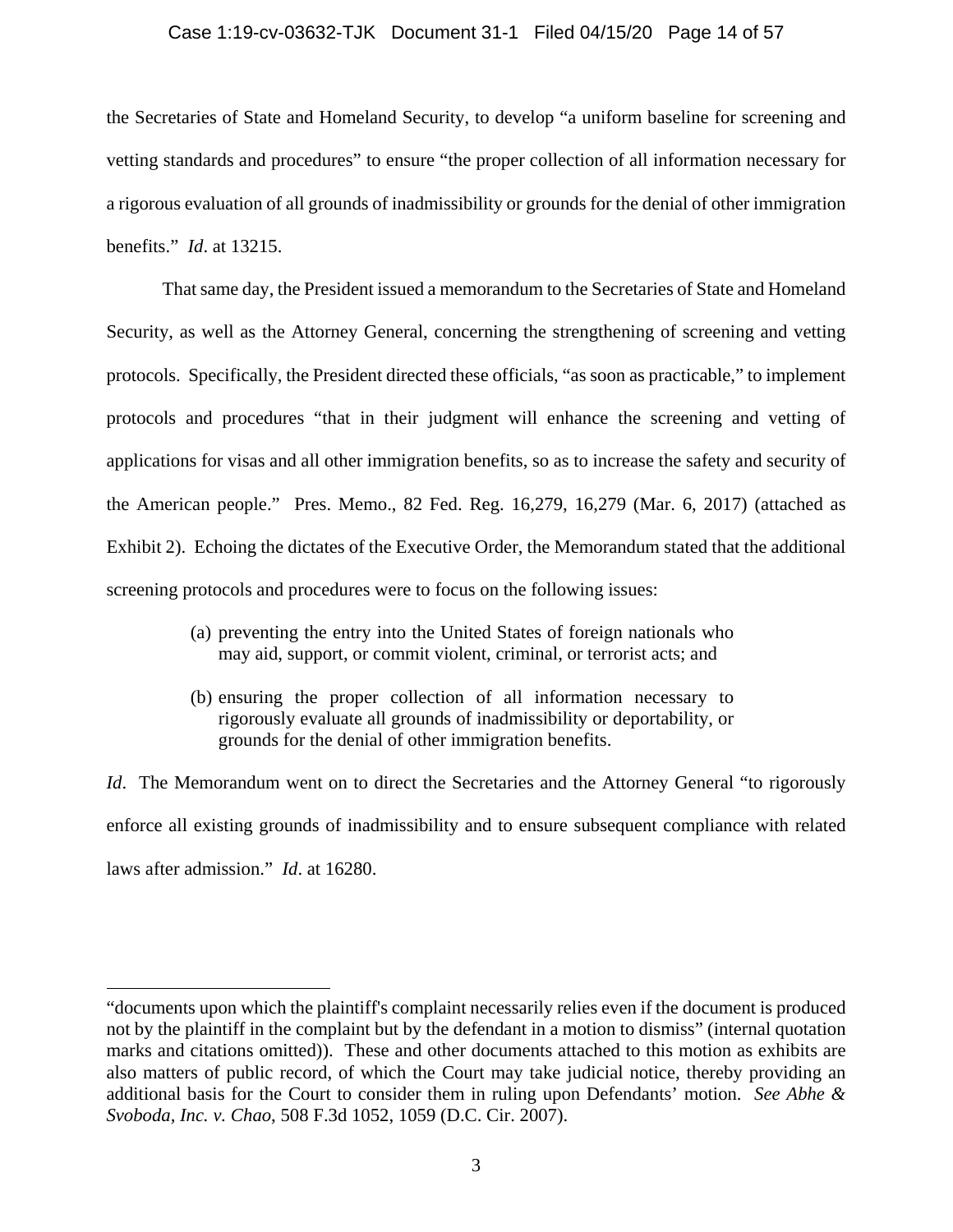the Secretaries of State and Homeland Security, to develop "a uniform baseline for screening and vetting standards and procedures" to ensure "the proper collection of all information necessary for a rigorous evaluation of all grounds of inadmissibility or grounds for the denial of other immigration benefits." *Id*. at 13215.

That same day, the President issued a memorandum to the Secretaries of State and Homeland Security, as well as the Attorney General, concerning the strengthening of screening and vetting protocols. Specifically, the President directed these officials, "as soon as practicable," to implement protocols and procedures "that in their judgment will enhance the screening and vetting of applications for visas and all other immigration benefits, so as to increase the safety and security of the American people." Pres. Memo., 82 Fed. Reg. 16,279, 16,279 (Mar. 6, 2017) (attached as Exhibit 2). Echoing the dictates of the Executive Order, the Memorandum stated that the additional screening protocols and procedures were to focus on the following issues:

> (a) preventing the entry into the United States of foreign nationals who may aid, support, or commit violent, criminal, or terrorist acts; and
>
> (b) ensuring the proper collection of all information necessary to rigorously evaluate all grounds of inadmissibility or deportability, or grounds for the denial of other immigration benefits.

*Id*. The Memorandum went on to direct the Secretaries and the Attorney General "to rigorously enforce all existing grounds of inadmissibility and to ensure subsequent compliance with related laws after admission." *Id*. at 16280.

---

"documents upon which the plaintiff's complaint necessarily relies even if the document is produced not by the plaintiff in the complaint but by the defendant in a motion to dismiss" (internal quotation marks and citations omitted)). These and other documents attached to this motion as exhibits are also matters of public record, of which the Court may take judicial notice, thereby providing an additional basis for the Court to consider them in ruling upon Defendants' motion. *See Abhe & Svoboda, Inc. v. Chao*, 508 F.3d 1052, 1059 (D.C. Cir. 2007).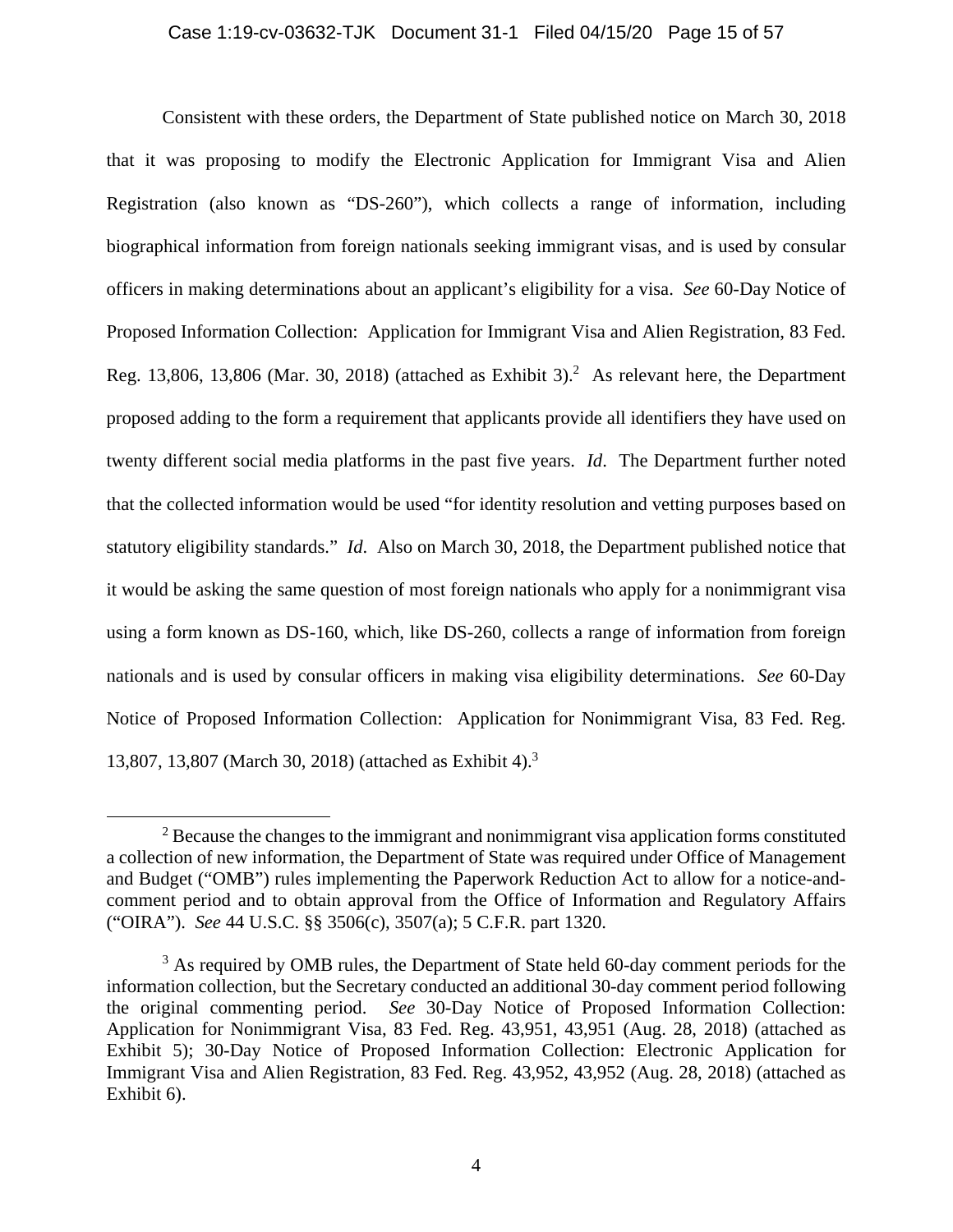Consistent with these orders, the Department of State published notice on March 30, 2018 that it was proposing to modify the Electronic Application for Immigrant Visa and Alien Registration (also known as "DS-260"), which collects a range of information, including biographical information from foreign nationals seeking immigrant visas, and is used by consular officers in making determinations about an applicant's eligibility for a visa. *See* 60-Day Notice of Proposed Information Collection: Application for Immigrant Visa and Alien Registration, 83 Fed. Reg. 13,806, 13,806 (Mar. 30, 2018) (attached as Exhibit 3).[2] As relevant here, the Department proposed adding to the form a requirement that applicants provide all identifiers they have used on twenty different social media platforms in the past five years. *Id*. The Department further noted that the collected information would be used "for identity resolution and vetting purposes based on statutory eligibility standards." *Id*. Also on March 30, 2018, the Department published notice that it would be asking the same question of most foreign nationals who apply for a nonimmigrant visa using a form known as DS-160, which, like DS-260, collects a range of information from foreign nationals and is used by consular officers in making visa eligibility determinations. *See* 60-Day Notice of Proposed Information Collection: Application for Nonimmigrant Visa, 83 Fed. Reg. 13,807, 13,807 (March 30, 2018) (attached as Exhibit 4).[3]

---

[2] Because the changes to the immigrant and nonimmigrant visa application forms constituted a collection of new information, the Department of State was required under Office of Management and Budget ("OMB") rules implementing the Paperwork Reduction Act to allow for a notice-and-comment period and to obtain approval from the Office of Information and Regulatory Affairs ("OIRA"). *See* 44 U.S.C. §§ 3506(c), 3507(a); 5 C.F.R. part 1320.

[3] As required by OMB rules, the Department of State held 60-day comment periods for the information collection, but the Secretary conducted an additional 30-day comment period following the original commenting period. *See* 30-Day Notice of Proposed Information Collection: Application for Nonimmigrant Visa, 83 Fed. Reg. 43,951, 43,951 (Aug. 28, 2018) (attached as Exhibit 5); 30-Day Notice of Proposed Information Collection: Electronic Application for Immigrant Visa and Alien Registration, 83 Fed. Reg. 43,952, 43,952 (Aug. 28, 2018) (attached as Exhibit 6).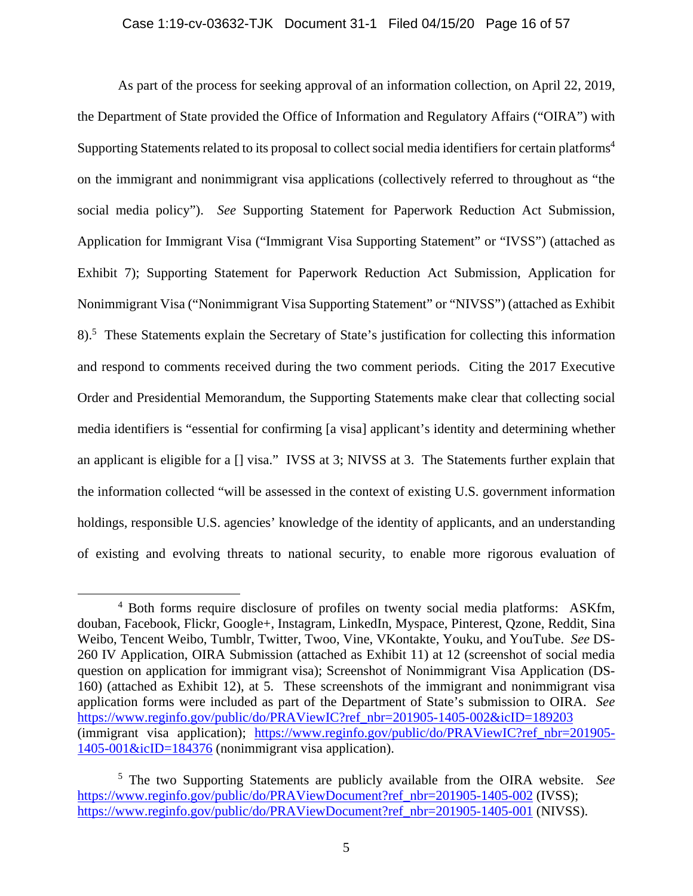As part of the process for seeking approval of an information collection, on April 22, 2019, the Department of State provided the Office of Information and Regulatory Affairs ("OIRA") with Supporting Statements related to its proposal to collect social media identifiers for certain platforms[4] on the immigrant and nonimmigrant visa applications (collectively referred to throughout as "the social media policy"). *See* Supporting Statement for Paperwork Reduction Act Submission, Application for Immigrant Visa ("Immigrant Visa Supporting Statement" or "IVSS") (attached as Exhibit 7); Supporting Statement for Paperwork Reduction Act Submission, Application for Nonimmigrant Visa ("Nonimmigrant Visa Supporting Statement" or "NIVSS") (attached as Exhibit 8).[5] These Statements explain the Secretary of State's justification for collecting this information and respond to comments received during the two comment periods. Citing the 2017 Executive Order and Presidential Memorandum, the Supporting Statements make clear that collecting social media identifiers is "essential for confirming [a visa] applicant's identity and determining whether an applicant is eligible for a [] visa." IVSS at 3; NIVSS at 3. The Statements further explain that the information collected "will be assessed in the context of existing U.S. government information holdings, responsible U.S. agencies' knowledge of the identity of applicants, and an understanding of existing and evolving threats to national security, to enable more rigorous evaluation of

---

[4] Both forms require disclosure of profiles on twenty social media platforms: ASKfm, douban, Facebook, Flickr, Google+, Instagram, LinkedIn, Myspace, Pinterest, Qzone, Reddit, Sina Weibo, Tencent Weibo, Tumblr, Twitter, Twoo, Vine, VKontakte, Youku, and YouTube. *See* DS-260 IV Application, OIRA Submission (attached as Exhibit 11) at 12 (screenshot of social media question on application for immigrant visa); Screenshot of Nonimmigrant Visa Application (DS-160) (attached as Exhibit 12), at 5. These screenshots of the immigrant and nonimmigrant visa application forms were included as part of the Department of State's submission to OIRA. *See* https://www.reginfo.gov/public/do/PRAViewIC?ref_nbr=201905-1405-002&icID=189203 (immigrant visa application); https://www.reginfo.gov/public/do/PRAViewIC?ref_nbr=201905-1405-001&icID=184376 (nonimmigrant visa application).

[5] The two Supporting Statements are publicly available from the OIRA website. *See* https://www.reginfo.gov/public/do/PRAViewDocument?ref_nbr=201905-1405-002 (IVSS); https://www.reginfo.gov/public/do/PRAViewDocument?ref_nbr=201905-1405-001 (NIVSS).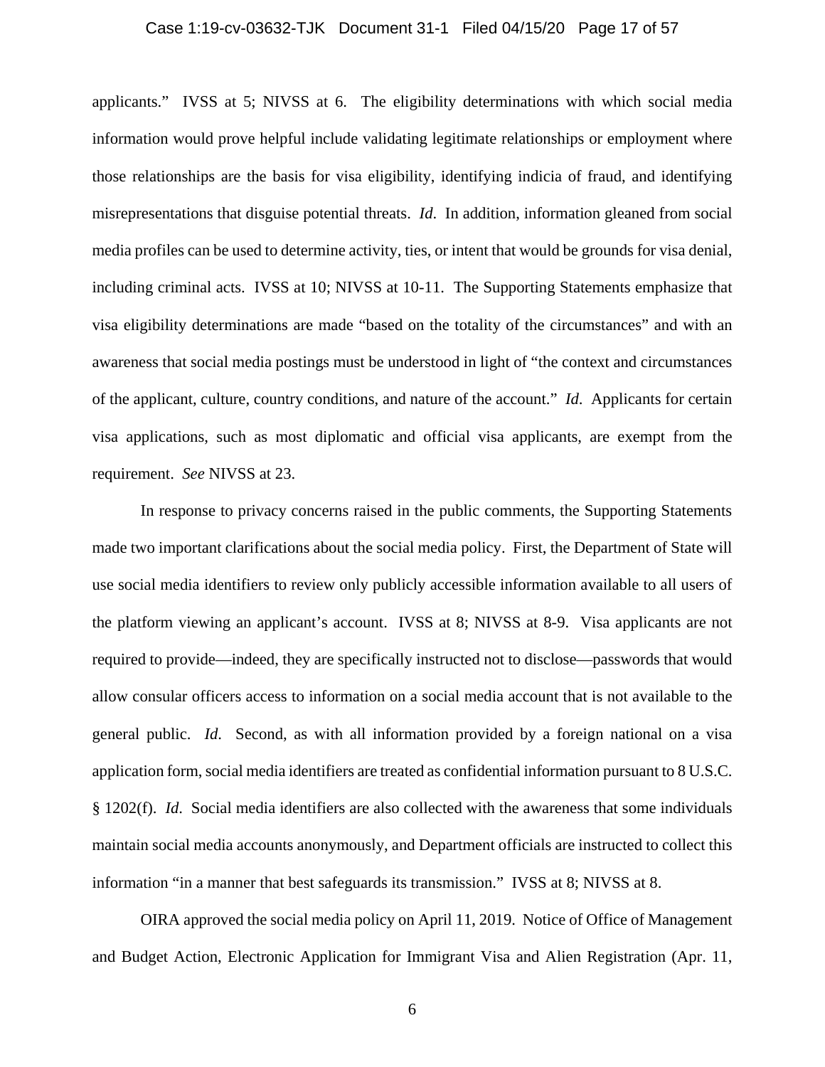applicants." IVSS at 5; NIVSS at 6. The eligibility determinations with which social media information would prove helpful include validating legitimate relationships or employment where those relationships are the basis for visa eligibility, identifying indicia of fraud, and identifying misrepresentations that disguise potential threats. *Id*. In addition, information gleaned from social media profiles can be used to determine activity, ties, or intent that would be grounds for visa denial, including criminal acts. IVSS at 10; NIVSS at 10-11. The Supporting Statements emphasize that visa eligibility determinations are made "based on the totality of the circumstances" and with an awareness that social media postings must be understood in light of "the context and circumstances of the applicant, culture, country conditions, and nature of the account." *Id*. Applicants for certain visa applications, such as most diplomatic and official visa applicants, are exempt from the requirement. *See* NIVSS at 23.

In response to privacy concerns raised in the public comments, the Supporting Statements made two important clarifications about the social media policy. First, the Department of State will use social media identifiers to review only publicly accessible information available to all users of the platform viewing an applicant's account. IVSS at 8; NIVSS at 8-9. Visa applicants are not required to provide—indeed, they are specifically instructed not to disclose—passwords that would allow consular officers access to information on a social media account that is not available to the general public. *Id*. Second, as with all information provided by a foreign national on a visa application form, social media identifiers are treated as confidential information pursuant to 8 U.S.C. § 1202(f). *Id*. Social media identifiers are also collected with the awareness that some individuals maintain social media accounts anonymously, and Department officials are instructed to collect this information "in a manner that best safeguards its transmission." IVSS at 8; NIVSS at 8.

OIRA approved the social media policy on April 11, 2019. Notice of Office of Management and Budget Action, Electronic Application for Immigrant Visa and Alien Registration (Apr. 11,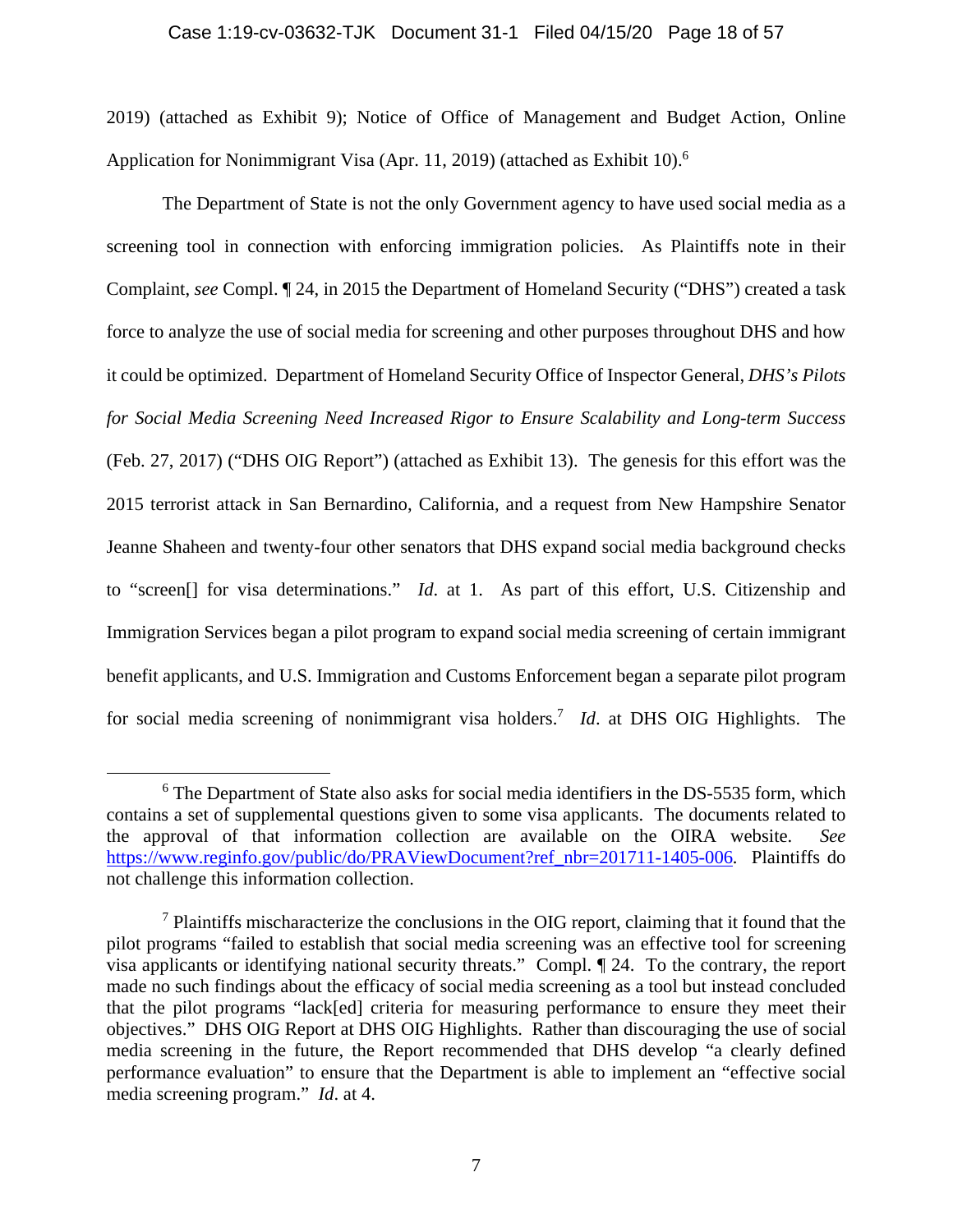2019) (attached as Exhibit 9); Notice of Office of Management and Budget Action, Online Application for Nonimmigrant Visa (Apr. 11, 2019) (attached as Exhibit 10).[6]

The Department of State is not the only Government agency to have used social media as a screening tool in connection with enforcing immigration policies. As Plaintiffs note in their Complaint, *see* Compl. ¶ 24, in 2015 the Department of Homeland Security ("DHS") created a task force to analyze the use of social media for screening and other purposes throughout DHS and how it could be optimized. Department of Homeland Security Office of Inspector General, *DHS's Pilots for Social Media Screening Need Increased Rigor to Ensure Scalability and Long-term Success* (Feb. 27, 2017) ("DHS OIG Report") (attached as Exhibit 13). The genesis for this effort was the 2015 terrorist attack in San Bernardino, California, and a request from New Hampshire Senator Jeanne Shaheen and twenty-four other senators that DHS expand social media background checks to "screen[] for visa determinations." *Id*. at 1. As part of this effort, U.S. Citizenship and Immigration Services began a pilot program to expand social media screening of certain immigrant benefit applicants, and U.S. Immigration and Customs Enforcement began a separate pilot program for social media screening of nonimmigrant visa holders.[7] *Id*. at DHS OIG Highlights. The

---

[6] The Department of State also asks for social media identifiers in the DS-5535 form, which contains a set of supplemental questions given to some visa applicants. The documents related to the approval of that information collection are available on the OIRA website. *See* https://www.reginfo.gov/public/do/PRAViewDocument?ref_nbr=201711-1405-006. Plaintiffs do not challenge this information collection.

[7] Plaintiffs mischaracterize the conclusions in the OIG report, claiming that it found that the pilot programs "failed to establish that social media screening was an effective tool for screening visa applicants or identifying national security threats." Compl. ¶ 24. To the contrary, the report made no such findings about the efficacy of social media screening as a tool but instead concluded that the pilot programs "lack[ed] criteria for measuring performance to ensure they meet their objectives." DHS OIG Report at DHS OIG Highlights. Rather than discouraging the use of social media screening in the future, the Report recommended that DHS develop "a clearly defined performance evaluation" to ensure that the Department is able to implement an "effective social media screening program." *Id*. at 4.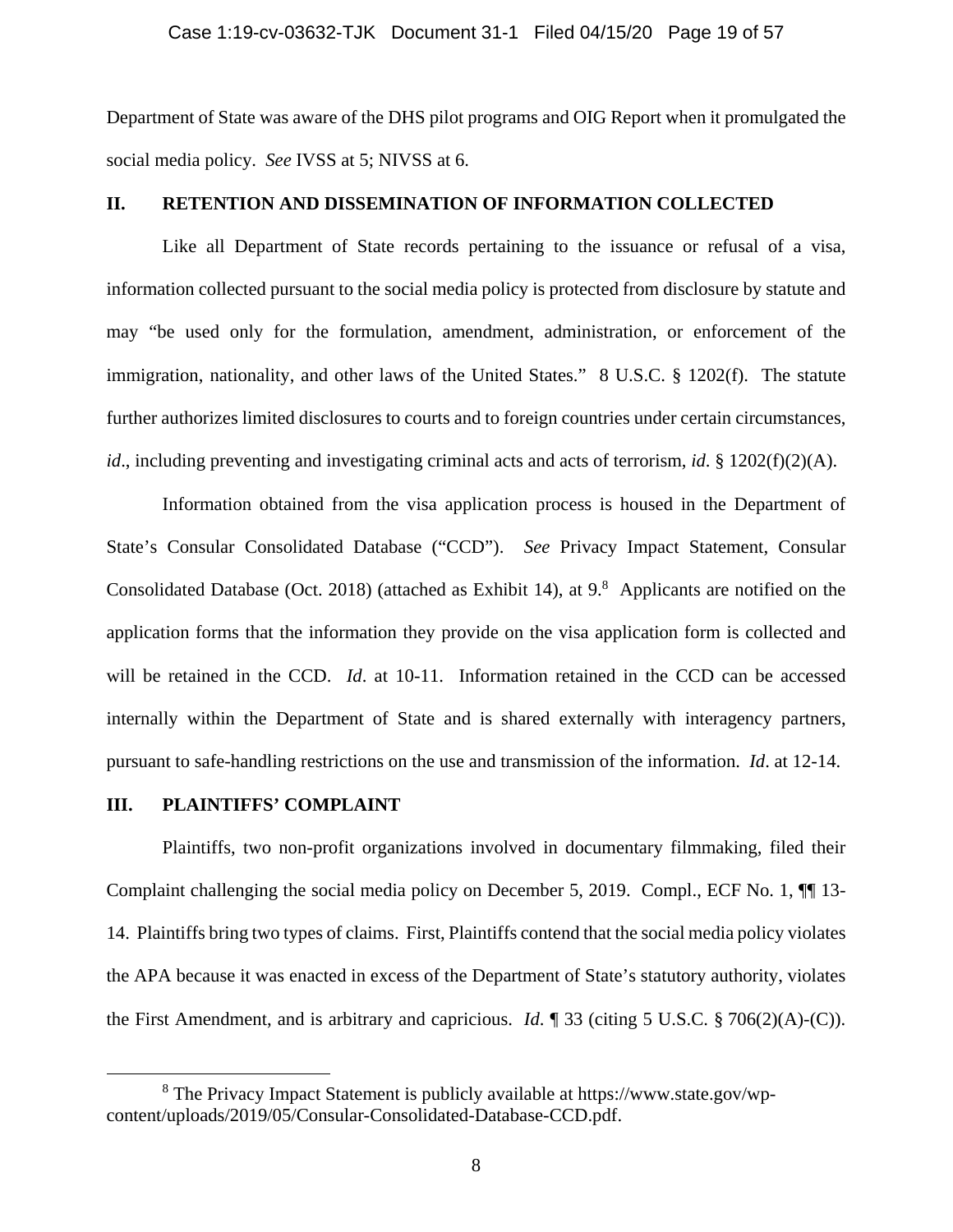Department of State was aware of the DHS pilot programs and OIG Report when it promulgated the social media policy. *See* IVSS at 5; NIVSS at 6.

## II. RETENTION AND DISSEMINATION OF INFORMATION COLLECTED

Like all Department of State records pertaining to the issuance or refusal of a visa, information collected pursuant to the social media policy is protected from disclosure by statute and may "be used only for the formulation, amendment, administration, or enforcement of the immigration, nationality, and other laws of the United States." 8 U.S.C. § 1202(f). The statute further authorizes limited disclosures to courts and to foreign countries under certain circumstances, *id*., including preventing and investigating criminal acts and acts of terrorism, *id*. § 1202(f)(2)(A).

Information obtained from the visa application process is housed in the Department of State's Consular Consolidated Database ("CCD"). *See* Privacy Impact Statement, Consular Consolidated Database (Oct. 2018) (attached as Exhibit 14), at 9.[8] Applicants are notified on the application forms that the information they provide on the visa application form is collected and will be retained in the CCD. *Id*. at 10-11. Information retained in the CCD can be accessed internally within the Department of State and is shared externally with interagency partners, pursuant to safe-handling restrictions on the use and transmission of the information. *Id*. at 12-14.

## III. PLAINTIFFS' COMPLAINT

Plaintiffs, two non-profit organizations involved in documentary filmmaking, filed their Complaint challenging the social media policy on December 5, 2019. Compl., ECF No. 1, ¶¶ 13-14. Plaintiffs bring two types of claims. First, Plaintiffs contend that the social media policy violates the APA because it was enacted in excess of the Department of State's statutory authority, violates the First Amendment, and is arbitrary and capricious. *Id*. ¶ 33 (citing 5 U.S.C. § 706(2)(A)-(C)).

---

[8] The Privacy Impact Statement is publicly available at https://www.state.gov/wp-content/uploads/2019/05/Consular-Consolidated-Database-CCD.pdf.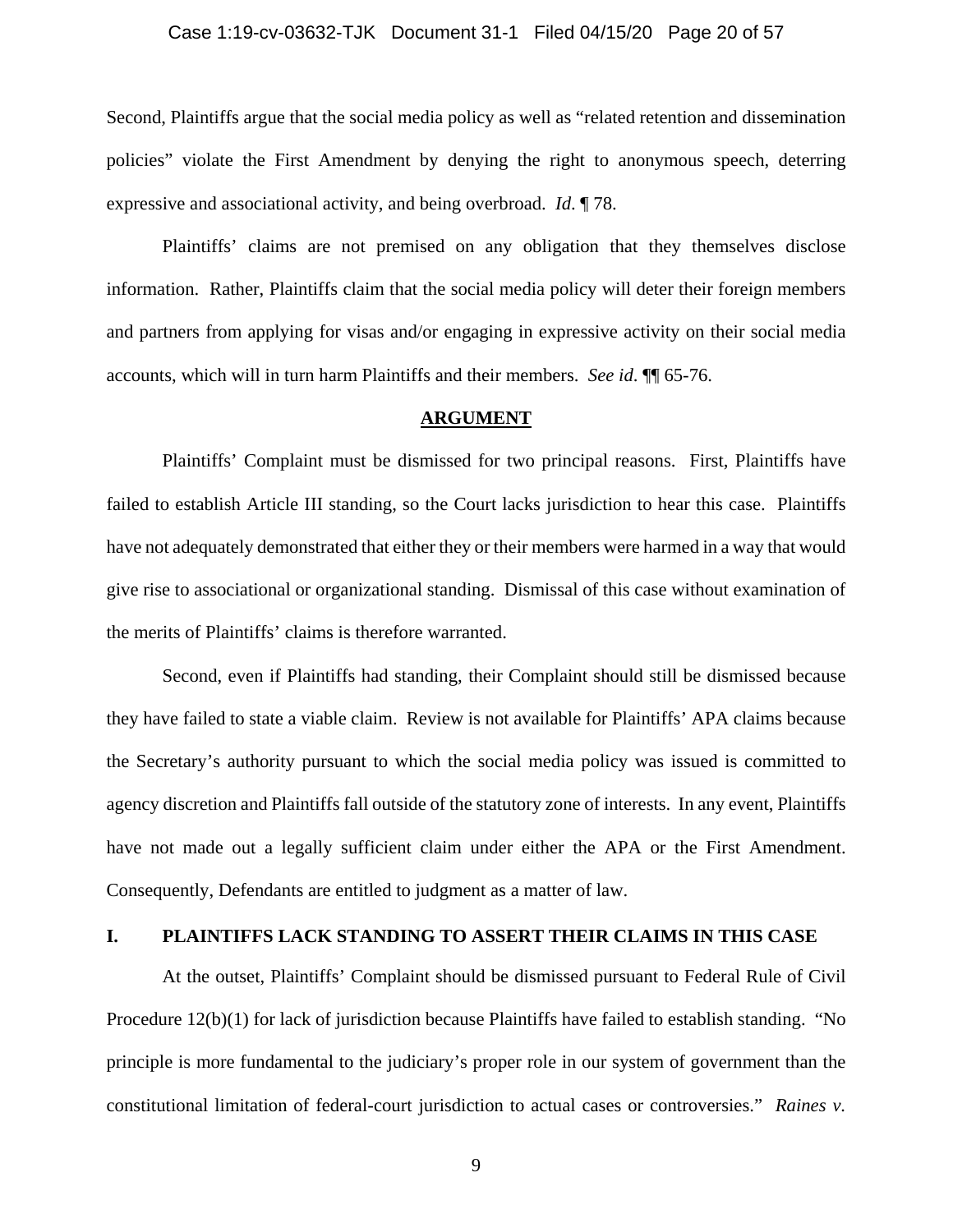Second, Plaintiffs argue that the social media policy as well as "related retention and dissemination policies" violate the First Amendment by denying the right to anonymous speech, deterring expressive and associational activity, and being overbroad. *Id.* ¶ 78.

Plaintiffs' claims are not premised on any obligation that they themselves disclose information. Rather, Plaintiffs claim that the social media policy will deter their foreign members and partners from applying for visas and/or engaging in expressive activity on their social media accounts, which will in turn harm Plaintiffs and their members. *See id.* ¶¶ 65-76.

## ARGUMENT

Plaintiffs' Complaint must be dismissed for two principal reasons. First, Plaintiffs have failed to establish Article III standing, so the Court lacks jurisdiction to hear this case. Plaintiffs have not adequately demonstrated that either they or their members were harmed in a way that would give rise to associational or organizational standing. Dismissal of this case without examination of the merits of Plaintiffs' claims is therefore warranted.

Second, even if Plaintiffs had standing, their Complaint should still be dismissed because they have failed to state a viable claim. Review is not available for Plaintiffs' APA claims because the Secretary's authority pursuant to which the social media policy was issued is committed to agency discretion and Plaintiffs fall outside of the statutory zone of interests. In any event, Plaintiffs have not made out a legally sufficient claim under either the APA or the First Amendment. Consequently, Defendants are entitled to judgment as a matter of law.

## I. PLAINTIFFS LACK STANDING TO ASSERT THEIR CLAIMS IN THIS CASE

At the outset, Plaintiffs' Complaint should be dismissed pursuant to Federal Rule of Civil Procedure 12(b)(1) for lack of jurisdiction because Plaintiffs have failed to establish standing. "No principle is more fundamental to the judiciary's proper role in our system of government than the constitutional limitation of federal-court jurisdiction to actual cases or controversies." *Raines v.*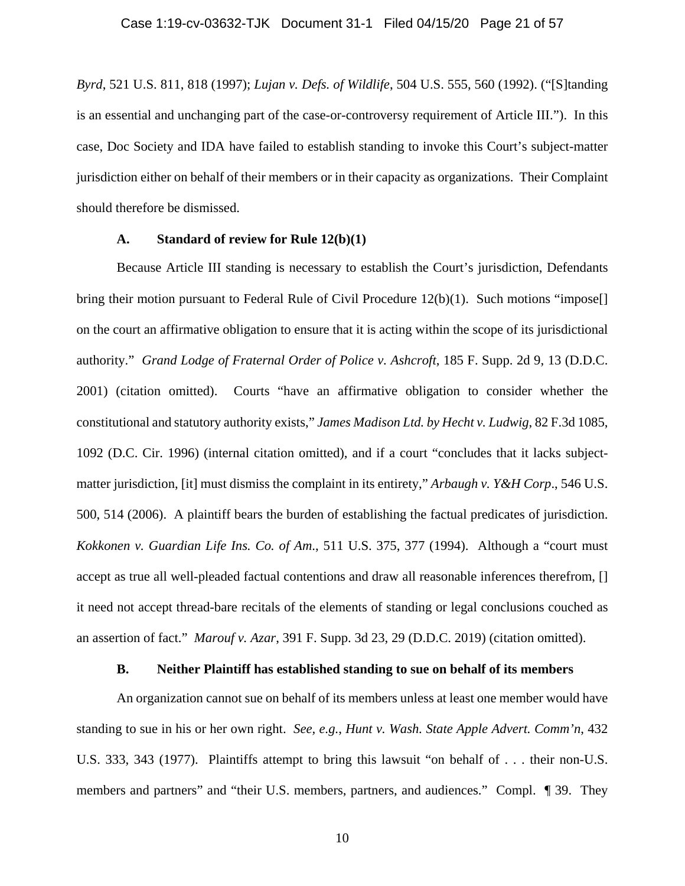*Byrd*, 521 U.S. 811, 818 (1997); *Lujan v. Defs. of Wildlife*, 504 U.S. 555, 560 (1992). ("[S]tanding is an essential and unchanging part of the case-or-controversy requirement of Article III."). In this case, Doc Society and IDA have failed to establish standing to invoke this Court's subject-matter jurisdiction either on behalf of their members or in their capacity as organizations. Their Complaint should therefore be dismissed.

### A. Standard of review for Rule 12(b)(1)

Because Article III standing is necessary to establish the Court's jurisdiction, Defendants bring their motion pursuant to Federal Rule of Civil Procedure 12(b)(1). Such motions "impose[] on the court an affirmative obligation to ensure that it is acting within the scope of its jurisdictional authority." *Grand Lodge of Fraternal Order of Police v. Ashcroft*, 185 F. Supp. 2d 9, 13 (D.D.C. 2001) (citation omitted). Courts "have an affirmative obligation to consider whether the constitutional and statutory authority exists," *James Madison Ltd. by Hecht v. Ludwig*, 82 F.3d 1085, 1092 (D.C. Cir. 1996) (internal citation omitted), and if a court "concludes that it lacks subject-matter jurisdiction, [it] must dismiss the complaint in its entirety," *Arbaugh v. Y&H Corp*., 546 U.S. 500, 514 (2006). A plaintiff bears the burden of establishing the factual predicates of jurisdiction. *Kokkonen v. Guardian Life Ins. Co. of Am*., 511 U.S. 375, 377 (1994). Although a "court must accept as true all well-pleaded factual contentions and draw all reasonable inferences therefrom, [] it need not accept thread-bare recitals of the elements of standing or legal conclusions couched as an assertion of fact." *Marouf v. Azar*, 391 F. Supp. 3d 23, 29 (D.D.C. 2019) (citation omitted).

### B. Neither Plaintiff has established standing to sue on behalf of its members

An organization cannot sue on behalf of its members unless at least one member would have standing to sue in his or her own right. *See, e.g.*, *Hunt v. Wash. State Apple Advert. Comm'n*, 432 U.S. 333, 343 (1977). Plaintiffs attempt to bring this lawsuit "on behalf of . . . their non-U.S. members and partners" and "their U.S. members, partners, and audiences." Compl. ¶ 39. They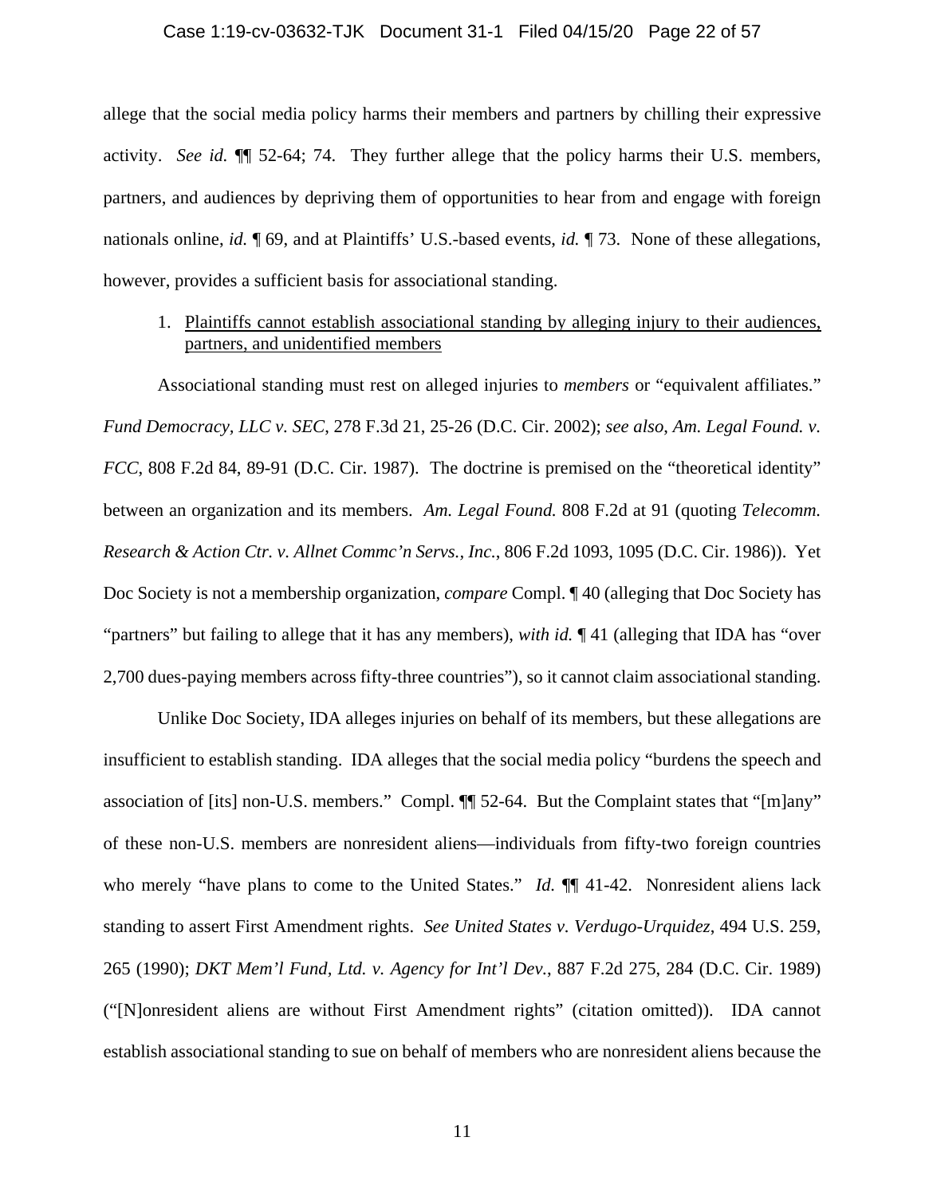allege that the social media policy harms their members and partners by chilling their expressive activity. *See id.* ¶¶ 52-64; 74. They further allege that the policy harms their U.S. members, partners, and audiences by depriving them of opportunities to hear from and engage with foreign nationals online, *id.* ¶ 69, and at Plaintiffs' U.S.-based events, *id.* ¶ 73. None of these allegations, however, provides a sufficient basis for associational standing.

1. <u>Plaintiffs cannot establish associational standing by alleging injury to their audiences, partners, and unidentified members</u>

Associational standing must rest on alleged injuries to *members* or "equivalent affiliates." *Fund Democracy, LLC v. SEC*, 278 F.3d 21, 25-26 (D.C. Cir. 2002); *see also*, *Am. Legal Found. v. FCC*, 808 F.2d 84, 89-91 (D.C. Cir. 1987). The doctrine is premised on the "theoretical identity" between an organization and its members. *Am. Legal Found.* 808 F.2d at 91 (quoting *Telecomm. Research & Action Ctr. v. Allnet Commc'n Servs., Inc.*, 806 F.2d 1093, 1095 (D.C. Cir. 1986)). Yet Doc Society is not a membership organization, *compare* Compl. ¶ 40 (alleging that Doc Society has "partners" but failing to allege that it has any members), *with id.* ¶ 41 (alleging that IDA has "over 2,700 dues-paying members across fifty-three countries"), so it cannot claim associational standing.

Unlike Doc Society, IDA alleges injuries on behalf of its members, but these allegations are insufficient to establish standing. IDA alleges that the social media policy "burdens the speech and association of [its] non-U.S. members." Compl. ¶¶ 52-64. But the Complaint states that "[m]any" of these non-U.S. members are nonresident aliens—individuals from fifty-two foreign countries who merely "have plans to come to the United States." *Id.* ¶¶ 41-42. Nonresident aliens lack standing to assert First Amendment rights. *See United States v. Verdugo-Urquidez*, 494 U.S. 259, 265 (1990); *DKT Mem'l Fund, Ltd. v. Agency for Int'l Dev.*, 887 F.2d 275, 284 (D.C. Cir. 1989) ("[N]onresident aliens are without First Amendment rights" (citation omitted)). IDA cannot establish associational standing to sue on behalf of members who are nonresident aliens because the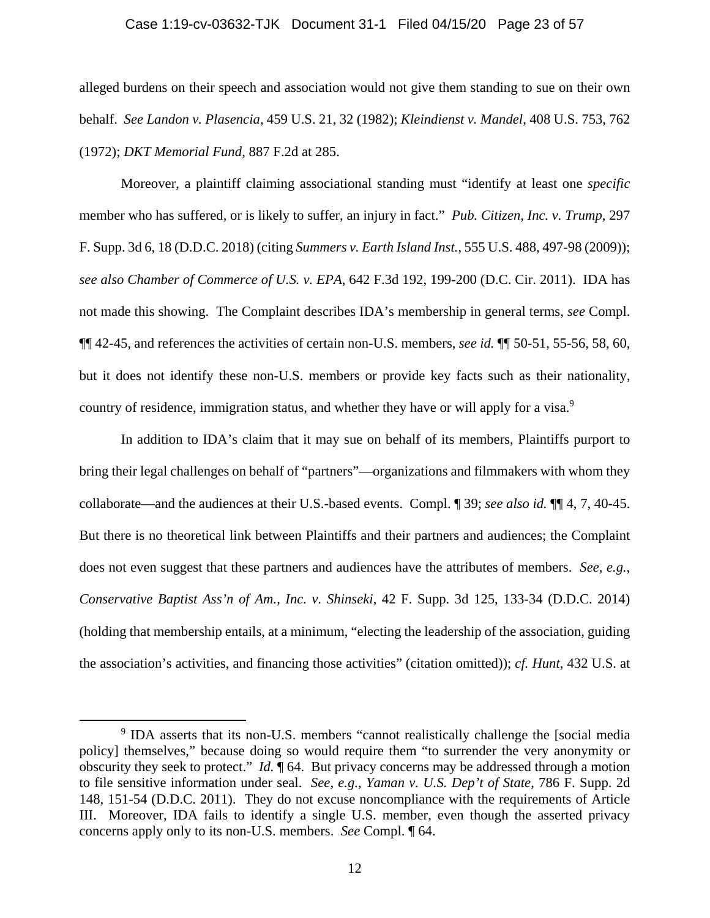alleged burdens on their speech and association would not give them standing to sue on their own behalf. *See Landon v. Plasencia*, 459 U.S. 21, 32 (1982); *Kleindienst v. Mandel*, 408 U.S. 753, 762 (1972); *DKT Memorial Fund*, 887 F.2d at 285.

Moreover, a plaintiff claiming associational standing must "identify at least one *specific* member who has suffered, or is likely to suffer, an injury in fact." *Pub. Citizen, Inc. v. Trump*, 297 F. Supp. 3d 6, 18 (D.D.C. 2018) (citing *Summers v. Earth Island Inst.*, 555 U.S. 488, 497-98 (2009)); *see also Chamber of Commerce of U.S. v. EPA*, 642 F.3d 192, 199-200 (D.C. Cir. 2011). IDA has not made this showing. The Complaint describes IDA's membership in general terms, *see* Compl. ¶¶ 42-45, and references the activities of certain non-U.S. members, *see id.* ¶¶ 50-51, 55-56, 58, 60, but it does not identify these non-U.S. members or provide key facts such as their nationality, country of residence, immigration status, and whether they have or will apply for a visa.[9]

In addition to IDA's claim that it may sue on behalf of its members, Plaintiffs purport to bring their legal challenges on behalf of "partners"—organizations and filmmakers with whom they collaborate—and the audiences at their U.S.-based events. Compl. ¶ 39; *see also id.* ¶¶ 4, 7, 40-45. But there is no theoretical link between Plaintiffs and their partners and audiences; the Complaint does not even suggest that these partners and audiences have the attributes of members. *See, e.g.*, *Conservative Baptist Ass'n of Am., Inc. v. Shinseki*, 42 F. Supp. 3d 125, 133-34 (D.D.C. 2014) (holding that membership entails, at a minimum, "electing the leadership of the association, guiding the association's activities, and financing those activities" (citation omitted)); *cf. Hunt*, 432 U.S. at

---

[9] IDA asserts that its non-U.S. members "cannot realistically challenge the [social media policy] themselves," because doing so would require them "to surrender the very anonymity or obscurity they seek to protect." *Id.* ¶ 64. But privacy concerns may be addressed through a motion to file sensitive information under seal. *See, e.g.*, *Yaman v. U.S. Dep't of State*, 786 F. Supp. 2d 148, 151-54 (D.D.C. 2011). They do not excuse noncompliance with the requirements of Article III. Moreover, IDA fails to identify a single U.S. member, even though the asserted privacy concerns apply only to its non-U.S. members. *See* Compl. ¶ 64.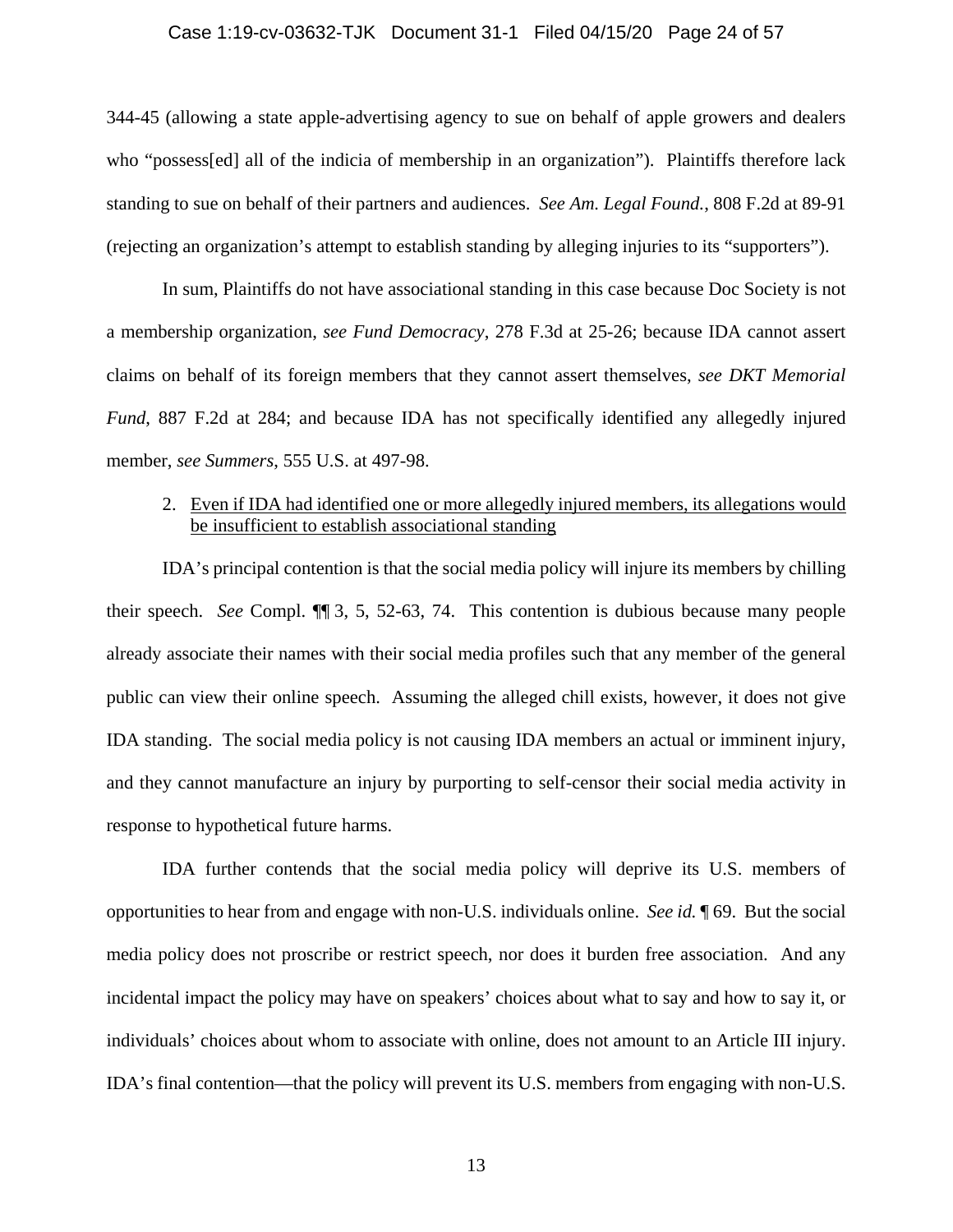344-45 (allowing a state apple-advertising agency to sue on behalf of apple growers and dealers who "possess[ed] all of the indicia of membership in an organization"). Plaintiffs therefore lack standing to sue on behalf of their partners and audiences. *See Am. Legal Found.*, 808 F.2d at 89-91 (rejecting an organization's attempt to establish standing by alleging injuries to its "supporters").

In sum, Plaintiffs do not have associational standing in this case because Doc Society is not a membership organization, *see Fund Democracy*, 278 F.3d at 25-26; because IDA cannot assert claims on behalf of its foreign members that they cannot assert themselves, *see DKT Memorial Fund*, 887 F.2d at 284; and because IDA has not specifically identified any allegedly injured member, *see Summers*, 555 U.S. at 497-98.

2. <u>Even if IDA had identified one or more allegedly injured members, its allegations would be insufficient to establish associational standing</u>

IDA's principal contention is that the social media policy will injure its members by chilling their speech. *See* Compl. ¶¶ 3, 5, 52-63, 74. This contention is dubious because many people already associate their names with their social media profiles such that any member of the general public can view their online speech. Assuming the alleged chill exists, however, it does not give IDA standing. The social media policy is not causing IDA members an actual or imminent injury, and they cannot manufacture an injury by purporting to self-censor their social media activity in response to hypothetical future harms.

IDA further contends that the social media policy will deprive its U.S. members of opportunities to hear from and engage with non-U.S. individuals online. *See id.* ¶ 69. But the social media policy does not proscribe or restrict speech, nor does it burden free association. And any incidental impact the policy may have on speakers' choices about what to say and how to say it, or individuals' choices about whom to associate with online, does not amount to an Article III injury. IDA's final contention—that the policy will prevent its U.S. members from engaging with non-U.S.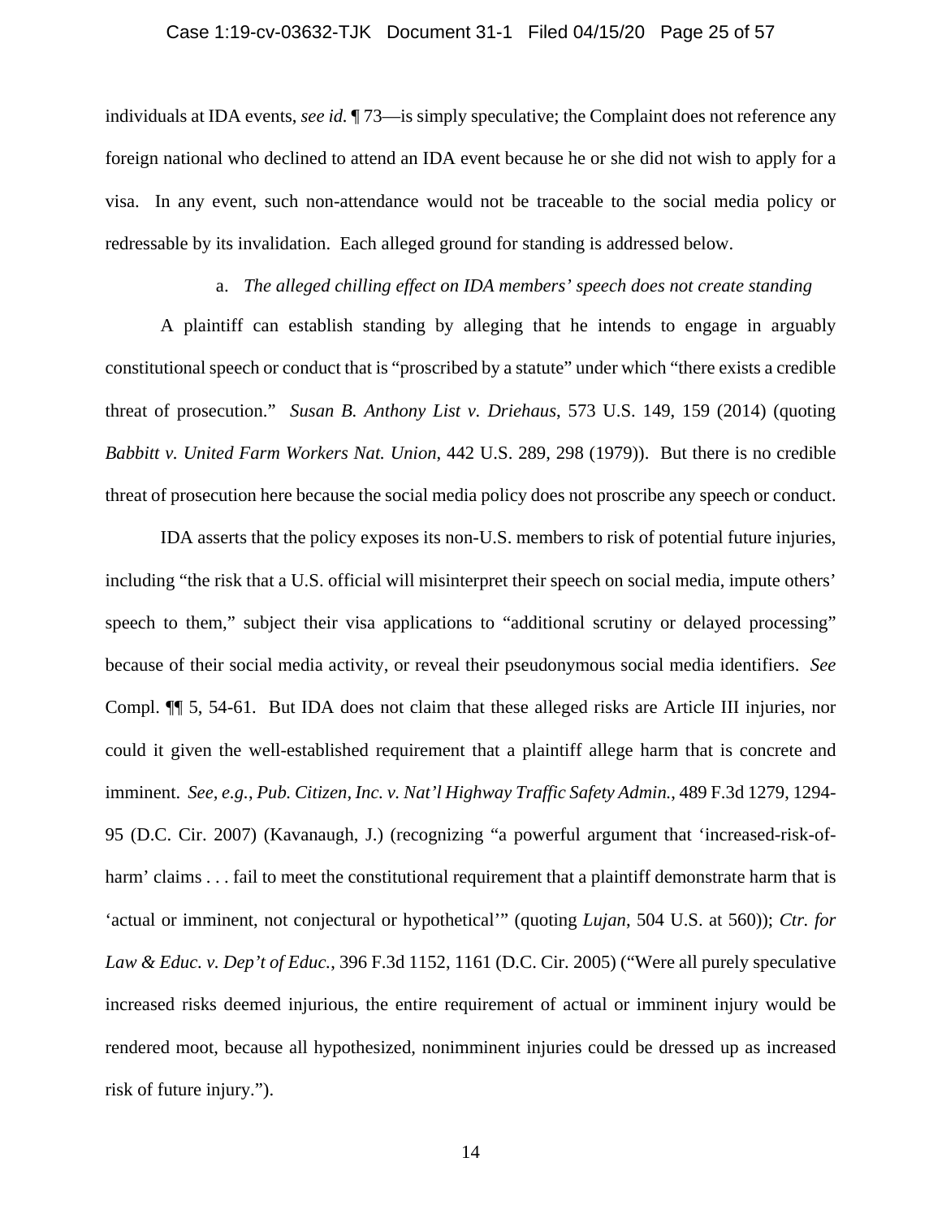individuals at IDA events, *see id.* ¶ 73—is simply speculative; the Complaint does not reference any foreign national who declined to attend an IDA event because he or she did not wish to apply for a visa. In any event, such non-attendance would not be traceable to the social media policy or redressable by its invalidation. Each alleged ground for standing is addressed below.

a. *The alleged chilling effect on IDA members' speech does not create standing*

A plaintiff can establish standing by alleging that he intends to engage in arguably constitutional speech or conduct that is "proscribed by a statute" under which "there exists a credible threat of prosecution." *Susan B. Anthony List v. Driehaus*, 573 U.S. 149, 159 (2014) (quoting *Babbitt v. United Farm Workers Nat. Union*, 442 U.S. 289, 298 (1979)). But there is no credible threat of prosecution here because the social media policy does not proscribe any speech or conduct.

IDA asserts that the policy exposes its non-U.S. members to risk of potential future injuries, including "the risk that a U.S. official will misinterpret their speech on social media, impute others' speech to them," subject their visa applications to "additional scrutiny or delayed processing" because of their social media activity, or reveal their pseudonymous social media identifiers. *See* Compl. ¶¶ 5, 54-61. But IDA does not claim that these alleged risks are Article III injuries, nor could it given the well-established requirement that a plaintiff allege harm that is concrete and imminent. *See, e.g.*, *Pub. Citizen, Inc. v. Nat'l Highway Traffic Safety Admin.*, 489 F.3d 1279, 1294-95 (D.C. Cir. 2007) (Kavanaugh, J.) (recognizing "a powerful argument that 'increased-risk-of-harm' claims . . . fail to meet the constitutional requirement that a plaintiff demonstrate harm that is 'actual or imminent, not conjectural or hypothetical'" (quoting *Lujan*, 504 U.S. at 560)); *Ctr. for Law & Educ. v. Dep't of Educ.*, 396 F.3d 1152, 1161 (D.C. Cir. 2005) ("Were all purely speculative increased risks deemed injurious, the entire requirement of actual or imminent injury would be rendered moot, because all hypothesized, nonimminent injuries could be dressed up as increased risk of future injury.").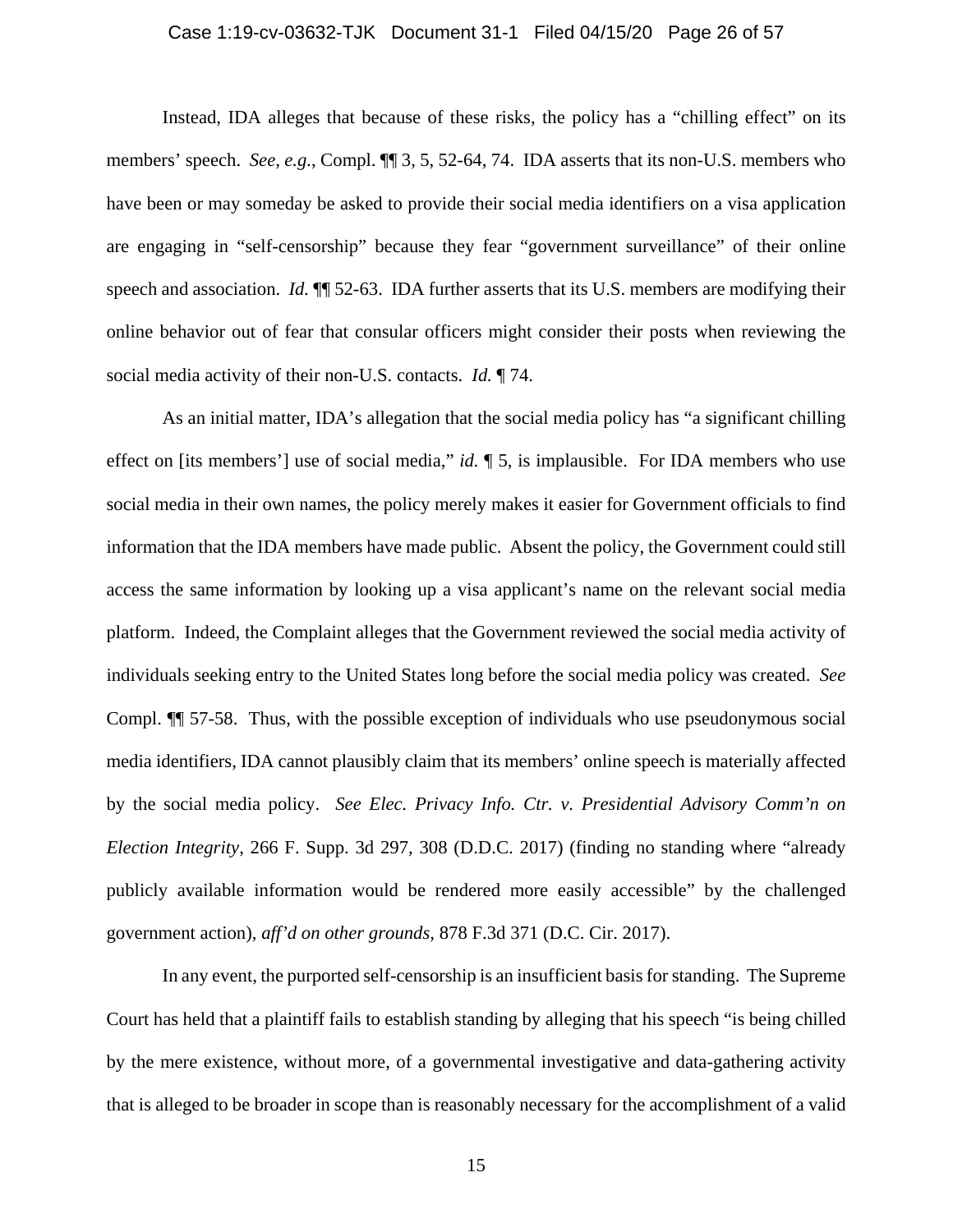Instead, IDA alleges that because of these risks, the policy has a "chilling effect" on its members' speech. *See, e.g.*, Compl. ¶¶ 3, 5, 52-64, 74. IDA asserts that its non-U.S. members who have been or may someday be asked to provide their social media identifiers on a visa application are engaging in "self-censorship" because they fear "government surveillance" of their online speech and association. *Id.* ¶¶ 52-63. IDA further asserts that its U.S. members are modifying their online behavior out of fear that consular officers might consider their posts when reviewing the social media activity of their non-U.S. contacts. *Id.* ¶ 74.

As an initial matter, IDA's allegation that the social media policy has "a significant chilling effect on [its members'] use of social media," *id.* ¶ 5, is implausible. For IDA members who use social media in their own names, the policy merely makes it easier for Government officials to find information that the IDA members have made public. Absent the policy, the Government could still access the same information by looking up a visa applicant's name on the relevant social media platform. Indeed, the Complaint alleges that the Government reviewed the social media activity of individuals seeking entry to the United States long before the social media policy was created. *See* Compl. ¶¶ 57-58. Thus, with the possible exception of individuals who use pseudonymous social media identifiers, IDA cannot plausibly claim that its members' online speech is materially affected by the social media policy. *See Elec. Privacy Info. Ctr. v. Presidential Advisory Comm'n on Election Integrity*, 266 F. Supp. 3d 297, 308 (D.D.C. 2017) (finding no standing where "already publicly available information would be rendered more easily accessible" by the challenged government action), *aff'd on other grounds*, 878 F.3d 371 (D.C. Cir. 2017).

In any event, the purported self-censorship is an insufficient basis for standing. The Supreme Court has held that a plaintiff fails to establish standing by alleging that his speech "is being chilled by the mere existence, without more, of a governmental investigative and data-gathering activity that is alleged to be broader in scope than is reasonably necessary for the accomplishment of a valid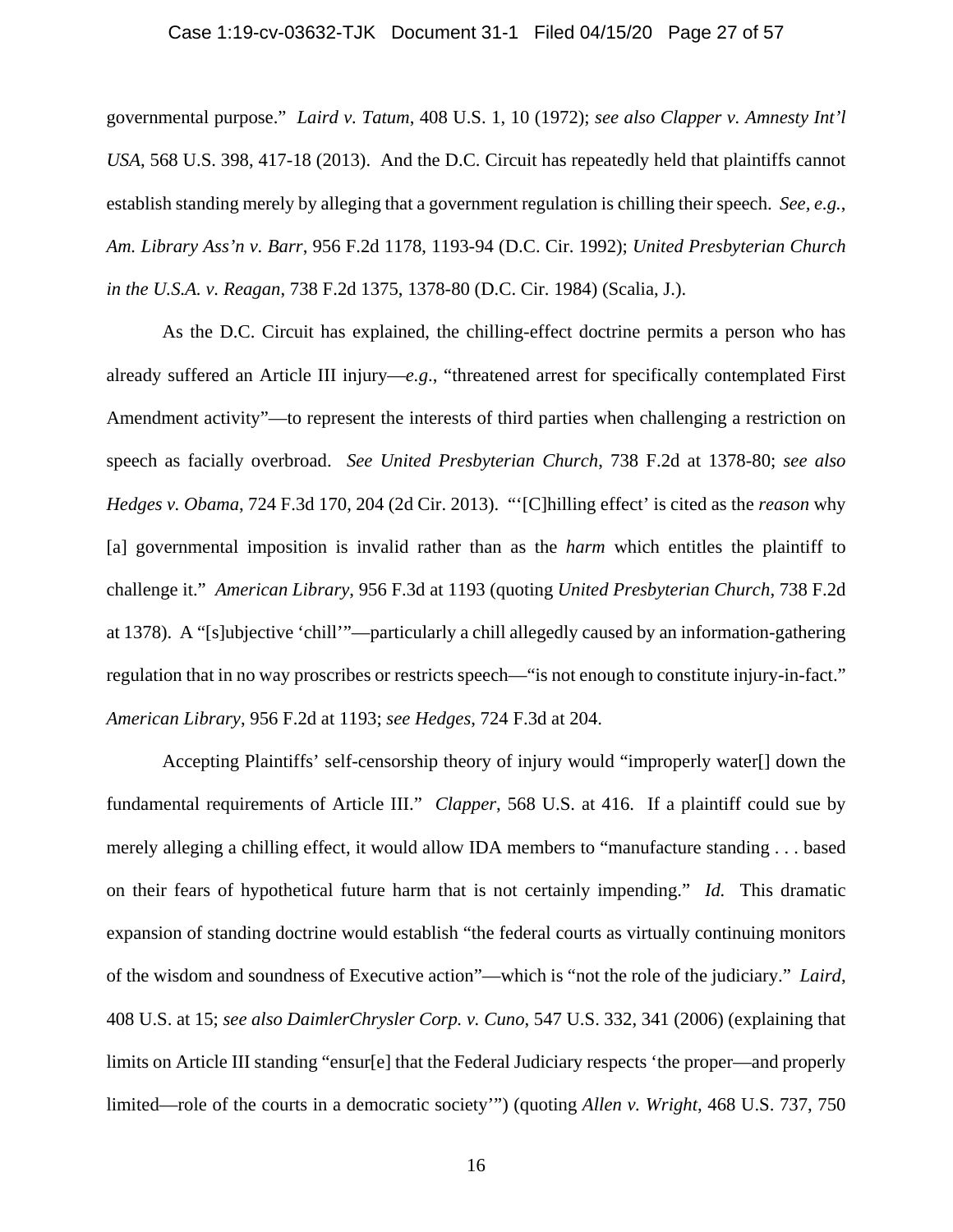governmental purpose." *Laird v. Tatum*, 408 U.S. 1, 10 (1972); *see also Clapper v. Amnesty Int'l USA*, 568 U.S. 398, 417-18 (2013). And the D.C. Circuit has repeatedly held that plaintiffs cannot establish standing merely by alleging that a government regulation is chilling their speech. *See, e.g.*, *Am. Library Ass'n v. Barr*, 956 F.2d 1178, 1193-94 (D.C. Cir. 1992); *United Presbyterian Church in the U.S.A. v. Reagan*, 738 F.2d 1375, 1378-80 (D.C. Cir. 1984) (Scalia, J.).

As the D.C. Circuit has explained, the chilling-effect doctrine permits a person who has already suffered an Article III injury—*e.g*., "threatened arrest for specifically contemplated First Amendment activity"—to represent the interests of third parties when challenging a restriction on speech as facially overbroad. *See United Presbyterian Church*, 738 F.2d at 1378-80; *see also Hedges v. Obama*, 724 F.3d 170, 204 (2d Cir. 2013). "'[C]hilling effect' is cited as the *reason* why [a] governmental imposition is invalid rather than as the *harm* which entitles the plaintiff to challenge it." *American Library*, 956 F.3d at 1193 (quoting *United Presbyterian Church*, 738 F.2d at 1378). A "[s]ubjective 'chill'"—particularly a chill allegedly caused by an information-gathering regulation that in no way proscribes or restricts speech—"is not enough to constitute injury-in-fact." *American Library*, 956 F.2d at 1193; *see Hedges*, 724 F.3d at 204.

Accepting Plaintiffs' self-censorship theory of injury would "improperly water[] down the fundamental requirements of Article III." *Clapper*, 568 U.S. at 416. If a plaintiff could sue by merely alleging a chilling effect, it would allow IDA members to "manufacture standing . . . based on their fears of hypothetical future harm that is not certainly impending." *Id.* This dramatic expansion of standing doctrine would establish "the federal courts as virtually continuing monitors of the wisdom and soundness of Executive action"—which is "not the role of the judiciary." *Laird*, 408 U.S. at 15; *see also DaimlerChrysler Corp. v. Cuno*, 547 U.S. 332, 341 (2006) (explaining that limits on Article III standing "ensur[e] that the Federal Judiciary respects 'the proper—and properly limited—role of the courts in a democratic society'") (quoting *Allen v. Wright*, 468 U.S. 737, 750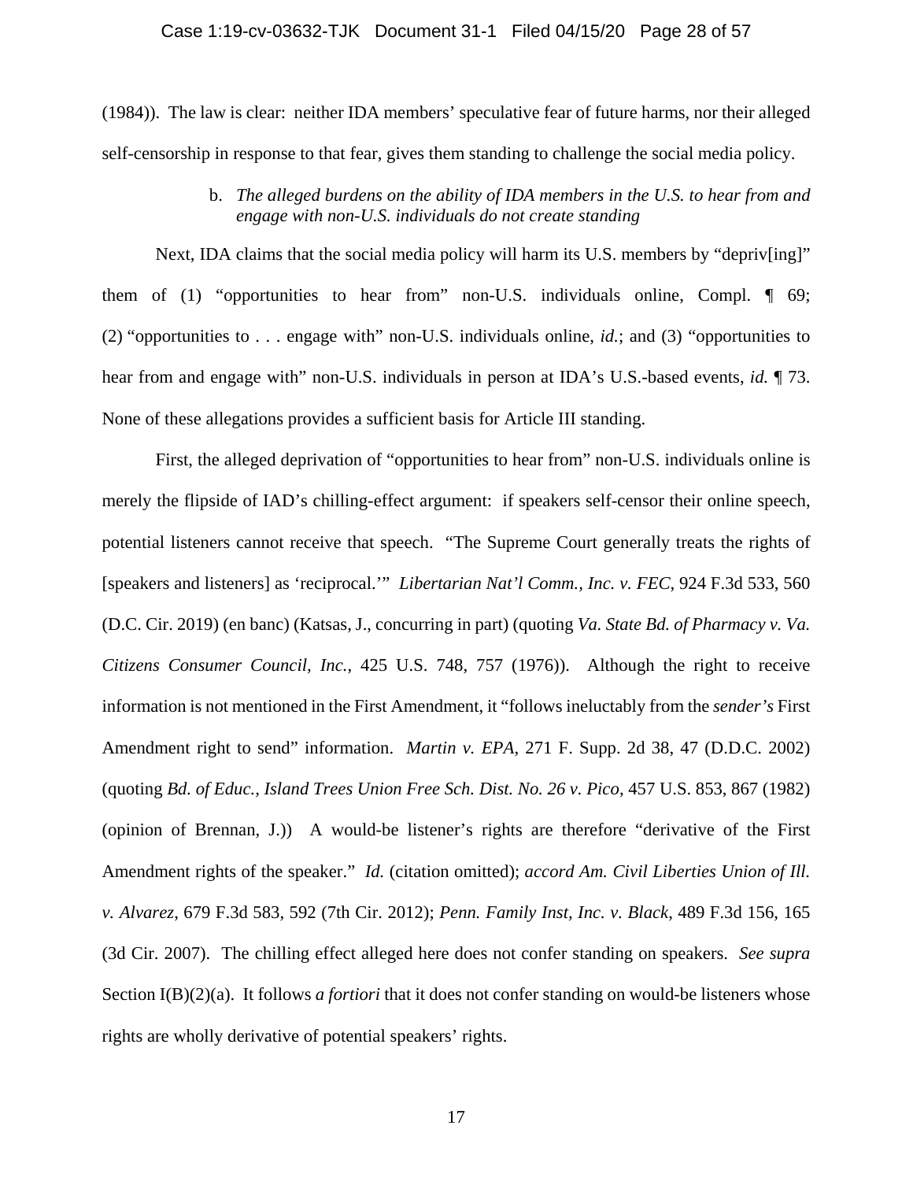(1984)). The law is clear: neither IDA members' speculative fear of future harms, nor their alleged self-censorship in response to that fear, gives them standing to challenge the social media policy.

b. *The alleged burdens on the ability of IDA members in the U.S. to hear from and engage with non-U.S. individuals do not create standing*

Next, IDA claims that the social media policy will harm its U.S. members by "depriv[ing]" them of (1) "opportunities to hear from" non-U.S. individuals online, Compl. ¶ 69; (2) "opportunities to . . . engage with" non-U.S. individuals online, *id.*; and (3) "opportunities to hear from and engage with" non-U.S. individuals in person at IDA's U.S.-based events, *id.* ¶ 73. None of these allegations provides a sufficient basis for Article III standing.

First, the alleged deprivation of "opportunities to hear from" non-U.S. individuals online is merely the flipside of IAD's chilling-effect argument: if speakers self-censor their online speech, potential listeners cannot receive that speech. "The Supreme Court generally treats the rights of [speakers and listeners] as 'reciprocal.'" *Libertarian Nat'l Comm., Inc. v. FEC*, 924 F.3d 533, 560 (D.C. Cir. 2019) (en banc) (Katsas, J., concurring in part) (quoting *Va. State Bd. of Pharmacy v. Va. Citizens Consumer Council, Inc.*, 425 U.S. 748, 757 (1976)). Although the right to receive information is not mentioned in the First Amendment, it "follows ineluctably from the *sender's* First Amendment right to send" information. *Martin v. EPA*, 271 F. Supp. 2d 38, 47 (D.D.C. 2002) (quoting *Bd. of Educ., Island Trees Union Free Sch. Dist. No. 26 v. Pico*, 457 U.S. 853, 867 (1982) (opinion of Brennan, J.)) A would-be listener's rights are therefore "derivative of the First Amendment rights of the speaker." *Id.* (citation omitted); *accord Am. Civil Liberties Union of Ill. v. Alvarez*, 679 F.3d 583, 592 (7th Cir. 2012); *Penn. Family Inst, Inc. v. Black*, 489 F.3d 156, 165 (3d Cir. 2007). The chilling effect alleged here does not confer standing on speakers. *See supra* Section I(B)(2)(a). It follows *a fortiori* that it does not confer standing on would-be listeners whose rights are wholly derivative of potential speakers' rights.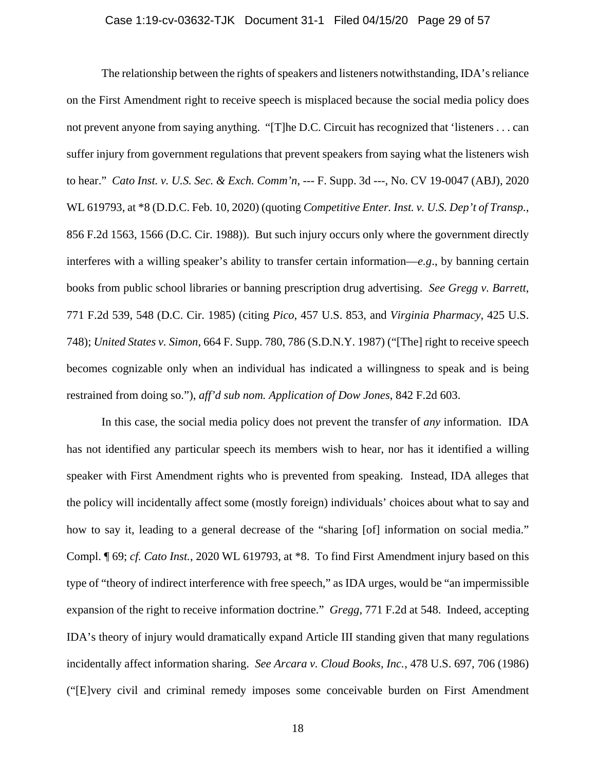The relationship between the rights of speakers and listeners notwithstanding, IDA's reliance on the First Amendment right to receive speech is misplaced because the social media policy does not prevent anyone from saying anything. "[T]he D.C. Circuit has recognized that 'listeners . . . can suffer injury from government regulations that prevent speakers from saying what the listeners wish to hear." *Cato Inst. v. U.S. Sec. & Exch. Comm'n*, --- F. Supp. 3d ---, No. CV 19-0047 (ABJ), 2020 WL 619793, at *8 (D.D.C. Feb. 10, 2020) (quoting *Competitive Enter. Inst. v. U.S. Dep't of Transp.*, 856 F.2d 1563, 1566 (D.C. Cir. 1988)). But such injury occurs only where the government directly interferes with a willing speaker's ability to transfer certain information—*e.g*., by banning certain books from public school libraries or banning prescription drug advertising. *See Gregg v. Barrett*, 771 F.2d 539, 548 (D.C. Cir. 1985) (citing *Pico*, 457 U.S. 853, and *Virginia Pharmacy*, 425 U.S. 748); *United States v. Simon*, 664 F. Supp. 780, 786 (S.D.N.Y. 1987) ("[The] right to receive speech becomes cognizable only when an individual has indicated a willingness to speak and is being restrained from doing so."), *aff'd sub nom. Application of Dow Jones*, 842 F.2d 603.

In this case, the social media policy does not prevent the transfer of *any* information. IDA has not identified any particular speech its members wish to hear, nor has it identified a willing speaker with First Amendment rights who is prevented from speaking. Instead, IDA alleges that the policy will incidentally affect some (mostly foreign) individuals' choices about what to say and how to say it, leading to a general decrease of the "sharing [of] information on social media." Compl. ¶ 69; *cf. Cato Inst.*, 2020 WL 619793, at *8. To find First Amendment injury based on this type of "theory of indirect interference with free speech," as IDA urges, would be "an impermissible expansion of the right to receive information doctrine." *Gregg*, 771 F.2d at 548. Indeed, accepting IDA's theory of injury would dramatically expand Article III standing given that many regulations incidentally affect information sharing. *See Arcara v. Cloud Books, Inc.*, 478 U.S. 697, 706 (1986) ("[E]very civil and criminal remedy imposes some conceivable burden on First Amendment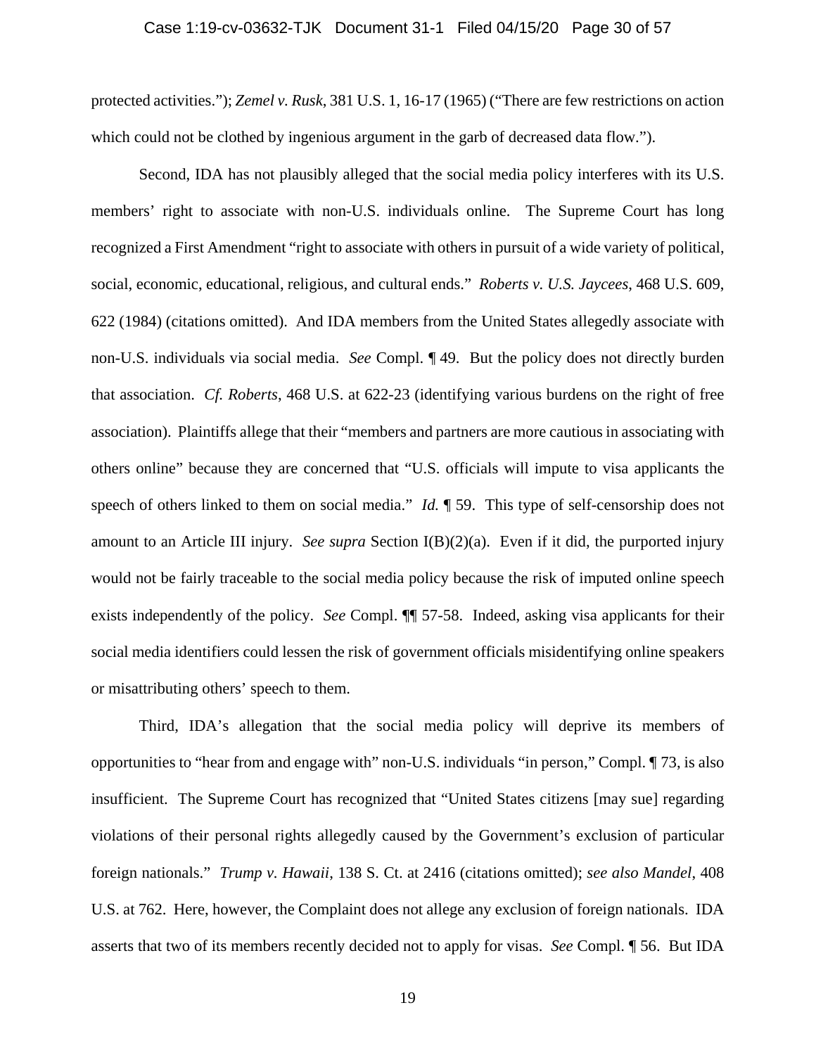protected activities."); *Zemel v. Rusk*, 381 U.S. 1, 16-17 (1965) ("There are few restrictions on action which could not be clothed by ingenious argument in the garb of decreased data flow.").

Second, IDA has not plausibly alleged that the social media policy interferes with its U.S. members' right to associate with non-U.S. individuals online. The Supreme Court has long recognized a First Amendment "right to associate with others in pursuit of a wide variety of political, social, economic, educational, religious, and cultural ends." *Roberts v. U.S. Jaycees*, 468 U.S. 609, 622 (1984) (citations omitted). And IDA members from the United States allegedly associate with non-U.S. individuals via social media. *See* Compl. ¶ 49. But the policy does not directly burden that association. *Cf. Roberts*, 468 U.S. at 622-23 (identifying various burdens on the right of free association). Plaintiffs allege that their "members and partners are more cautious in associating with others online" because they are concerned that "U.S. officials will impute to visa applicants the speech of others linked to them on social media." *Id.* ¶ 59. This type of self-censorship does not amount to an Article III injury. *See supra* Section I(B)(2)(a). Even if it did, the purported injury would not be fairly traceable to the social media policy because the risk of imputed online speech exists independently of the policy. *See* Compl. ¶¶ 57-58. Indeed, asking visa applicants for their social media identifiers could lessen the risk of government officials misidentifying online speakers or misattributing others' speech to them.

Third, IDA's allegation that the social media policy will deprive its members of opportunities to "hear from and engage with" non-U.S. individuals "in person," Compl. ¶ 73, is also insufficient. The Supreme Court has recognized that "United States citizens [may sue] regarding violations of their personal rights allegedly caused by the Government's exclusion of particular foreign nationals." *Trump v. Hawaii*, 138 S. Ct. at 2416 (citations omitted); *see also Mandel*, 408 U.S. at 762. Here, however, the Complaint does not allege any exclusion of foreign nationals. IDA asserts that two of its members recently decided not to apply for visas. *See* Compl. ¶ 56. But IDA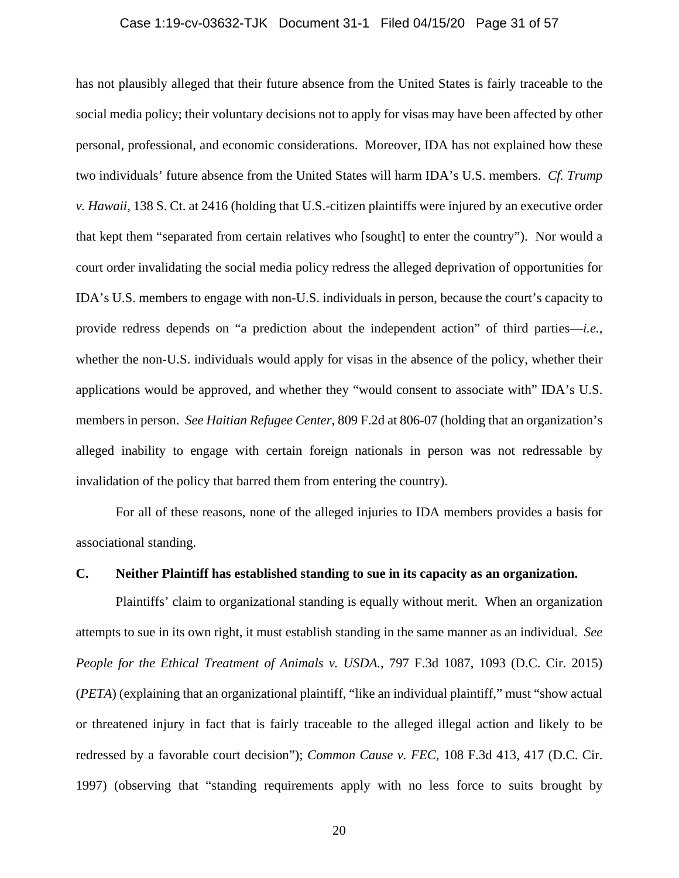has not plausibly alleged that their future absence from the United States is fairly traceable to the social media policy; their voluntary decisions not to apply for visas may have been affected by other personal, professional, and economic considerations. Moreover, IDA has not explained how these two individuals' future absence from the United States will harm IDA's U.S. members. *Cf. Trump v. Hawaii*, 138 S. Ct. at 2416 (holding that U.S.-citizen plaintiffs were injured by an executive order that kept them "separated from certain relatives who [sought] to enter the country"). Nor would a court order invalidating the social media policy redress the alleged deprivation of opportunities for IDA's U.S. members to engage with non-U.S. individuals in person, because the court's capacity to provide redress depends on "a prediction about the independent action" of third parties—*i.e.*, whether the non-U.S. individuals would apply for visas in the absence of the policy, whether their applications would be approved, and whether they "would consent to associate with" IDA's U.S. members in person. *See Haitian Refugee Center*, 809 F.2d at 806-07 (holding that an organization's alleged inability to engage with certain foreign nationals in person was not redressable by invalidation of the policy that barred them from entering the country).

For all of these reasons, none of the alleged injuries to IDA members provides a basis for associational standing.

### C. Neither Plaintiff has established standing to sue in its capacity as an organization.

Plaintiffs' claim to organizational standing is equally without merit. When an organization attempts to sue in its own right, it must establish standing in the same manner as an individual. *See People for the Ethical Treatment of Animals v. USDA.*, 797 F.3d 1087, 1093 (D.C. Cir. 2015) (*PETA*) (explaining that an organizational plaintiff, "like an individual plaintiff," must "show actual or threatened injury in fact that is fairly traceable to the alleged illegal action and likely to be redressed by a favorable court decision"); *Common Cause v. FEC*, 108 F.3d 413, 417 (D.C. Cir. 1997) (observing that "standing requirements apply with no less force to suits brought by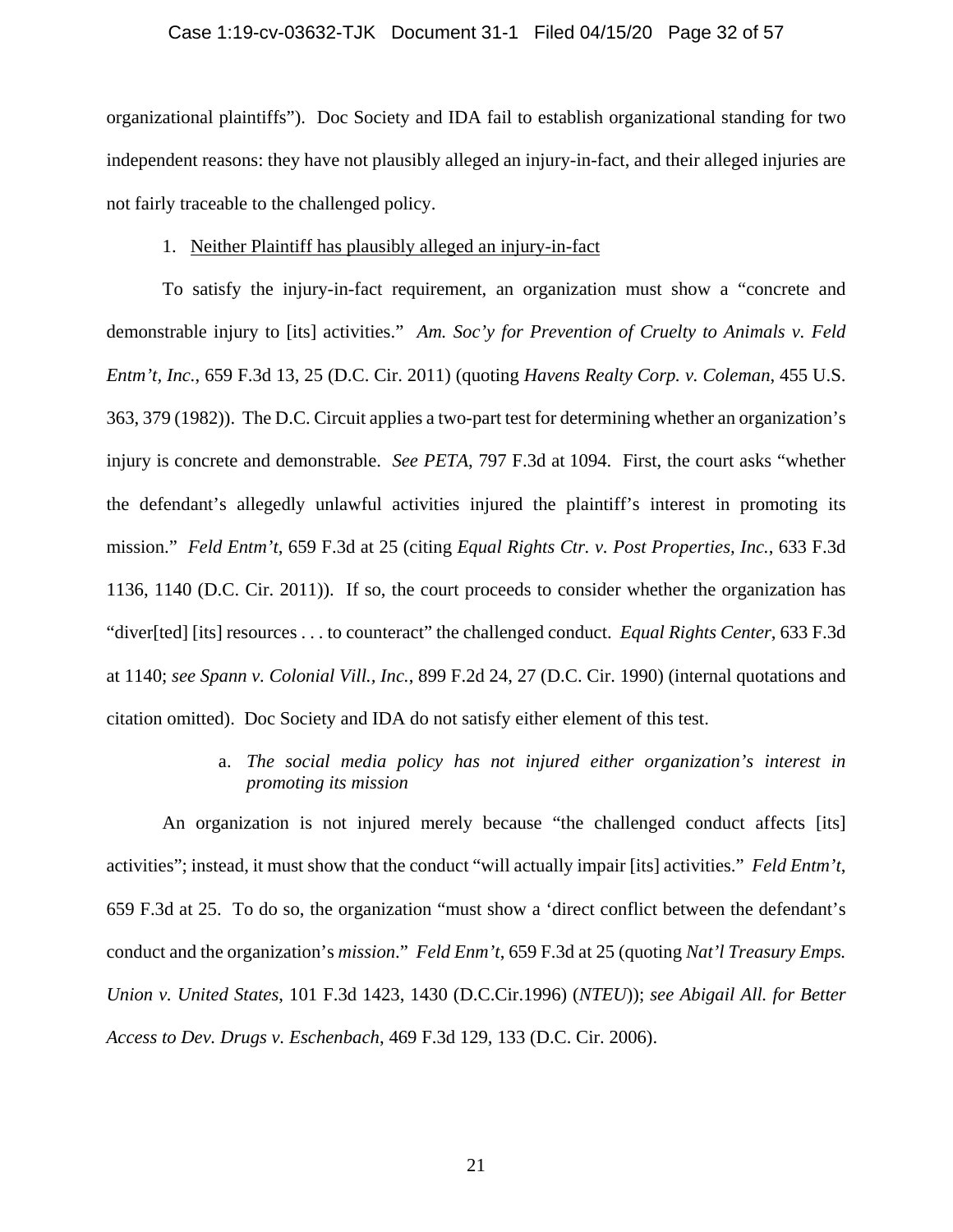organizational plaintiffs"). Doc Society and IDA fail to establish organizational standing for two independent reasons: they have not plausibly alleged an injury-in-fact, and their alleged injuries are not fairly traceable to the challenged policy.

1. Neither Plaintiff has plausibly alleged an injury-in-fact

To satisfy the injury-in-fact requirement, an organization must show a "concrete and demonstrable injury to [its] activities." *Am. Soc'y for Prevention of Cruelty to Animals v. Feld Entm't, Inc.*, 659 F.3d 13, 25 (D.C. Cir. 2011) (quoting *Havens Realty Corp. v. Coleman*, 455 U.S. 363, 379 (1982)). The D.C. Circuit applies a two-part test for determining whether an organization's injury is concrete and demonstrable. *See PETA*, 797 F.3d at 1094. First, the court asks "whether the defendant's allegedly unlawful activities injured the plaintiff's interest in promoting its mission." *Feld Entm't*, 659 F.3d at 25 (citing *Equal Rights Ctr. v. Post Properties, Inc.*, 633 F.3d 1136, 1140 (D.C. Cir. 2011)). If so, the court proceeds to consider whether the organization has "diver[ted] [its] resources . . . to counteract" the challenged conduct. *Equal Rights Center*, 633 F.3d at 1140; *see Spann v. Colonial Vill., Inc.*, 899 F.2d 24, 27 (D.C. Cir. 1990) (internal quotations and citation omitted). Doc Society and IDA do not satisfy either element of this test.

a. *The social media policy has not injured either organization's interest in promoting its mission*

An organization is not injured merely because "the challenged conduct affects [its] activities"; instead, it must show that the conduct "will actually impair [its] activities." *Feld Entm't*, 659 F.3d at 25. To do so, the organization "must show a 'direct conflict between the defendant's conduct and the organization's *mission*." *Feld Enm't*, 659 F.3d at 25 (quoting *Nat'l Treasury Emps. Union v. United States*, 101 F.3d 1423, 1430 (D.C.Cir.1996) (*NTEU*)); *see Abigail All. for Better Access to Dev. Drugs v. Eschenbach*, 469 F.3d 129, 133 (D.C. Cir. 2006).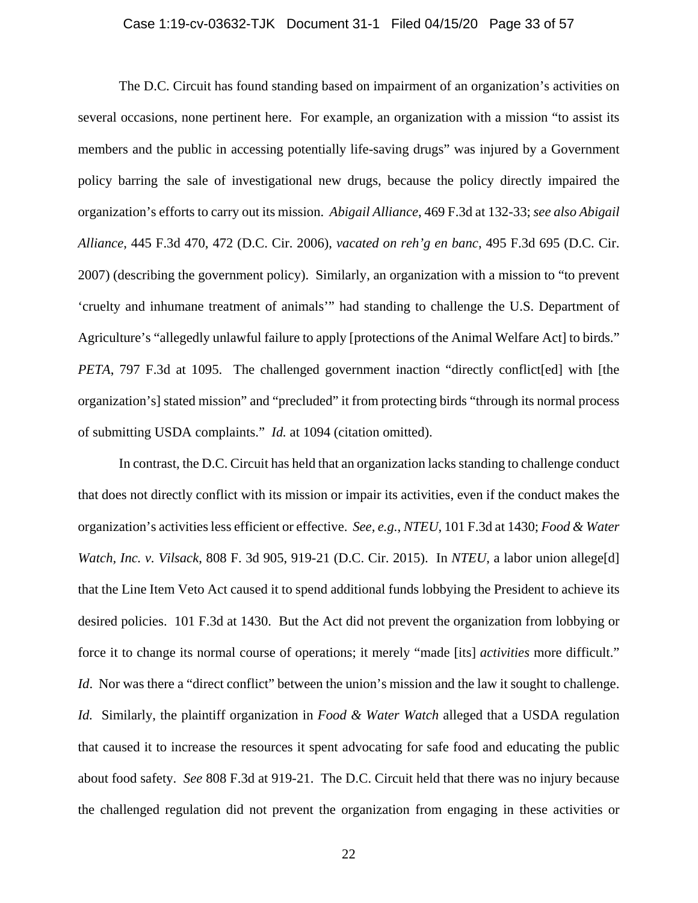The D.C. Circuit has found standing based on impairment of an organization's activities on several occasions, none pertinent here. For example, an organization with a mission "to assist its members and the public in accessing potentially life-saving drugs" was injured by a Government policy barring the sale of investigational new drugs, because the policy directly impaired the organization's efforts to carry out its mission. *Abigail Alliance*, 469 F.3d at 132-33; *see also Abigail Alliance*, 445 F.3d 470, 472 (D.C. Cir. 2006), *vacated on reh'g en banc*, 495 F.3d 695 (D.C. Cir. 2007) (describing the government policy). Similarly, an organization with a mission to "to prevent 'cruelty and inhumane treatment of animals'" had standing to challenge the U.S. Department of Agriculture's "allegedly unlawful failure to apply [protections of the Animal Welfare Act] to birds." *PETA*, 797 F.3d at 1095. The challenged government inaction "directly conflict[ed] with [the organization's] stated mission" and "precluded" it from protecting birds "through its normal process of submitting USDA complaints." *Id.* at 1094 (citation omitted).

In contrast, the D.C. Circuit has held that an organization lacks standing to challenge conduct that does not directly conflict with its mission or impair its activities, even if the conduct makes the organization's activities less efficient or effective. *See, e.g.*, *NTEU*, 101 F.3d at 1430; *Food & Water Watch, Inc. v. Vilsack*, 808 F. 3d 905, 919-21 (D.C. Cir. 2015). In *NTEU*, a labor union allege[d] that the Line Item Veto Act caused it to spend additional funds lobbying the President to achieve its desired policies. 101 F.3d at 1430. But the Act did not prevent the organization from lobbying or force it to change its normal course of operations; it merely "made [its] *activities* more difficult." *Id*. Nor was there a "direct conflict" between the union's mission and the law it sought to challenge. *Id.* Similarly, the plaintiff organization in *Food & Water Watch* alleged that a USDA regulation that caused it to increase the resources it spent advocating for safe food and educating the public about food safety. *See* 808 F.3d at 919-21. The D.C. Circuit held that there was no injury because the challenged regulation did not prevent the organization from engaging in these activities or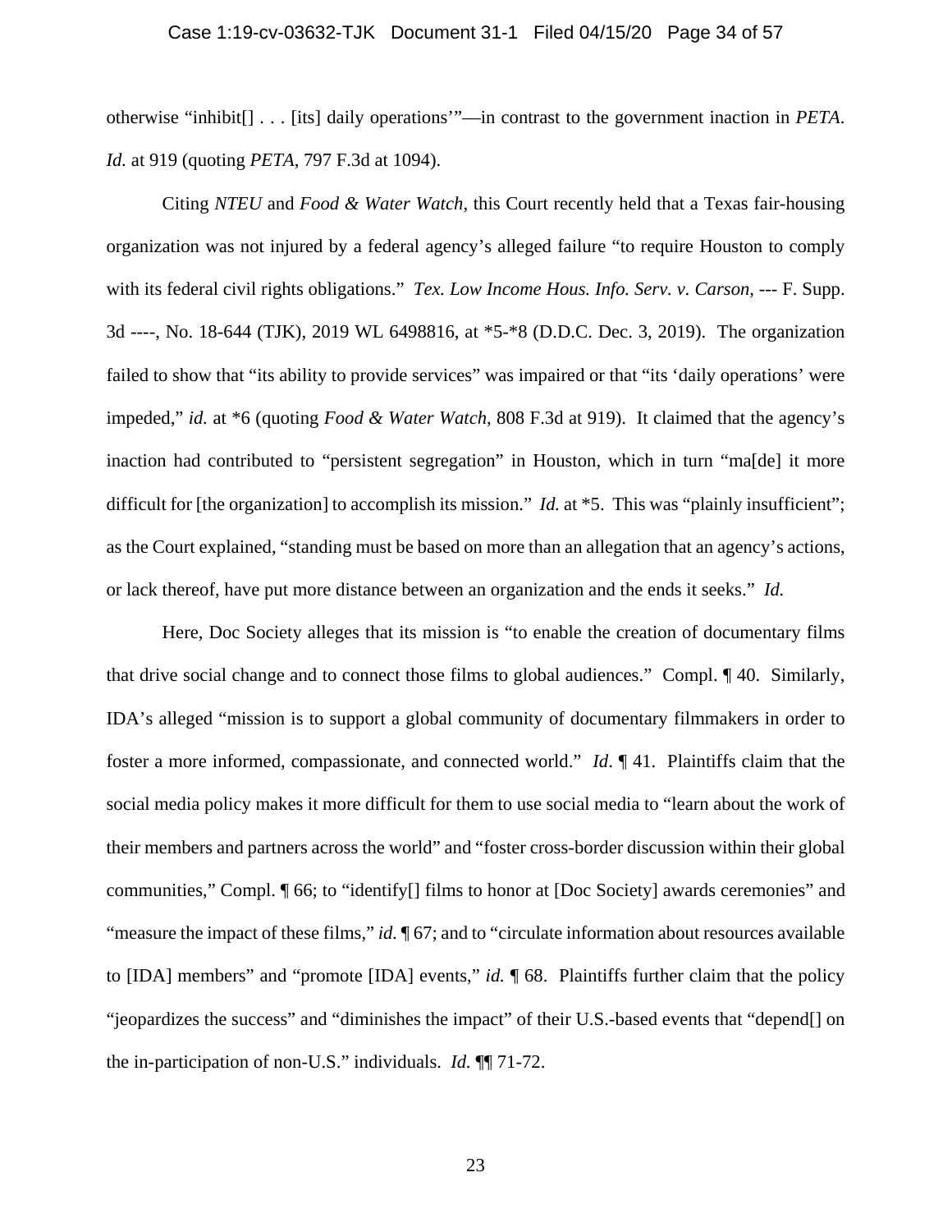otherwise "inhibit[] . . . [its] daily operations'"—in contrast to the government inaction in *PETA*. *Id.* at 919 (quoting *PETA*, 797 F.3d at 1094).

Citing *NTEU* and *Food & Water Watch*, this Court recently held that a Texas fair-housing organization was not injured by a federal agency's alleged failure "to require Houston to comply with its federal civil rights obligations." *Tex. Low Income Hous. Info. Serv. v. Carson*, --- F. Supp. 3d ----, No. 18-644 (TJK), 2019 WL 6498816, at *5-*8 (D.D.C. Dec. 3, 2019). The organization failed to show that "its ability to provide services" was impaired or that "its 'daily operations' were impeded," *id.* at *6 (quoting *Food & Water Watch*, 808 F.3d at 919). It claimed that the agency's inaction had contributed to "persistent segregation" in Houston, which in turn "ma[de] it more difficult for [the organization] to accomplish its mission." *Id.* at *5. This was "plainly insufficient"; as the Court explained, "standing must be based on more than an allegation that an agency's actions, or lack thereof, have put more distance between an organization and the ends it seeks." *Id.*

Here, Doc Society alleges that its mission is "to enable the creation of documentary films that drive social change and to connect those films to global audiences." Compl. ¶ 40. Similarly, IDA's alleged "mission is to support a global community of documentary filmmakers in order to foster a more informed, compassionate, and connected world." *Id*. ¶ 41. Plaintiffs claim that the social media policy makes it more difficult for them to use social media to "learn about the work of their members and partners across the world" and "foster cross-border discussion within their global communities," Compl. ¶ 66; to "identify[] films to honor at [Doc Society] awards ceremonies" and "measure the impact of these films," *id.* ¶ 67; and to "circulate information about resources available to [IDA] members" and "promote [IDA] events," *id.* ¶ 68. Plaintiffs further claim that the policy "jeopardizes the success" and "diminishes the impact" of their U.S.-based events that "depend[] on the in-participation of non-U.S." individuals. *Id.* ¶¶ 71-72.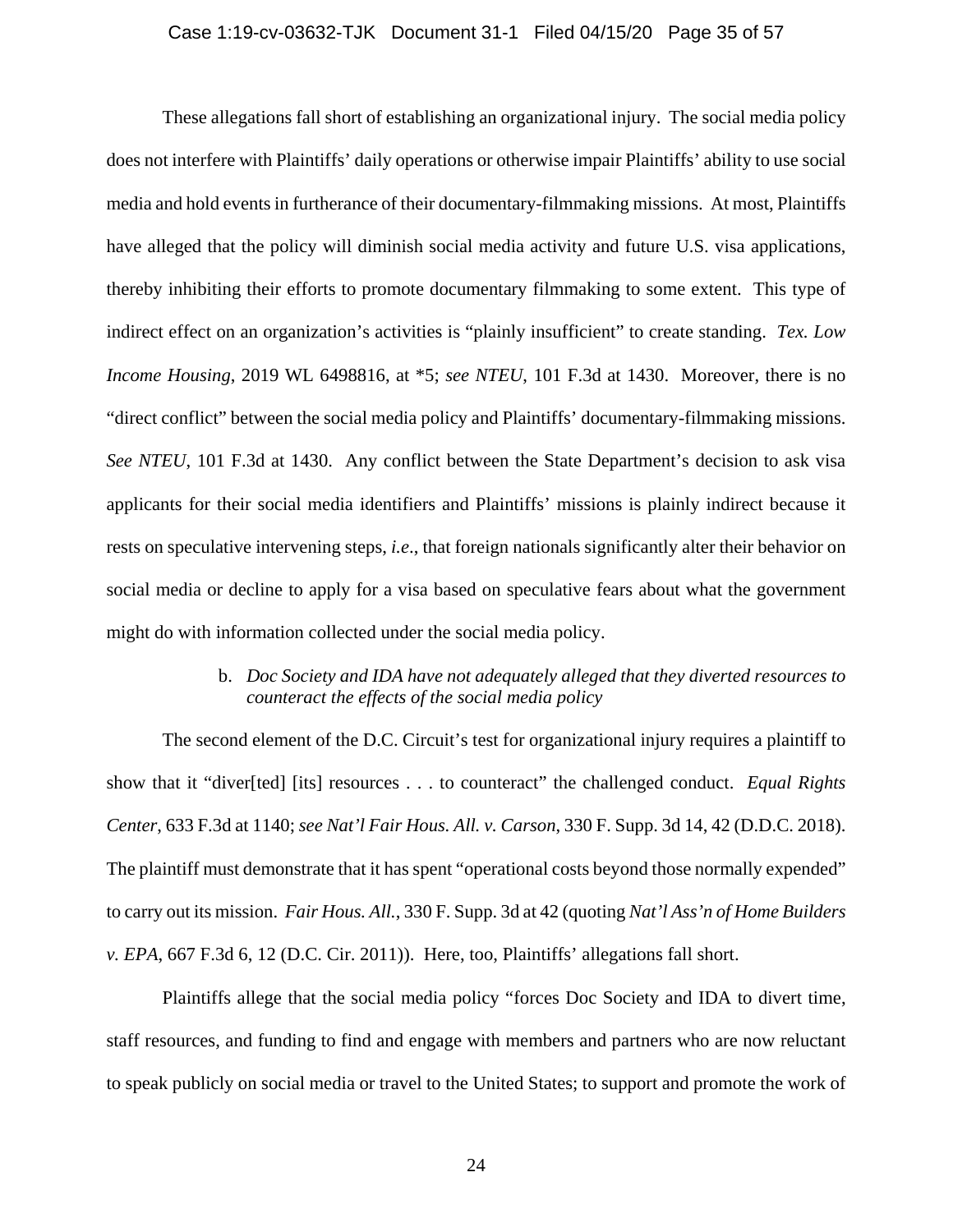These allegations fall short of establishing an organizational injury. The social media policy does not interfere with Plaintiffs' daily operations or otherwise impair Plaintiffs' ability to use social media and hold events in furtherance of their documentary-filmmaking missions. At most, Plaintiffs have alleged that the policy will diminish social media activity and future U.S. visa applications, thereby inhibiting their efforts to promote documentary filmmaking to some extent. This type of indirect effect on an organization's activities is "plainly insufficient" to create standing. *Tex. Low Income Housing*, 2019 WL 6498816, at *5; *see NTEU*, 101 F.3d at 1430. Moreover, there is no "direct conflict" between the social media policy and Plaintiffs' documentary-filmmaking missions. *See NTEU*, 101 F.3d at 1430. Any conflict between the State Department's decision to ask visa applicants for their social media identifiers and Plaintiffs' missions is plainly indirect because it rests on speculative intervening steps, *i.e.*, that foreign nationals significantly alter their behavior on social media or decline to apply for a visa based on speculative fears about what the government might do with information collected under the social media policy.

b. *Doc Society and IDA have not adequately alleged that they diverted resources to counteract the effects of the social media policy*

The second element of the D.C. Circuit's test for organizational injury requires a plaintiff to show that it "diver[ted] [its] resources . . . to counteract" the challenged conduct. *Equal Rights Center*, 633 F.3d at 1140; *see Nat'l Fair Hous. All. v. Carson*, 330 F. Supp. 3d 14, 42 (D.D.C. 2018). The plaintiff must demonstrate that it has spent "operational costs beyond those normally expended" to carry out its mission. *Fair Hous. All.*, 330 F. Supp. 3d at 42 (quoting *Nat'l Ass'n of Home Builders v. EPA*, 667 F.3d 6, 12 (D.C. Cir. 2011)). Here, too, Plaintiffs' allegations fall short.

Plaintiffs allege that the social media policy "forces Doc Society and IDA to divert time, staff resources, and funding to find and engage with members and partners who are now reluctant to speak publicly on social media or travel to the United States; to support and promote the work of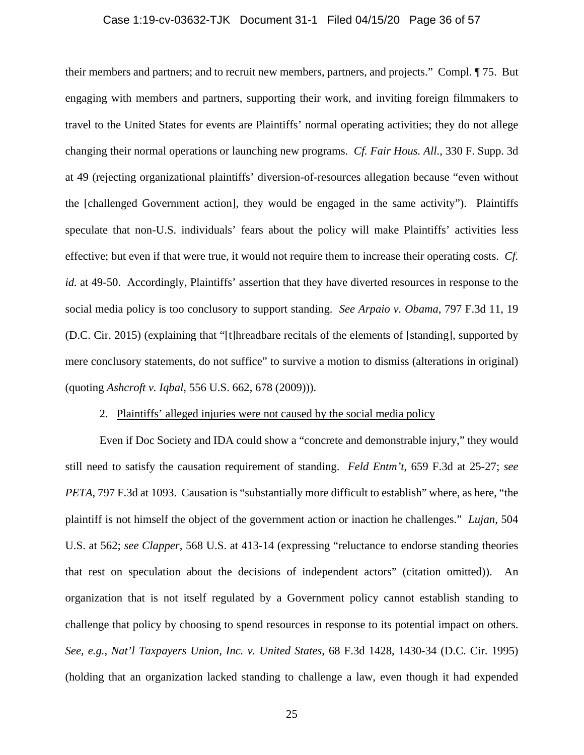their members and partners; and to recruit new members, partners, and projects." Compl. ¶ 75. But engaging with members and partners, supporting their work, and inviting foreign filmmakers to travel to the United States for events are Plaintiffs' normal operating activities; they do not allege changing their normal operations or launching new programs. *Cf. Fair Hous. All.*, 330 F. Supp. 3d at 49 (rejecting organizational plaintiffs' diversion-of-resources allegation because "even without the [challenged Government action], they would be engaged in the same activity"). Plaintiffs speculate that non-U.S. individuals' fears about the policy will make Plaintiffs' activities less effective; but even if that were true, it would not require them to increase their operating costs. *Cf. id.* at 49-50. Accordingly, Plaintiffs' assertion that they have diverted resources in response to the social media policy is too conclusory to support standing. *See Arpaio v. Obama*, 797 F.3d 11, 19 (D.C. Cir. 2015) (explaining that "[t]hreadbare recitals of the elements of [standing], supported by mere conclusory statements, do not suffice" to survive a motion to dismiss (alterations in original) (quoting *Ashcroft v. Iqbal*, 556 U.S. 662, 678 (2009))).

2. <u>Plaintiffs' alleged injuries were not caused by the social media policy</u>

Even if Doc Society and IDA could show a "concrete and demonstrable injury," they would still need to satisfy the causation requirement of standing. *Feld Entm't*, 659 F.3d at 25-27; *see PETA*, 797 F.3d at 1093. Causation is "substantially more difficult to establish" where, as here, "the plaintiff is not himself the object of the government action or inaction he challenges." *Lujan*, 504 U.S. at 562; *see Clapper*, 568 U.S. at 413-14 (expressing "reluctance to endorse standing theories that rest on speculation about the decisions of independent actors" (citation omitted)). An organization that is not itself regulated by a Government policy cannot establish standing to challenge that policy by choosing to spend resources in response to its potential impact on others. *See, e.g.*, *Nat'l Taxpayers Union, Inc. v. United States*, 68 F.3d 1428, 1430-34 (D.C. Cir. 1995) (holding that an organization lacked standing to challenge a law, even though it had expended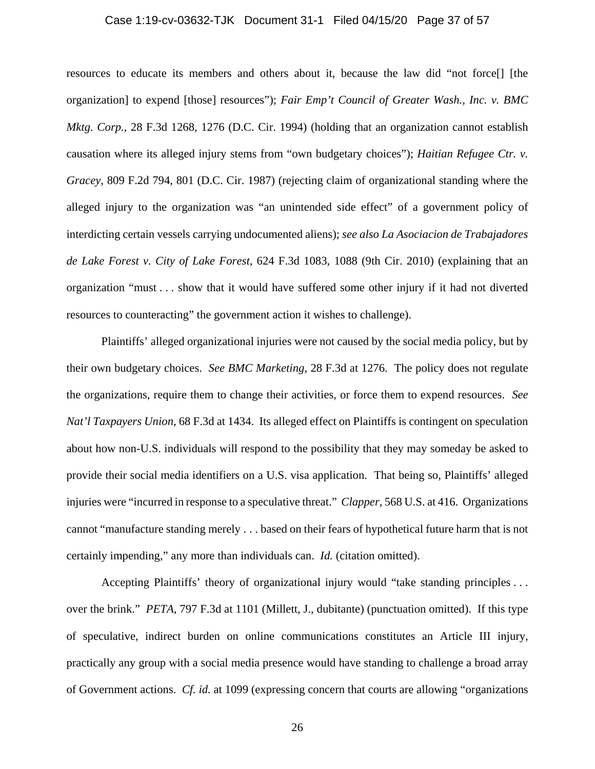resources to educate its members and others about it, because the law did "not force[] [the organization] to expend [those] resources"); *Fair Emp't Council of Greater Wash., Inc. v. BMC Mktg. Corp.*, 28 F.3d 1268, 1276 (D.C. Cir. 1994) (holding that an organization cannot establish causation where its alleged injury stems from "own budgetary choices"); *Haitian Refugee Ctr. v. Gracey*, 809 F.2d 794, 801 (D.C. Cir. 1987) (rejecting claim of organizational standing where the alleged injury to the organization was "an unintended side effect" of a government policy of interdicting certain vessels carrying undocumented aliens); *see also La Asociacion de Trabajadores de Lake Forest v. City of Lake Forest*, 624 F.3d 1083, 1088 (9th Cir. 2010) (explaining that an organization "must . . . show that it would have suffered some other injury if it had not diverted resources to counteracting" the government action it wishes to challenge).

Plaintiffs' alleged organizational injuries were not caused by the social media policy, but by their own budgetary choices. *See BMC Marketing*, 28 F.3d at 1276. The policy does not regulate the organizations, require them to change their activities, or force them to expend resources. *See Nat'l Taxpayers Union*, 68 F.3d at 1434. Its alleged effect on Plaintiffs is contingent on speculation about how non-U.S. individuals will respond to the possibility that they may someday be asked to provide their social media identifiers on a U.S. visa application. That being so, Plaintiffs' alleged injuries were "incurred in response to a speculative threat." *Clapper*, 568 U.S. at 416. Organizations cannot "manufacture standing merely . . . based on their fears of hypothetical future harm that is not certainly impending," any more than individuals can. *Id.* (citation omitted).

Accepting Plaintiffs' theory of organizational injury would "take standing principles . . . over the brink." *PETA*, 797 F.3d at 1101 (Millett, J., dubitante) (punctuation omitted). If this type of speculative, indirect burden on online communications constitutes an Article III injury, practically any group with a social media presence would have standing to challenge a broad array of Government actions. *Cf. id.* at 1099 (expressing concern that courts are allowing "organizations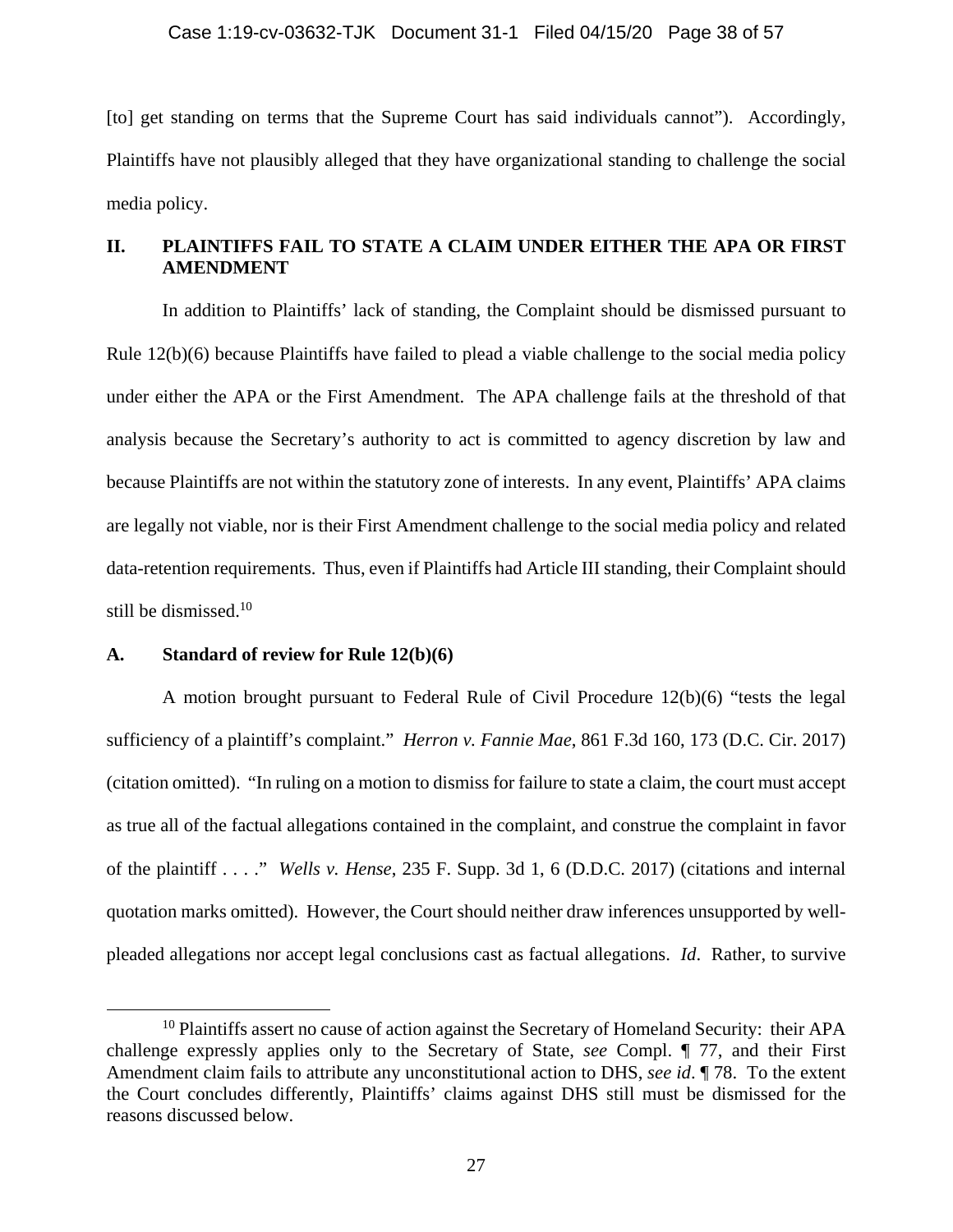[to] get standing on terms that the Supreme Court has said individuals cannot"). Accordingly, Plaintiffs have not plausibly alleged that they have organizational standing to challenge the social media policy.

## II. PLAINTIFFS FAIL TO STATE A CLAIM UNDER EITHER THE APA OR FIRST AMENDMENT

In addition to Plaintiffs' lack of standing, the Complaint should be dismissed pursuant to Rule 12(b)(6) because Plaintiffs have failed to plead a viable challenge to the social media policy under either the APA or the First Amendment. The APA challenge fails at the threshold of that analysis because the Secretary's authority to act is committed to agency discretion by law and because Plaintiffs are not within the statutory zone of interests. In any event, Plaintiffs' APA claims are legally not viable, nor is their First Amendment challenge to the social media policy and related data-retention requirements. Thus, even if Plaintiffs had Article III standing, their Complaint should still be dismissed.[10]

### A. Standard of review for Rule 12(b)(6)

A motion brought pursuant to Federal Rule of Civil Procedure 12(b)(6) "tests the legal sufficiency of a plaintiff's complaint." *Herron v. Fannie Mae*, 861 F.3d 160, 173 (D.C. Cir. 2017) (citation omitted). "In ruling on a motion to dismiss for failure to state a claim, the court must accept as true all of the factual allegations contained in the complaint, and construe the complaint in favor of the plaintiff . . . ." *Wells v. Hense*, 235 F. Supp. 3d 1, 6 (D.D.C. 2017) (citations and internal quotation marks omitted). However, the Court should neither draw inferences unsupported by well-pleaded allegations nor accept legal conclusions cast as factual allegations. *Id*. Rather, to survive

[10] Plaintiffs assert no cause of action against the Secretary of Homeland Security: their APA challenge expressly applies only to the Secretary of State, *see* Compl. ¶ 77, and their First Amendment claim fails to attribute any unconstitutional action to DHS, *see id*. ¶ 78. To the extent the Court concludes differently, Plaintiffs' claims against DHS still must be dismissed for the reasons discussed below.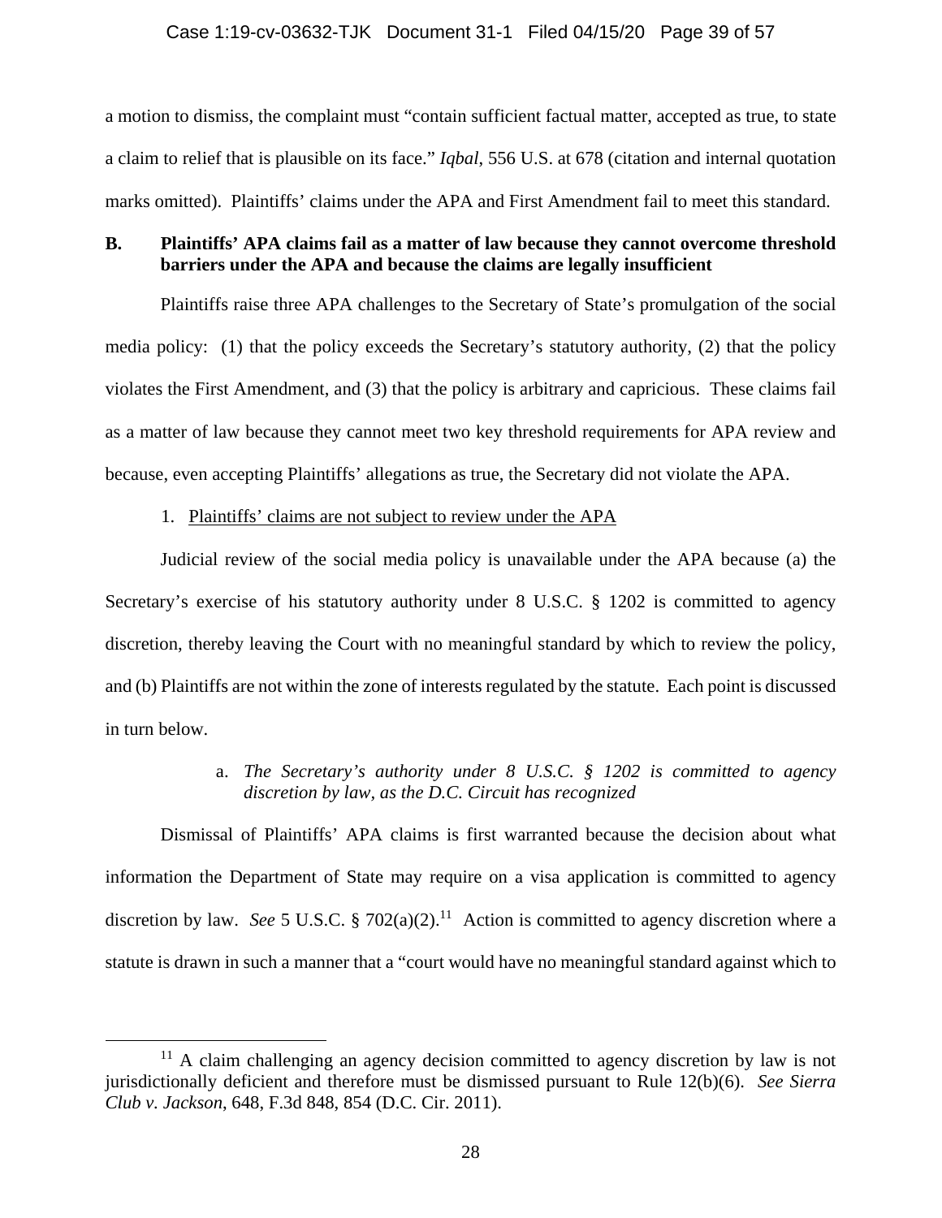a motion to dismiss, the complaint must "contain sufficient factual matter, accepted as true, to state a claim to relief that is plausible on its face." *Iqbal*, 556 U.S. at 678 (citation and internal quotation marks omitted). Plaintiffs' claims under the APA and First Amendment fail to meet this standard.

**B. Plaintiffs' APA claims fail as a matter of law because they cannot overcome threshold barriers under the APA and because the claims are legally insufficient**

Plaintiffs raise three APA challenges to the Secretary of State's promulgation of the social media policy: (1) that the policy exceeds the Secretary's statutory authority, (2) that the policy violates the First Amendment, and (3) that the policy is arbitrary and capricious. These claims fail as a matter of law because they cannot meet two key threshold requirements for APA review and because, even accepting Plaintiffs' allegations as true, the Secretary did not violate the APA.

1. Plaintiffs' claims are not subject to review under the APA

Judicial review of the social media policy is unavailable under the APA because (a) the Secretary's exercise of his statutory authority under 8 U.S.C. § 1202 is committed to agency discretion, thereby leaving the Court with no meaningful standard by which to review the policy, and (b) Plaintiffs are not within the zone of interests regulated by the statute. Each point is discussed in turn below.

a. *The Secretary's authority under 8 U.S.C. § 1202 is committed to agency discretion by law, as the D.C. Circuit has recognized*

Dismissal of Plaintiffs' APA claims is first warranted because the decision about what information the Department of State may require on a visa application is committed to agency discretion by law. *See* 5 U.S.C. § 702(a)(2).[11] Action is committed to agency discretion where a statute is drawn in such a manner that a "court would have no meaningful standard against which to

[11] A claim challenging an agency decision committed to agency discretion by law is not jurisdictionally deficient and therefore must be dismissed pursuant to Rule 12(b)(6). *See Sierra Club v. Jackson*, 648, F.3d 848, 854 (D.C. Cir. 2011).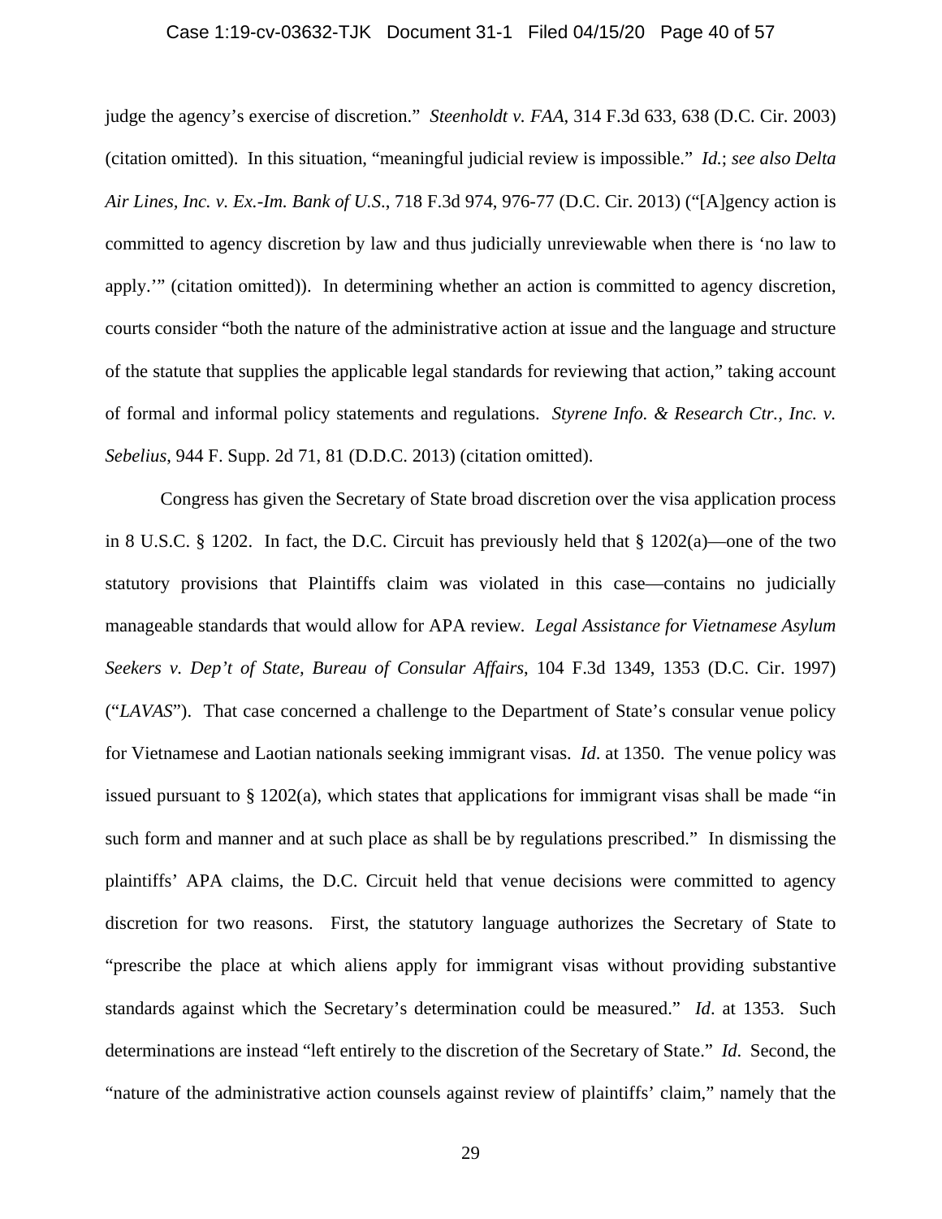judge the agency's exercise of discretion." *Steenholdt v. FAA*, 314 F.3d 633, 638 (D.C. Cir. 2003) (citation omitted). In this situation, "meaningful judicial review is impossible." *Id.*; *see also Delta Air Lines, Inc. v. Ex.-Im. Bank of U.S.*, 718 F.3d 974, 976-77 (D.C. Cir. 2013) ("[A]gency action is committed to agency discretion by law and thus judicially unreviewable when there is 'no law to apply.'" (citation omitted)). In determining whether an action is committed to agency discretion, courts consider "both the nature of the administrative action at issue and the language and structure of the statute that supplies the applicable legal standards for reviewing that action," taking account of formal and informal policy statements and regulations. *Styrene Info. & Research Ctr., Inc. v. Sebelius*, 944 F. Supp. 2d 71, 81 (D.D.C. 2013) (citation omitted).

Congress has given the Secretary of State broad discretion over the visa application process in 8 U.S.C. § 1202. In fact, the D.C. Circuit has previously held that § 1202(a)—one of the two statutory provisions that Plaintiffs claim was violated in this case—contains no judicially manageable standards that would allow for APA review. *Legal Assistance for Vietnamese Asylum Seekers v. Dep't of State, Bureau of Consular Affairs*, 104 F.3d 1349, 1353 (D.C. Cir. 1997) ("*LAVAS*"). That case concerned a challenge to the Department of State's consular venue policy for Vietnamese and Laotian nationals seeking immigrant visas. *Id*. at 1350. The venue policy was issued pursuant to § 1202(a), which states that applications for immigrant visas shall be made "in such form and manner and at such place as shall be by regulations prescribed." In dismissing the plaintiffs' APA claims, the D.C. Circuit held that venue decisions were committed to agency discretion for two reasons. First, the statutory language authorizes the Secretary of State to "prescribe the place at which aliens apply for immigrant visas without providing substantive standards against which the Secretary's determination could be measured." *Id*. at 1353. Such determinations are instead "left entirely to the discretion of the Secretary of State." *Id*. Second, the "nature of the administrative action counsels against review of plaintiffs' claim," namely that the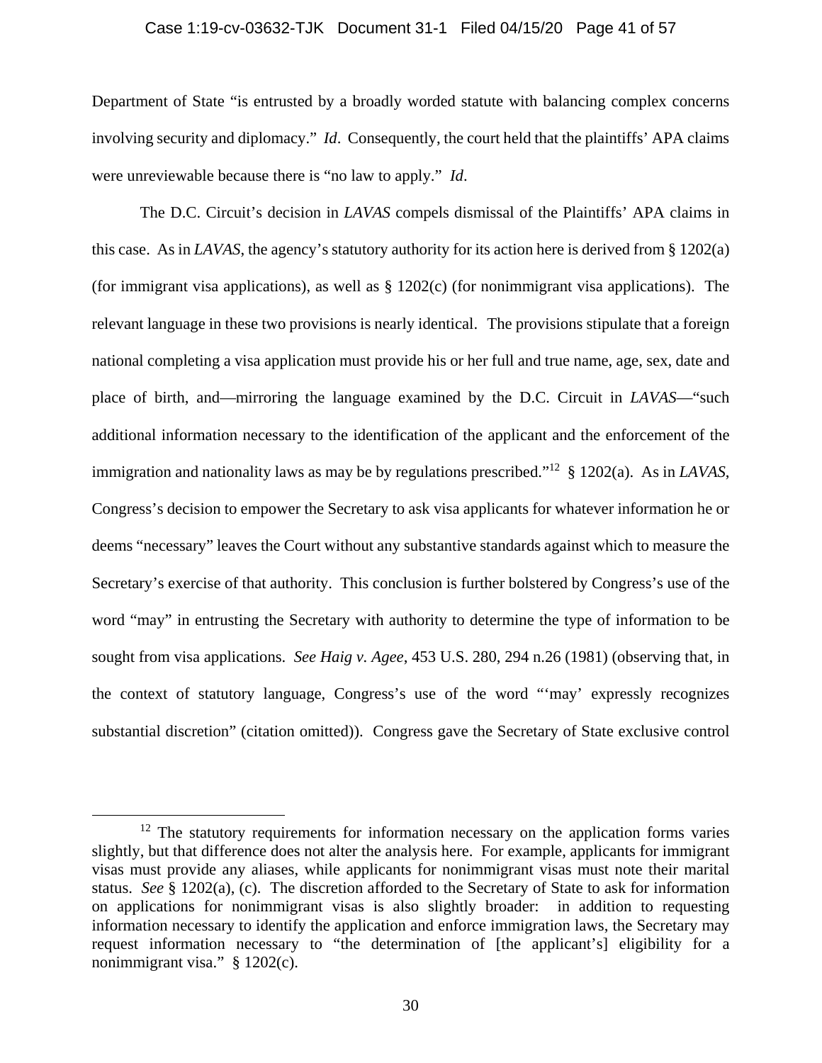Department of State "is entrusted by a broadly worded statute with balancing complex concerns involving security and diplomacy." *Id*. Consequently, the court held that the plaintiffs' APA claims were unreviewable because there is "no law to apply." *Id*.

The D.C. Circuit's decision in *LAVAS* compels dismissal of the Plaintiffs' APA claims in this case. As in *LAVAS*, the agency's statutory authority for its action here is derived from § 1202(a) (for immigrant visa applications), as well as § 1202(c) (for nonimmigrant visa applications). The relevant language in these two provisions is nearly identical. The provisions stipulate that a foreign national completing a visa application must provide his or her full and true name, age, sex, date and place of birth, and—mirroring the language examined by the D.C. Circuit in *LAVAS*—"such additional information necessary to the identification of the applicant and the enforcement of the immigration and nationality laws as may be by regulations prescribed."[12] § 1202(a). As in *LAVAS*, Congress's decision to empower the Secretary to ask visa applicants for whatever information he or deems "necessary" leaves the Court without any substantive standards against which to measure the Secretary's exercise of that authority. This conclusion is further bolstered by Congress's use of the word "may" in entrusting the Secretary with authority to determine the type of information to be sought from visa applications. *See Haig v. Agee*, 453 U.S. 280, 294 n.26 (1981) (observing that, in the context of statutory language, Congress's use of the word "'may' expressly recognizes substantial discretion" (citation omitted)). Congress gave the Secretary of State exclusive control

[12] The statutory requirements for information necessary on the application forms varies slightly, but that difference does not alter the analysis here. For example, applicants for immigrant visas must provide any aliases, while applicants for nonimmigrant visas must note their marital status. *See* § 1202(a), (c). The discretion afforded to the Secretary of State to ask for information on applications for nonimmigrant visas is also slightly broader: in addition to requesting information necessary to identify the application and enforce immigration laws, the Secretary may request information necessary to "the determination of [the applicant's] eligibility for a nonimmigrant visa." § 1202(c).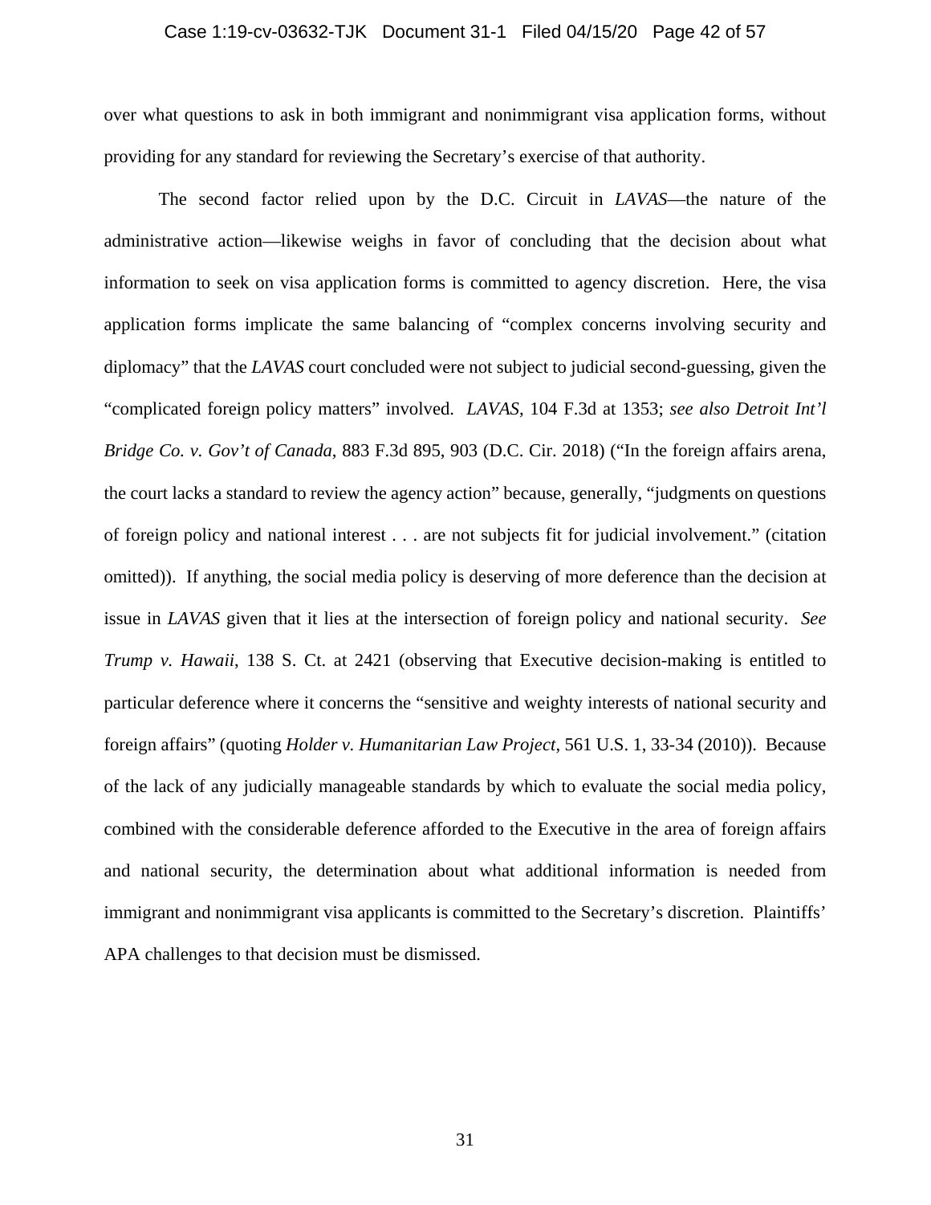over what questions to ask in both immigrant and nonimmigrant visa application forms, without providing for any standard for reviewing the Secretary's exercise of that authority.

The second factor relied upon by the D.C. Circuit in *LAVAS*—the nature of the administrative action—likewise weighs in favor of concluding that the decision about what information to seek on visa application forms is committed to agency discretion. Here, the visa application forms implicate the same balancing of "complex concerns involving security and diplomacy" that the *LAVAS* court concluded were not subject to judicial second-guessing, given the "complicated foreign policy matters" involved. *LAVAS*, 104 F.3d at 1353; *see also Detroit Int'l Bridge Co. v. Gov't of Canada*, 883 F.3d 895, 903 (D.C. Cir. 2018) ("In the foreign affairs arena, the court lacks a standard to review the agency action" because, generally, "judgments on questions of foreign policy and national interest . . . are not subjects fit for judicial involvement." (citation omitted)). If anything, the social media policy is deserving of more deference than the decision at issue in *LAVAS* given that it lies at the intersection of foreign policy and national security. *See Trump v. Hawaii*, 138 S. Ct. at 2421 (observing that Executive decision-making is entitled to particular deference where it concerns the "sensitive and weighty interests of national security and foreign affairs" (quoting *Holder v. Humanitarian Law Project*, 561 U.S. 1, 33-34 (2010)). Because of the lack of any judicially manageable standards by which to evaluate the social media policy, combined with the considerable deference afforded to the Executive in the area of foreign affairs and national security, the determination about what additional information is needed from immigrant and nonimmigrant visa applicants is committed to the Secretary's discretion. Plaintiffs' APA challenges to that decision must be dismissed.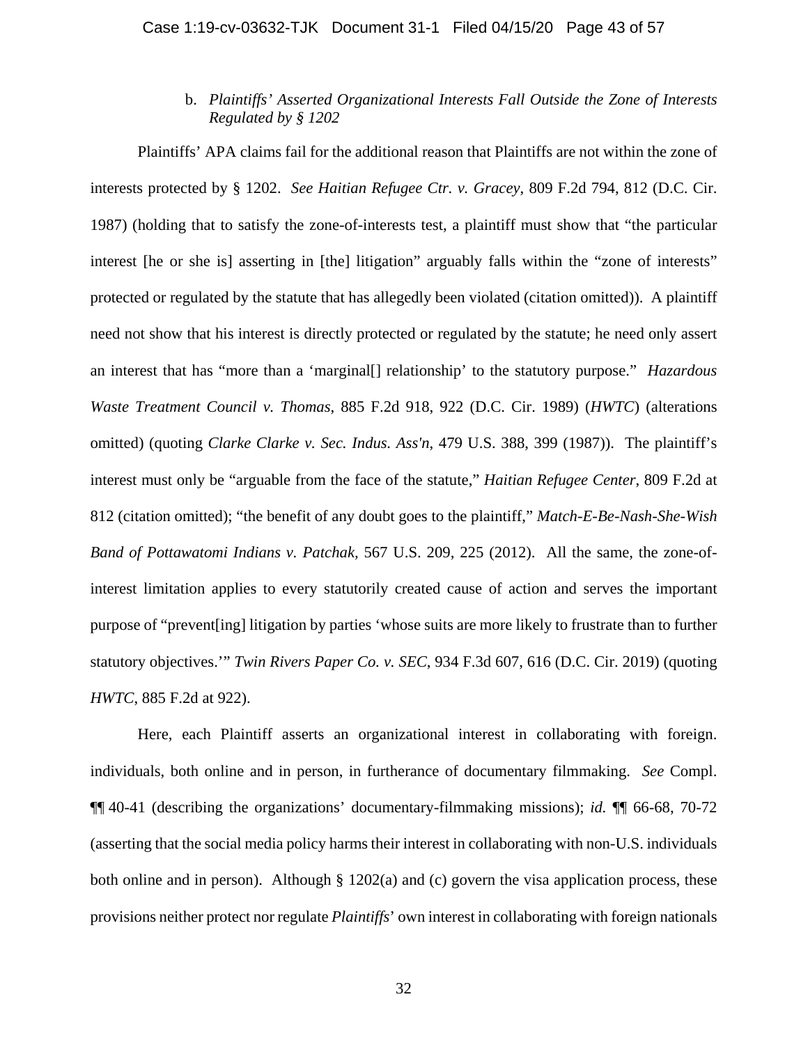b. *Plaintiffs' Asserted Organizational Interests Fall Outside the Zone of Interests Regulated by § 1202*

Plaintiffs' APA claims fail for the additional reason that Plaintiffs are not within the zone of interests protected by § 1202. *See Haitian Refugee Ctr. v. Gracey*, 809 F.2d 794, 812 (D.C. Cir. 1987) (holding that to satisfy the zone-of-interests test, a plaintiff must show that "the particular interest [he or she is] asserting in [the] litigation" arguably falls within the "zone of interests" protected or regulated by the statute that has allegedly been violated (citation omitted)). A plaintiff need not show that his interest is directly protected or regulated by the statute; he need only assert an interest that has "more than a 'marginal[] relationship' to the statutory purpose." *Hazardous Waste Treatment Council v. Thomas*, 885 F.2d 918, 922 (D.C. Cir. 1989) (*HWTC*) (alterations omitted) (quoting *Clarke Clarke v. Sec. Indus. Ass'n*, 479 U.S. 388, 399 (1987)). The plaintiff's interest must only be "arguable from the face of the statute," *Haitian Refugee Center*, 809 F.2d at 812 (citation omitted); "the benefit of any doubt goes to the plaintiff," *Match-E-Be-Nash-She-Wish Band of Pottawatomi Indians v. Patchak,* 567 U.S. 209, 225 (2012). All the same, the zone-of-interest limitation applies to every statutorily created cause of action and serves the important purpose of "prevent[ing] litigation by parties 'whose suits are more likely to frustrate than to further statutory objectives.'" *Twin Rivers Paper Co. v. SEC*, 934 F.3d 607, 616 (D.C. Cir. 2019) (quoting *HWTC*, 885 F.2d at 922).

Here, each Plaintiff asserts an organizational interest in collaborating with foreign. individuals, both online and in person, in furtherance of documentary filmmaking. *See* Compl. ¶¶ 40-41 (describing the organizations' documentary-filmmaking missions); *id.* ¶¶ 66-68, 70-72 (asserting that the social media policy harms their interest in collaborating with non-U.S. individuals both online and in person). Although § 1202(a) and (c) govern the visa application process, these provisions neither protect nor regulate *Plaintiffs*' own interest in collaborating with foreign nationals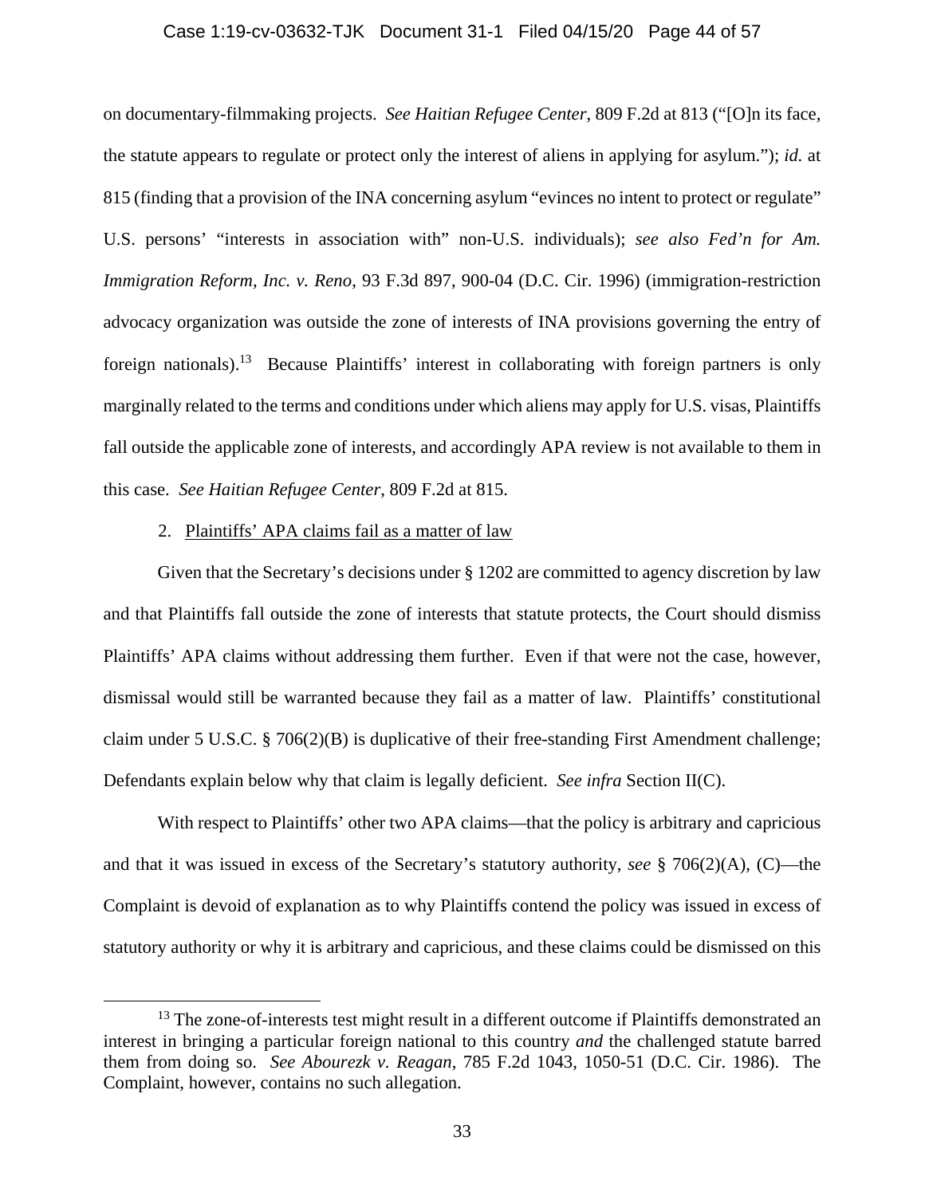on documentary-filmmaking projects. *See Haitian Refugee Center*, 809 F.2d at 813 ("[O]n its face, the statute appears to regulate or protect only the interest of aliens in applying for asylum."); *id.* at 815 (finding that a provision of the INA concerning asylum "evinces no intent to protect or regulate" U.S. persons' "interests in association with" non-U.S. individuals); *see also Fed'n for Am. Immigration Reform, Inc. v. Reno*, 93 F.3d 897, 900-04 (D.C. Cir. 1996) (immigration-restriction advocacy organization was outside the zone of interests of INA provisions governing the entry of foreign nationals).[13] Because Plaintiffs' interest in collaborating with foreign partners is only marginally related to the terms and conditions under which aliens may apply for U.S. visas, Plaintiffs fall outside the applicable zone of interests, and accordingly APA review is not available to them in this case. *See Haitian Refugee Center*, 809 F.2d at 815.

2. Plaintiffs' APA claims fail as a matter of law

Given that the Secretary's decisions under § 1202 are committed to agency discretion by law and that Plaintiffs fall outside the zone of interests that statute protects, the Court should dismiss Plaintiffs' APA claims without addressing them further. Even if that were not the case, however, dismissal would still be warranted because they fail as a matter of law. Plaintiffs' constitutional claim under 5 U.S.C. § 706(2)(B) is duplicative of their free-standing First Amendment challenge; Defendants explain below why that claim is legally deficient. *See infra* Section II(C).

With respect to Plaintiffs' other two APA claims—that the policy is arbitrary and capricious and that it was issued in excess of the Secretary's statutory authority, *see* § 706(2)(A), (C)—the Complaint is devoid of explanation as to why Plaintiffs contend the policy was issued in excess of statutory authority or why it is arbitrary and capricious, and these claims could be dismissed on this

[13] The zone-of-interests test might result in a different outcome if Plaintiffs demonstrated an interest in bringing a particular foreign national to this country *and* the challenged statute barred them from doing so. *See Abourezk v. Reagan*, 785 F.2d 1043, 1050-51 (D.C. Cir. 1986). The Complaint, however, contains no such allegation.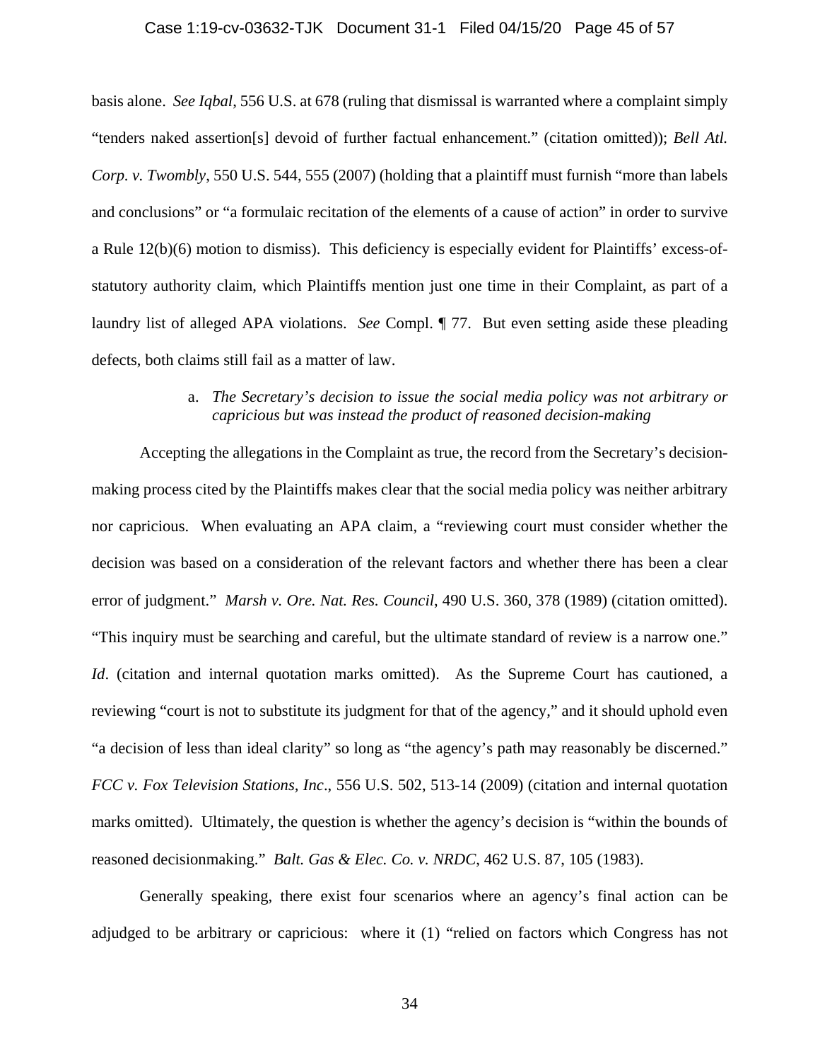basis alone. *See Iqbal*, 556 U.S. at 678 (ruling that dismissal is warranted where a complaint simply "tenders naked assertion[s] devoid of further factual enhancement." (citation omitted)); *Bell Atl. Corp. v. Twombly*, 550 U.S. 544, 555 (2007) (holding that a plaintiff must furnish "more than labels and conclusions" or "a formulaic recitation of the elements of a cause of action" in order to survive a Rule 12(b)(6) motion to dismiss). This deficiency is especially evident for Plaintiffs' excess-of-statutory authority claim, which Plaintiffs mention just one time in their Complaint, as part of a laundry list of alleged APA violations. *See* Compl. ¶ 77. But even setting aside these pleading defects, both claims still fail as a matter of law.

a. *The Secretary's decision to issue the social media policy was not arbitrary or capricious but was instead the product of reasoned decision-making*

Accepting the allegations in the Complaint as true, the record from the Secretary's decision-making process cited by the Plaintiffs makes clear that the social media policy was neither arbitrary nor capricious. When evaluating an APA claim, a "reviewing court must consider whether the decision was based on a consideration of the relevant factors and whether there has been a clear error of judgment." *Marsh v. Ore. Nat. Res. Council*, 490 U.S. 360, 378 (1989) (citation omitted). "This inquiry must be searching and careful, but the ultimate standard of review is a narrow one." *Id*. (citation and internal quotation marks omitted). As the Supreme Court has cautioned, a reviewing "court is not to substitute its judgment for that of the agency," and it should uphold even "a decision of less than ideal clarity" so long as "the agency's path may reasonably be discerned." *FCC v. Fox Television Stations, Inc*., 556 U.S. 502, 513-14 (2009) (citation and internal quotation marks omitted). Ultimately, the question is whether the agency's decision is "within the bounds of reasoned decisionmaking." *Balt. Gas & Elec. Co. v. NRDC*, 462 U.S. 87, 105 (1983).

Generally speaking, there exist four scenarios where an agency's final action can be adjudged to be arbitrary or capricious: where it (1) "relied on factors which Congress has not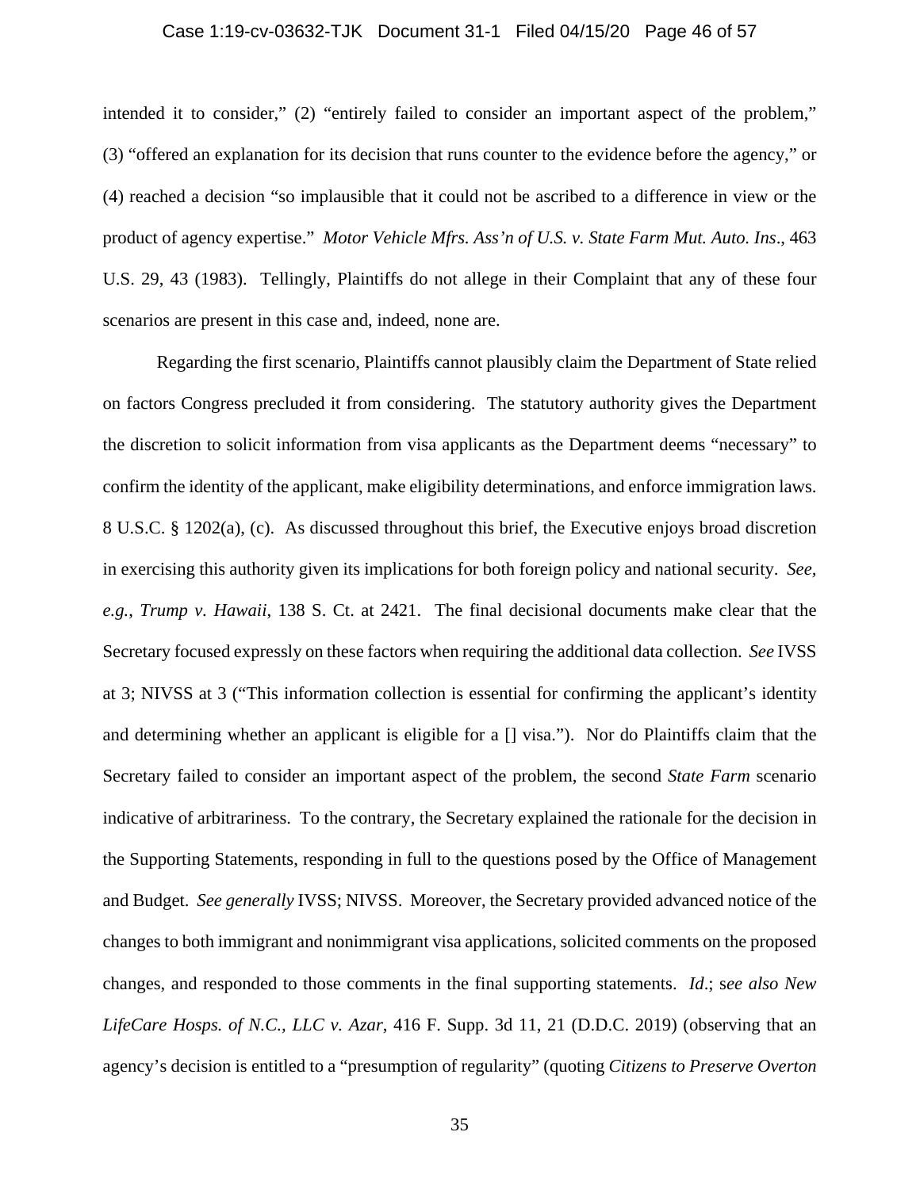intended it to consider," (2) "entirely failed to consider an important aspect of the problem," (3) "offered an explanation for its decision that runs counter to the evidence before the agency," or (4) reached a decision "so implausible that it could not be ascribed to a difference in view or the product of agency expertise." *Motor Vehicle Mfrs. Ass'n of U.S. v. State Farm Mut. Auto. Ins*., 463 U.S. 29, 43 (1983). Tellingly, Plaintiffs do not allege in their Complaint that any of these four scenarios are present in this case and, indeed, none are.

Regarding the first scenario, Plaintiffs cannot plausibly claim the Department of State relied on factors Congress precluded it from considering. The statutory authority gives the Department the discretion to solicit information from visa applicants as the Department deems "necessary" to confirm the identity of the applicant, make eligibility determinations, and enforce immigration laws. 8 U.S.C. § 1202(a), (c). As discussed throughout this brief, the Executive enjoys broad discretion in exercising this authority given its implications for both foreign policy and national security. *See, e.g.*, *Trump v. Hawaii*, 138 S. Ct. at 2421. The final decisional documents make clear that the Secretary focused expressly on these factors when requiring the additional data collection. *See* IVSS at 3; NIVSS at 3 ("This information collection is essential for confirming the applicant's identity and determining whether an applicant is eligible for a [] visa."). Nor do Plaintiffs claim that the Secretary failed to consider an important aspect of the problem, the second *State Farm* scenario indicative of arbitrariness. To the contrary, the Secretary explained the rationale for the decision in the Supporting Statements, responding in full to the questions posed by the Office of Management and Budget. *See generally* IVSS; NIVSS. Moreover, the Secretary provided advanced notice of the changes to both immigrant and nonimmigrant visa applications, solicited comments on the proposed changes, and responded to those comments in the final supporting statements. *Id*.; s*ee also New LifeCare Hosps. of N.C., LLC v. Azar*, 416 F. Supp. 3d 11, 21 (D.D.C. 2019) (observing that an agency's decision is entitled to a "presumption of regularity" (quoting *Citizens to Preserve Overton*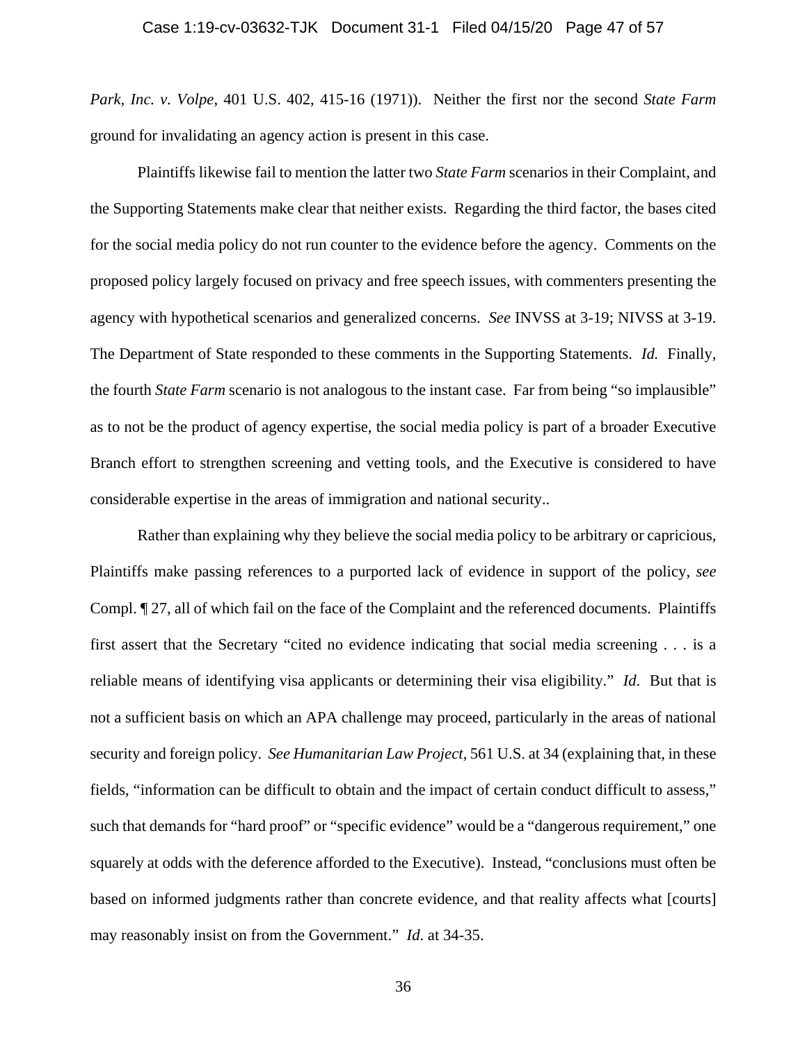*Park, Inc. v. Volpe*, 401 U.S. 402, 415-16 (1971)). Neither the first nor the second *State Farm* ground for invalidating an agency action is present in this case.

Plaintiffs likewise fail to mention the latter two *State Farm* scenarios in their Complaint, and the Supporting Statements make clear that neither exists. Regarding the third factor, the bases cited for the social media policy do not run counter to the evidence before the agency. Comments on the proposed policy largely focused on privacy and free speech issues, with commenters presenting the agency with hypothetical scenarios and generalized concerns. *See* INVSS at 3-19; NIVSS at 3-19. The Department of State responded to these comments in the Supporting Statements. *Id.* Finally, the fourth *State Farm* scenario is not analogous to the instant case. Far from being "so implausible" as to not be the product of agency expertise, the social media policy is part of a broader Executive Branch effort to strengthen screening and vetting tools, and the Executive is considered to have considerable expertise in the areas of immigration and national security..

Rather than explaining why they believe the social media policy to be arbitrary or capricious, Plaintiffs make passing references to a purported lack of evidence in support of the policy, *see* Compl. ¶ 27, all of which fail on the face of the Complaint and the referenced documents. Plaintiffs first assert that the Secretary "cited no evidence indicating that social media screening . . . is a reliable means of identifying visa applicants or determining their visa eligibility." *Id*. But that is not a sufficient basis on which an APA challenge may proceed, particularly in the areas of national security and foreign policy. *See Humanitarian Law Project*, 561 U.S. at 34 (explaining that, in these fields, "information can be difficult to obtain and the impact of certain conduct difficult to assess," such that demands for "hard proof" or "specific evidence" would be a "dangerous requirement," one squarely at odds with the deference afforded to the Executive). Instead, "conclusions must often be based on informed judgments rather than concrete evidence, and that reality affects what [courts] may reasonably insist on from the Government." *Id.* at 34-35.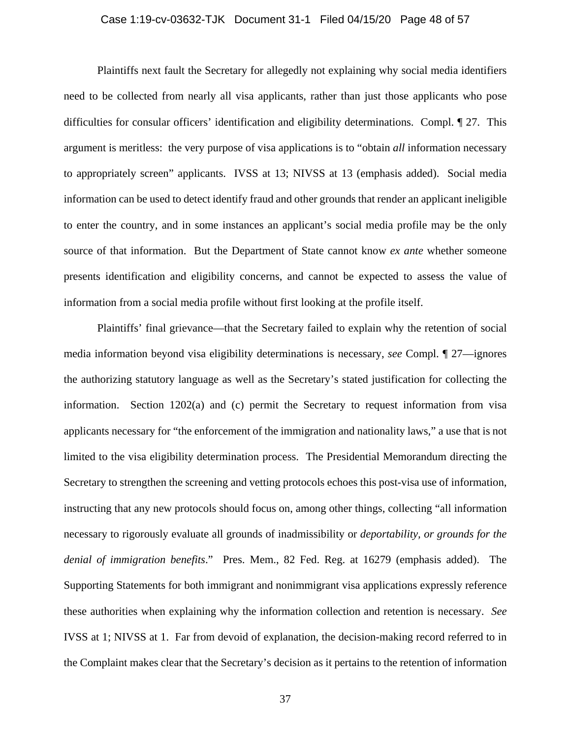Plaintiffs next fault the Secretary for allegedly not explaining why social media identifiers need to be collected from nearly all visa applicants, rather than just those applicants who pose difficulties for consular officers' identification and eligibility determinations. Compl. ¶ 27. This argument is meritless: the very purpose of visa applications is to "obtain *all* information necessary to appropriately screen" applicants. IVSS at 13; NIVSS at 13 (emphasis added). Social media information can be used to detect identify fraud and other grounds that render an applicant ineligible to enter the country, and in some instances an applicant's social media profile may be the only source of that information. But the Department of State cannot know *ex ante* whether someone presents identification and eligibility concerns, and cannot be expected to assess the value of information from a social media profile without first looking at the profile itself.

Plaintiffs' final grievance—that the Secretary failed to explain why the retention of social media information beyond visa eligibility determinations is necessary, *see* Compl. ¶ 27—ignores the authorizing statutory language as well as the Secretary's stated justification for collecting the information. Section 1202(a) and (c) permit the Secretary to request information from visa applicants necessary for "the enforcement of the immigration and nationality laws," a use that is not limited to the visa eligibility determination process. The Presidential Memorandum directing the Secretary to strengthen the screening and vetting protocols echoes this post-visa use of information, instructing that any new protocols should focus on, among other things, collecting "all information necessary to rigorously evaluate all grounds of inadmissibility or *deportability, or grounds for the denial of immigration benefits*." Pres. Mem., 82 Fed. Reg. at 16279 (emphasis added). The Supporting Statements for both immigrant and nonimmigrant visa applications expressly reference these authorities when explaining why the information collection and retention is necessary. *See* IVSS at 1; NIVSS at 1. Far from devoid of explanation, the decision-making record referred to in the Complaint makes clear that the Secretary's decision as it pertains to the retention of information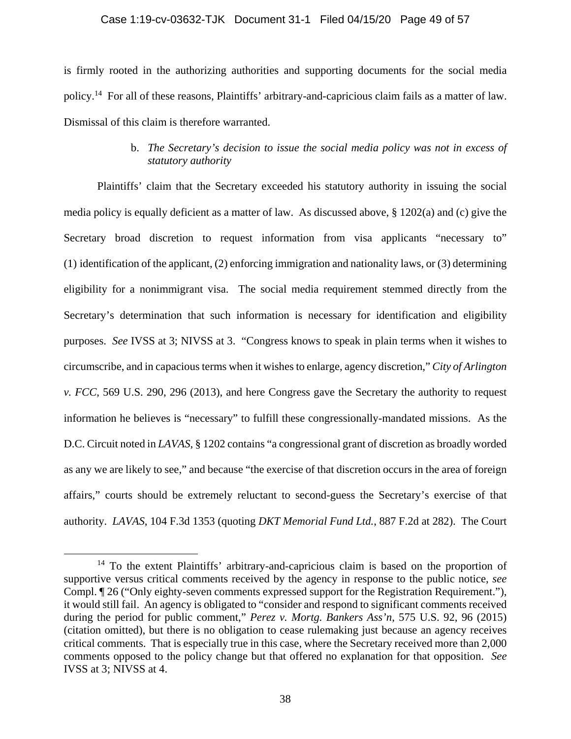is firmly rooted in the authorizing authorities and supporting documents for the social media policy.[14] For all of these reasons, Plaintiffs' arbitrary-and-capricious claim fails as a matter of law. Dismissal of this claim is therefore warranted.

b. *The Secretary's decision to issue the social media policy was not in excess of statutory authority*

Plaintiffs' claim that the Secretary exceeded his statutory authority in issuing the social media policy is equally deficient as a matter of law. As discussed above, § 1202(a) and (c) give the Secretary broad discretion to request information from visa applicants "necessary to" (1) identification of the applicant, (2) enforcing immigration and nationality laws, or (3) determining eligibility for a nonimmigrant visa. The social media requirement stemmed directly from the Secretary's determination that such information is necessary for identification and eligibility purposes. *See* IVSS at 3; NIVSS at 3. "Congress knows to speak in plain terms when it wishes to circumscribe, and in capacious terms when it wishes to enlarge, agency discretion," *City of Arlington v. FCC*, 569 U.S. 290, 296 (2013), and here Congress gave the Secretary the authority to request information he believes is "necessary" to fulfill these congressionally-mandated missions. As the D.C. Circuit noted in *LAVAS*, § 1202 contains "a congressional grant of discretion as broadly worded as any we are likely to see," and because "the exercise of that discretion occurs in the area of foreign affairs," courts should be extremely reluctant to second-guess the Secretary's exercise of that authority. *LAVAS*, 104 F.3d 1353 (quoting *DKT Memorial Fund Ltd.*, 887 F.2d at 282). The Court

[14] To the extent Plaintiffs' arbitrary-and-capricious claim is based on the proportion of supportive versus critical comments received by the agency in response to the public notice, *see* Compl. ¶ 26 ("Only eighty-seven comments expressed support for the Registration Requirement."), it would still fail. An agency is obligated to "consider and respond to significant comments received during the period for public comment," *Perez v. Mortg. Bankers Ass'n*, 575 U.S. 92, 96 (2015) (citation omitted), but there is no obligation to cease rulemaking just because an agency receives critical comments. That is especially true in this case, where the Secretary received more than 2,000 comments opposed to the policy change but that offered no explanation for that opposition. *See* IVSS at 3; NIVSS at 4.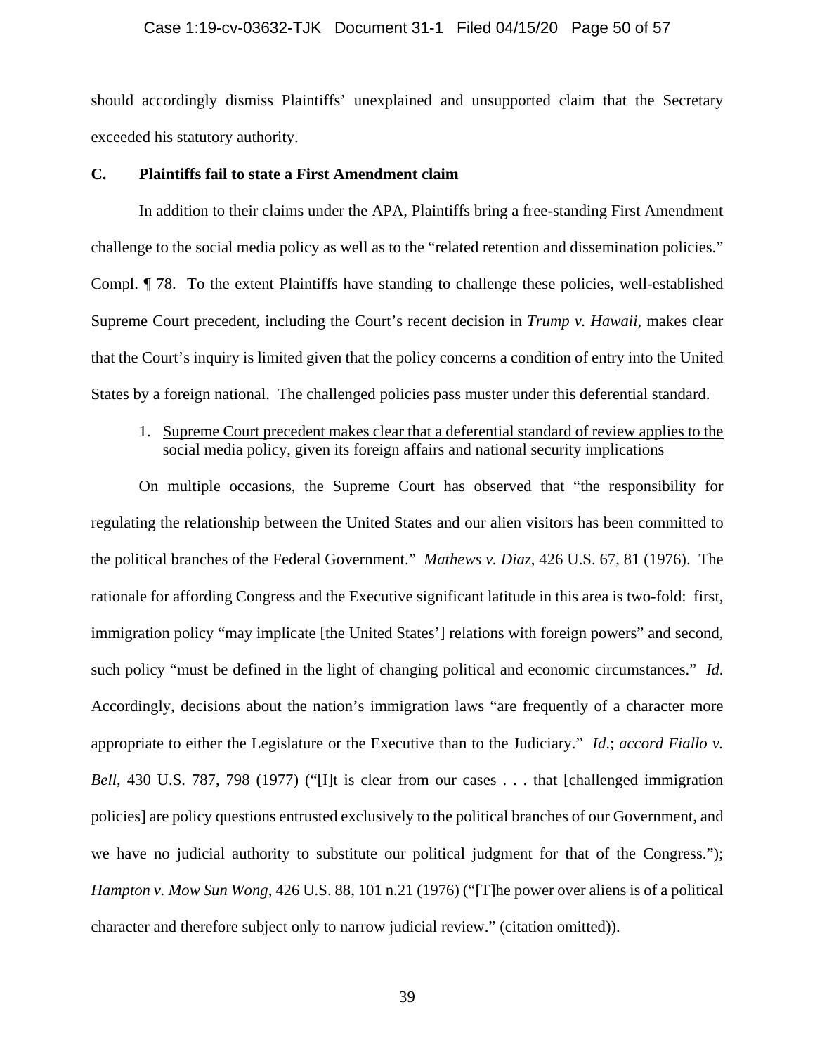should accordingly dismiss Plaintiffs' unexplained and unsupported claim that the Secretary exceeded his statutory authority.

### C. Plaintiffs fail to state a First Amendment claim

In addition to their claims under the APA, Plaintiffs bring a free-standing First Amendment challenge to the social media policy as well as to the "related retention and dissemination policies." Compl. ¶ 78. To the extent Plaintiffs have standing to challenge these policies, well-established Supreme Court precedent, including the Court's recent decision in *Trump v. Hawaii*, makes clear that the Court's inquiry is limited given that the policy concerns a condition of entry into the United States by a foreign national. The challenged policies pass muster under this deferential standard.

1. Supreme Court precedent makes clear that a deferential standard of review applies to the social media policy, given its foreign affairs and national security implications

On multiple occasions, the Supreme Court has observed that "the responsibility for regulating the relationship between the United States and our alien visitors has been committed to the political branches of the Federal Government." *Mathews v. Diaz*, 426 U.S. 67, 81 (1976). The rationale for affording Congress and the Executive significant latitude in this area is two-fold: first, immigration policy "may implicate [the United States'] relations with foreign powers" and second, such policy "must be defined in the light of changing political and economic circumstances." *Id*. Accordingly, decisions about the nation's immigration laws "are frequently of a character more appropriate to either the Legislature or the Executive than to the Judiciary." *Id*.; *accord Fiallo v. Bell*, 430 U.S. 787, 798 (1977) ("[I]t is clear from our cases . . . that [challenged immigration policies] are policy questions entrusted exclusively to the political branches of our Government, and we have no judicial authority to substitute our political judgment for that of the Congress."); *Hampton v. Mow Sun Wong*, 426 U.S. 88, 101 n.21 (1976) ("[T]he power over aliens is of a political character and therefore subject only to narrow judicial review." (citation omitted)).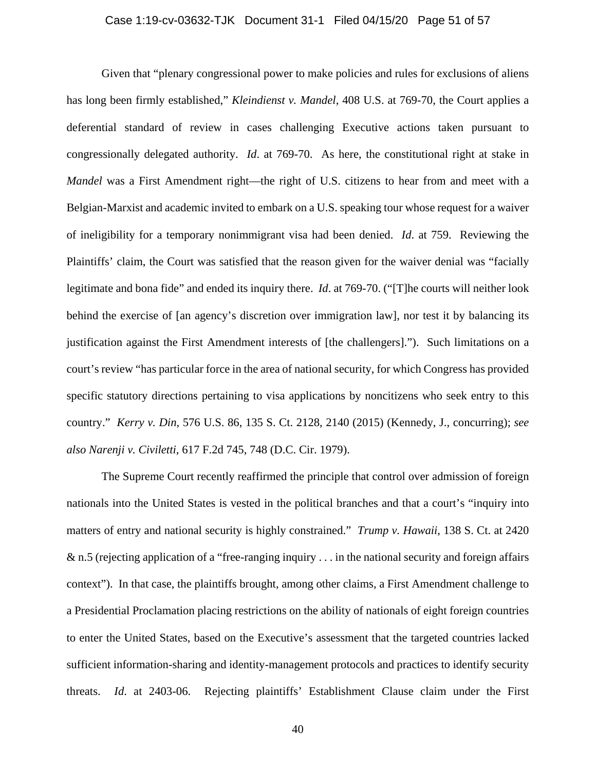Given that "plenary congressional power to make policies and rules for exclusions of aliens has long been firmly established," *Kleindienst v. Mandel*, 408 U.S. at 769-70, the Court applies a deferential standard of review in cases challenging Executive actions taken pursuant to congressionally delegated authority. *Id*. at 769-70. As here, the constitutional right at stake in *Mandel* was a First Amendment right—the right of U.S. citizens to hear from and meet with a Belgian-Marxist and academic invited to embark on a U.S. speaking tour whose request for a waiver of ineligibility for a temporary nonimmigrant visa had been denied. *Id*. at 759. Reviewing the Plaintiffs' claim, the Court was satisfied that the reason given for the waiver denial was "facially legitimate and bona fide" and ended its inquiry there. *Id*. at 769-70. ("[T]he courts will neither look behind the exercise of [an agency's discretion over immigration law], nor test it by balancing its justification against the First Amendment interests of [the challengers]."). Such limitations on a court's review "has particular force in the area of national security, for which Congress has provided specific statutory directions pertaining to visa applications by noncitizens who seek entry to this country." *Kerry v. Din*, 576 U.S. 86, 135 S. Ct. 2128, 2140 (2015) (Kennedy, J., concurring); *see also Narenji v. Civiletti*, 617 F.2d 745, 748 (D.C. Cir. 1979).

The Supreme Court recently reaffirmed the principle that control over admission of foreign nationals into the United States is vested in the political branches and that a court's "inquiry into matters of entry and national security is highly constrained." *Trump v. Hawaii*, 138 S. Ct. at 2420 & n.5 (rejecting application of a "free-ranging inquiry . . . in the national security and foreign affairs context"). In that case, the plaintiffs brought, among other claims, a First Amendment challenge to a Presidential Proclamation placing restrictions on the ability of nationals of eight foreign countries to enter the United States, based on the Executive's assessment that the targeted countries lacked sufficient information-sharing and identity-management protocols and practices to identify security threats. *Id*. at 2403-06. Rejecting plaintiffs' Establishment Clause claim under the First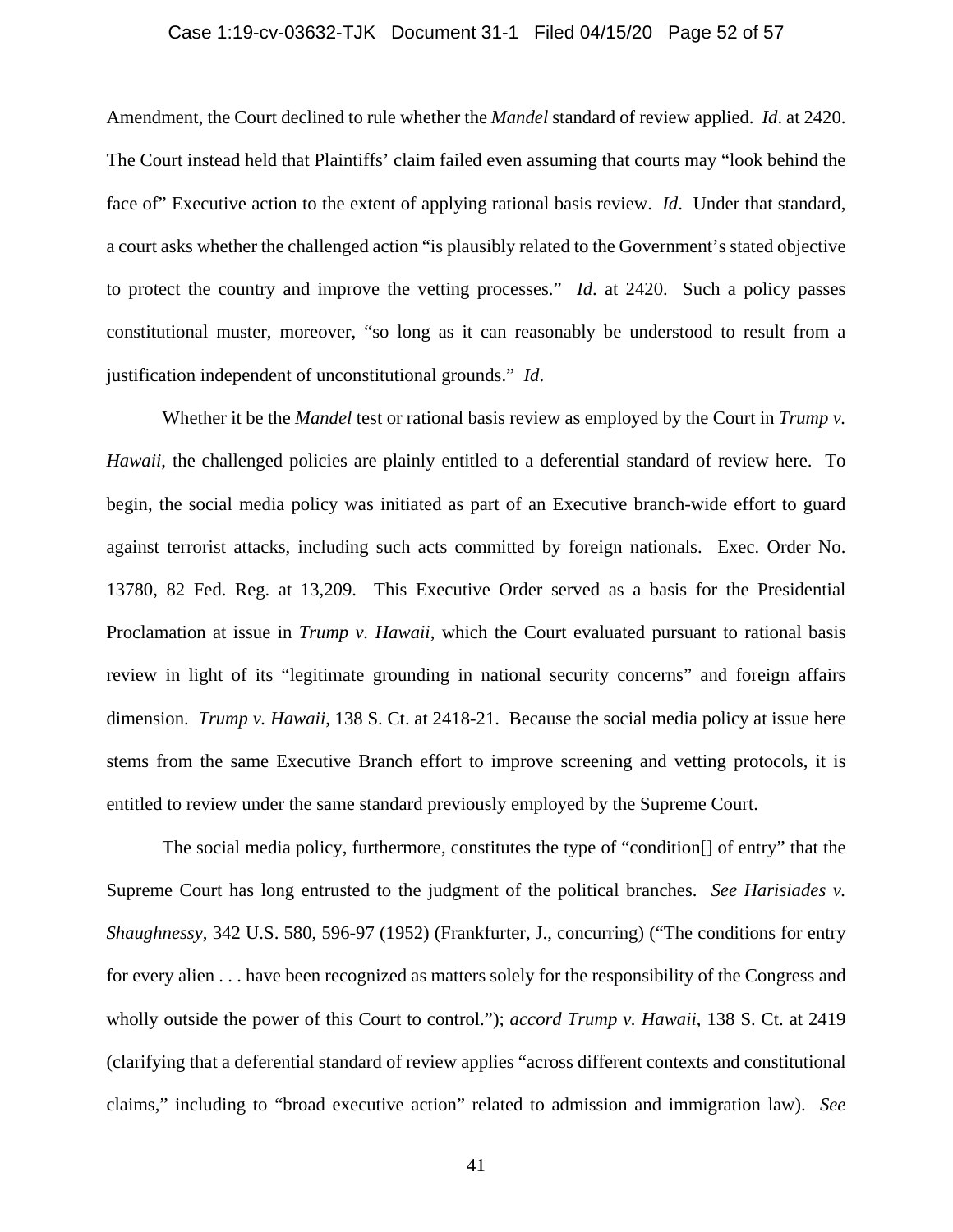Amendment, the Court declined to rule whether the *Mandel* standard of review applied. *Id*. at 2420. The Court instead held that Plaintiffs' claim failed even assuming that courts may "look behind the face of" Executive action to the extent of applying rational basis review. *Id*. Under that standard, a court asks whether the challenged action "is plausibly related to the Government's stated objective to protect the country and improve the vetting processes." *Id*. at 2420. Such a policy passes constitutional muster, moreover, "so long as it can reasonably be understood to result from a justification independent of unconstitutional grounds." *Id*.

Whether it be the *Mandel* test or rational basis review as employed by the Court in *Trump v. Hawaii*, the challenged policies are plainly entitled to a deferential standard of review here. To begin, the social media policy was initiated as part of an Executive branch-wide effort to guard against terrorist attacks, including such acts committed by foreign nationals. Exec. Order No. 13780, 82 Fed. Reg. at 13,209. This Executive Order served as a basis for the Presidential Proclamation at issue in *Trump v. Hawaii*, which the Court evaluated pursuant to rational basis review in light of its "legitimate grounding in national security concerns" and foreign affairs dimension. *Trump v. Hawaii*, 138 S. Ct. at 2418-21. Because the social media policy at issue here stems from the same Executive Branch effort to improve screening and vetting protocols, it is entitled to review under the same standard previously employed by the Supreme Court.

The social media policy, furthermore, constitutes the type of "condition[] of entry" that the Supreme Court has long entrusted to the judgment of the political branches. *See Harisiades v. Shaughnessy*, 342 U.S. 580, 596-97 (1952) (Frankfurter, J., concurring) ("The conditions for entry for every alien . . . have been recognized as matters solely for the responsibility of the Congress and wholly outside the power of this Court to control."); *accord Trump v. Hawaii*, 138 S. Ct. at 2419 (clarifying that a deferential standard of review applies "across different contexts and constitutional claims," including to "broad executive action" related to admission and immigration law). *See*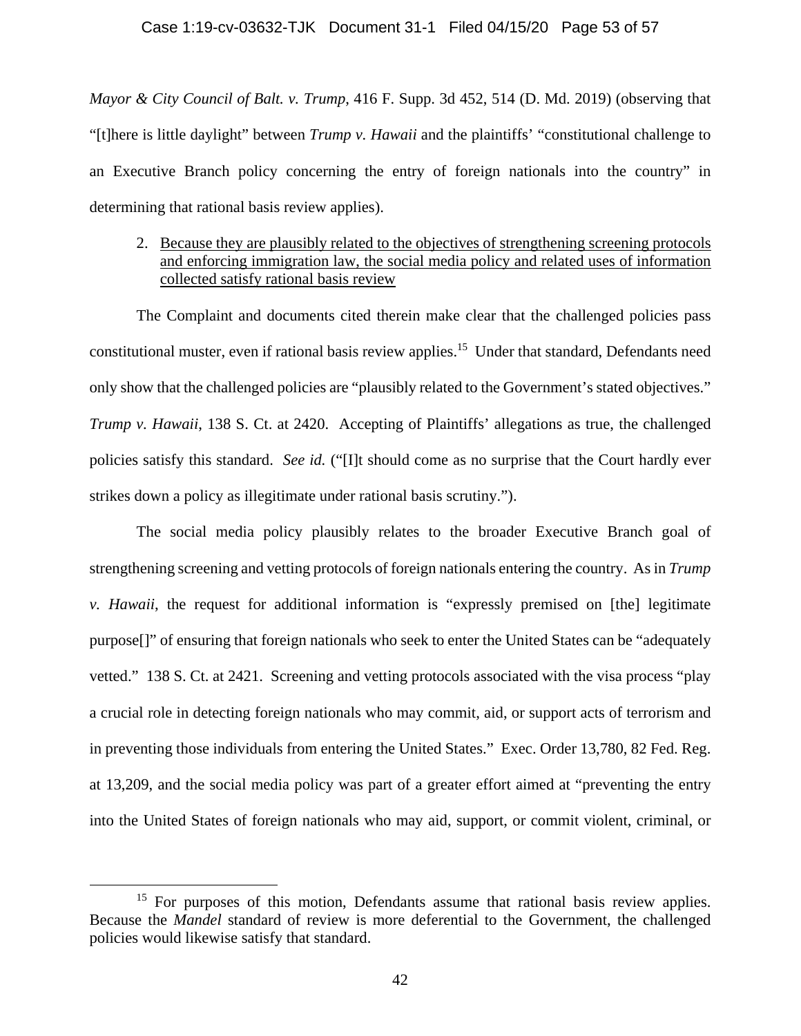*Mayor & City Council of Balt. v. Trump*, 416 F. Supp. 3d 452, 514 (D. Md. 2019) (observing that "[t]here is little daylight" between *Trump v. Hawaii* and the plaintiffs' "constitutional challenge to an Executive Branch policy concerning the entry of foreign nationals into the country" in determining that rational basis review applies).

2. <u>Because they are plausibly related to the objectives of strengthening screening protocols and enforcing immigration law, the social media policy and related uses of information collected satisfy rational basis review</u>

The Complaint and documents cited therein make clear that the challenged policies pass constitutional muster, even if rational basis review applies.[15] Under that standard, Defendants need only show that the challenged policies are "plausibly related to the Government's stated objectives." *Trump v. Hawaii*, 138 S. Ct. at 2420. Accepting of Plaintiffs' allegations as true, the challenged policies satisfy this standard. *See id.* ("[I]t should come as no surprise that the Court hardly ever strikes down a policy as illegitimate under rational basis scrutiny.").

The social media policy plausibly relates to the broader Executive Branch goal of strengthening screening and vetting protocols of foreign nationals entering the country. As in *Trump v. Hawaii*, the request for additional information is "expressly premised on [the] legitimate purpose[]" of ensuring that foreign nationals who seek to enter the United States can be "adequately vetted." 138 S. Ct. at 2421. Screening and vetting protocols associated with the visa process "play a crucial role in detecting foreign nationals who may commit, aid, or support acts of terrorism and in preventing those individuals from entering the United States." Exec. Order 13,780, 82 Fed. Reg. at 13,209, and the social media policy was part of a greater effort aimed at "preventing the entry into the United States of foreign nationals who may aid, support, or commit violent, criminal, or

---

[15] For purposes of this motion, Defendants assume that rational basis review applies. Because the *Mandel* standard of review is more deferential to the Government, the challenged policies would likewise satisfy that standard.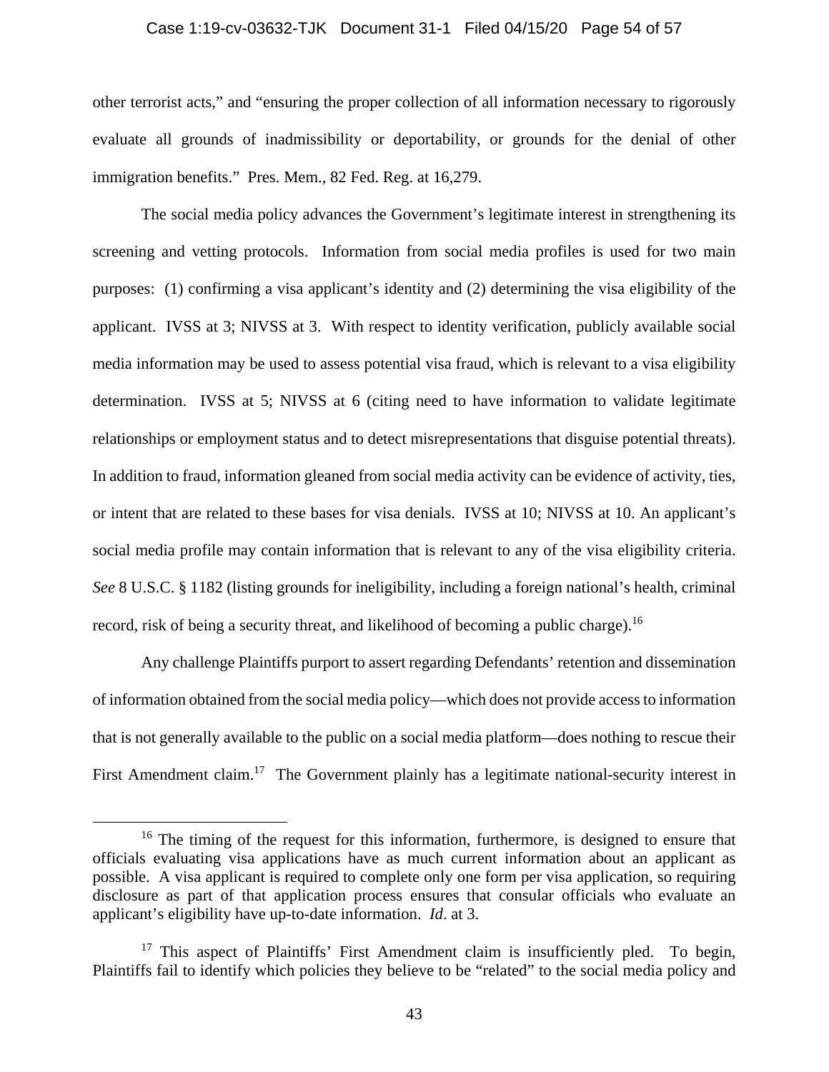other terrorist acts," and "ensuring the proper collection of all information necessary to rigorously evaluate all grounds of inadmissibility or deportability, or grounds for the denial of other immigration benefits." Pres. Mem., 82 Fed. Reg. at 16,279.

The social media policy advances the Government's legitimate interest in strengthening its screening and vetting protocols. Information from social media profiles is used for two main purposes: (1) confirming a visa applicant's identity and (2) determining the visa eligibility of the applicant. IVSS at 3; NIVSS at 3. With respect to identity verification, publicly available social media information may be used to assess potential visa fraud, which is relevant to a visa eligibility determination. IVSS at 5; NIVSS at 6 (citing need to have information to validate legitimate relationships or employment status and to detect misrepresentations that disguise potential threats). In addition to fraud, information gleaned from social media activity can be evidence of activity, ties, or intent that are related to these bases for visa denials. IVSS at 10; NIVSS at 10. An applicant's social media profile may contain information that is relevant to any of the visa eligibility criteria. *See* 8 U.S.C. § 1182 (listing grounds for ineligibility, including a foreign national's health, criminal record, risk of being a security threat, and likelihood of becoming a public charge).[16]

Any challenge Plaintiffs purport to assert regarding Defendants' retention and dissemination of information obtained from the social media policy—which does not provide access to information that is not generally available to the public on a social media platform—does nothing to rescue their First Amendment claim.[17] The Government plainly has a legitimate national-security interest in

[16] The timing of the request for this information, furthermore, is designed to ensure that officials evaluating visa applications have as much current information about an applicant as possible. A visa applicant is required to complete only one form per visa application, so requiring disclosure as part of that application process ensures that consular officials who evaluate an applicant's eligibility have up-to-date information. *Id*. at 3.

[17] This aspect of Plaintiffs' First Amendment claim is insufficiently pled. To begin, Plaintiffs fail to identify which policies they believe to be "related" to the social media policy and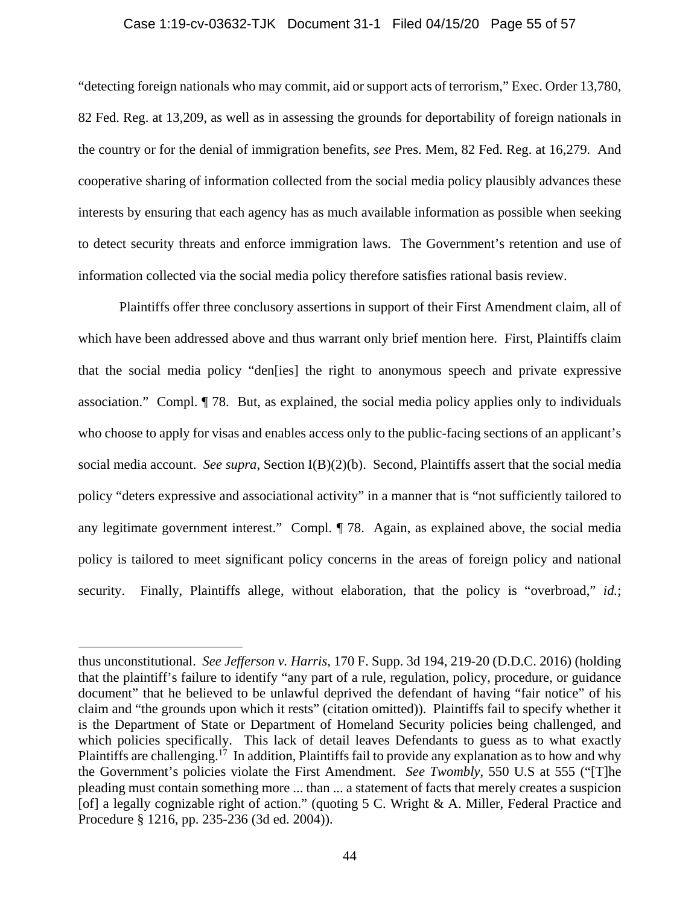"detecting foreign nationals who may commit, aid or support acts of terrorism," Exec. Order 13,780, 82 Fed. Reg. at 13,209, as well as in assessing the grounds for deportability of foreign nationals in the country or for the denial of immigration benefits, *see* Pres. Mem, 82 Fed. Reg. at 16,279. And cooperative sharing of information collected from the social media policy plausibly advances these interests by ensuring that each agency has as much available information as possible when seeking to detect security threats and enforce immigration laws. The Government's retention and use of information collected via the social media policy therefore satisfies rational basis review.

Plaintiffs offer three conclusory assertions in support of their First Amendment claim, all of which have been addressed above and thus warrant only brief mention here. First, Plaintiffs claim that the social media policy "den[ies] the right to anonymous speech and private expressive association." Compl. ¶ 78. But, as explained, the social media policy applies only to individuals who choose to apply for visas and enables access only to the public-facing sections of an applicant's social media account. *See supra*, Section I(B)(2)(b). Second, Plaintiffs assert that the social media policy "deters expressive and associational activity" in a manner that is "not sufficiently tailored to any legitimate government interest." Compl. ¶ 78. Again, as explained above, the social media policy is tailored to meet significant policy concerns in the areas of foreign policy and national security. Finally, Plaintiffs allege, without elaboration, that the policy is "overbroad," *id.*;

---

thus unconstitutional. *See Jefferson v. Harris*, 170 F. Supp. 3d 194, 219-20 (D.D.C. 2016) (holding that the plaintiff's failure to identify "any part of a rule, regulation, policy, procedure, or guidance document" that he believed to be unlawful deprived the defendant of having "fair notice" of his claim and "the grounds upon which it rests" (citation omitted)). Plaintiffs fail to specify whether it is the Department of State or Department of Homeland Security policies being challenged, and which policies specifically. This lack of detail leaves Defendants to guess as to what exactly Plaintiffs are challenging.[17] In addition, Plaintiffs fail to provide any explanation as to how and why the Government's policies violate the First Amendment. *See Twombly*, 550 U.S at 555 ("[T]he pleading must contain something more ... than ... a statement of facts that merely creates a suspicion [of] a legally cognizable right of action." (quoting 5 C. Wright & A. Miller, Federal Practice and Procedure § 1216, pp. 235-236 (3d ed. 2004)).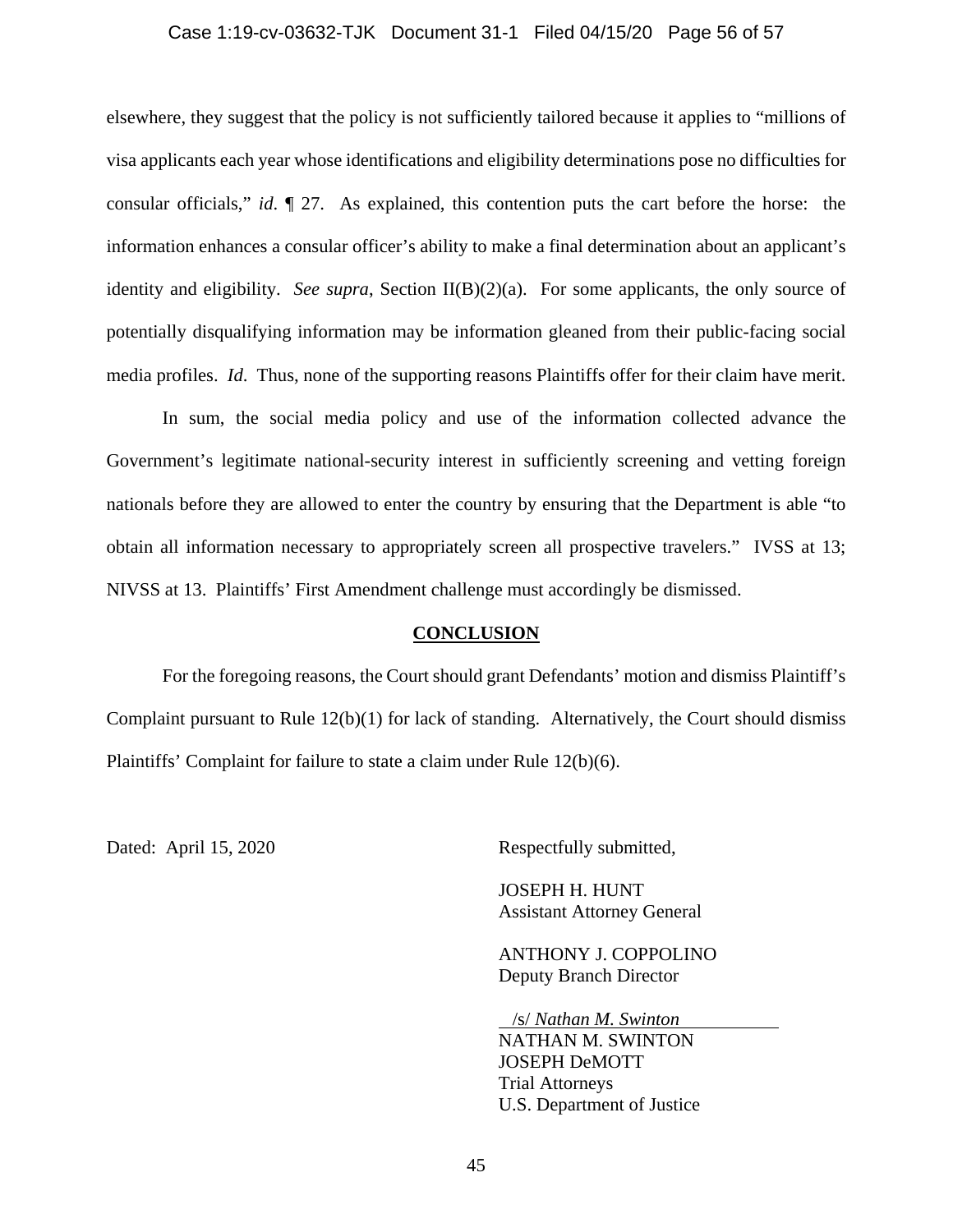elsewhere, they suggest that the policy is not sufficiently tailored because it applies to "millions of visa applicants each year whose identifications and eligibility determinations pose no difficulties for consular officials," *id*. ¶ 27. As explained, this contention puts the cart before the horse: the information enhances a consular officer's ability to make a final determination about an applicant's identity and eligibility. *See supra*, Section II(B)(2)(a). For some applicants, the only source of potentially disqualifying information may be information gleaned from their public-facing social media profiles. *Id*. Thus, none of the supporting reasons Plaintiffs offer for their claim have merit.

In sum, the social media policy and use of the information collected advance the Government's legitimate national-security interest in sufficiently screening and vetting foreign nationals before they are allowed to enter the country by ensuring that the Department is able "to obtain all information necessary to appropriately screen all prospective travelers." IVSS at 13; NIVSS at 13. Plaintiffs' First Amendment challenge must accordingly be dismissed.

## CONCLUSION

For the foregoing reasons, the Court should grant Defendants' motion and dismiss Plaintiff's Complaint pursuant to Rule 12(b)(1) for lack of standing. Alternatively, the Court should dismiss Plaintiffs' Complaint for failure to state a claim under Rule 12(b)(6).

Dated: April 15, 2020

Respectfully submitted,

JOSEPH H. HUNT
Assistant Attorney General

ANTHONY J. COPPOLINO
Deputy Branch Director

/s/ *Nathan M. Swinton*
NATHAN M. SWINTON
JOSEPH DeMOTT
Trial Attorneys
U.S. Department of Justice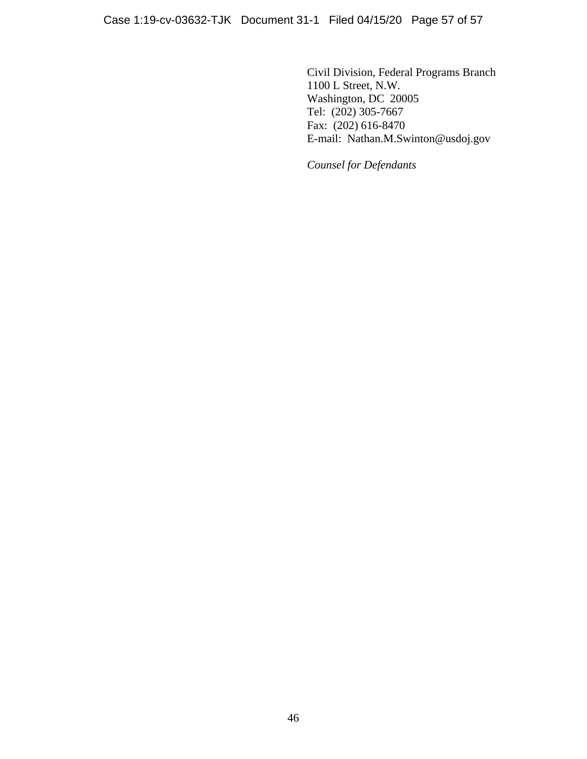Civil Division, Federal Programs Branch
1100 L Street, N.W.
Washington, DC 20005
Tel: (202) 305-7667
Fax: (202) 616-8470
E-mail: Nathan.M.Swinton@usdoj.gov

*Counsel for Defendants*